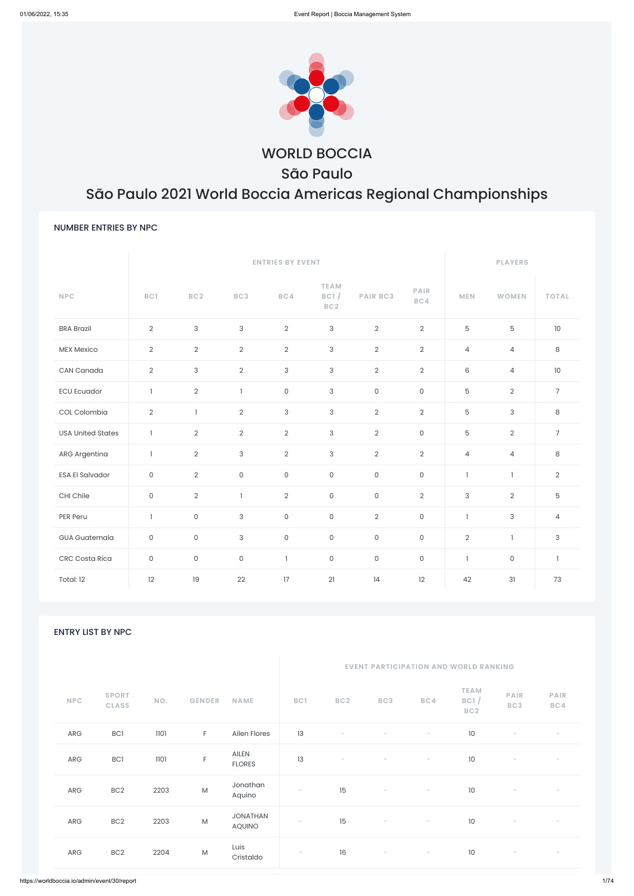# WORLD BOCCIA

## São Paulo

## São Paulo 2021 World Boccia Americas Regional Championships

### NUMBER ENTRIES BY NPC

| NPC | ENTRIES BY EVENT | | | | | | | PLAYERS | | |
|---|---|---|---|---|---|---|---|---|---|---|
| | BC1 | BC2 | BC3 | BC4 | TEAM BC1 / BC2 | PAIR BC3 | PAIR BC4 | MEN | WOMEN | TOTAL |
| BRA Brazil | 2 | 3 | 3 | 2 | 3 | 2 | 2 | 5 | 5 | 10 |
| MEX Mexico | 2 | 2 | 2 | 2 | 3 | 2 | 2 | 4 | 4 | 8 |
| CAN Canada | 2 | 3 | 2 | 3 | 3 | 2 | 2 | 6 | 4 | 10 |
| ECU Ecuador | 1 | 2 | 1 | 0 | 3 | 0 | 0 | 5 | 2 | 7 |
| COL Colombia | 2 | 1 | 2 | 3 | 3 | 2 | 2 | 5 | 3 | 8 |
| USA United States | 1 | 2 | 2 | 2 | 3 | 2 | 0 | 5 | 2 | 7 |
| ARG Argentina | 1 | 2 | 3 | 2 | 3 | 2 | 2 | 4 | 4 | 8 |
| ESA El Salvador | 0 | 2 | 0 | 0 | 0 | 0 | 0 | 1 | 1 | 2 |
| CHI Chile | 0 | 2 | 1 | 2 | 0 | 0 | 2 | 3 | 2 | 5 |
| PER Peru | 1 | 0 | 3 | 0 | 0 | 2 | 0 | 1 | 3 | 4 |
| GUA Guatemala | 0 | 0 | 3 | 0 | 0 | 0 | 0 | 2 | 1 | 3 |
| CRC Costa Rica | 0 | 0 | 0 | 1 | 0 | 0 | 0 | 1 | 0 | 1 |
| Total: 12 | 12 | 19 | 22 | 17 | 21 | 14 | 12 | 42 | 31 | 73 |

### ENTRY LIST BY NPC

| NPC | SPORT CLASS | NO. | GENDER | NAME | EVENT PARTICIPATION AND WORLD RANKING | | | | | | |
|---|---|---|---|---|---|---|---|---|---|---|---|
| | | | | | BC1 | BC2 | BC3 | BC4 | TEAM BC1 / BC2 | PAIR BC3 | PAIR BC4 |
| ARG | BC1 | 1101 | F | Ailen Flores | 13 | - | - | - | 10 | - | - |
| ARG | BC1 | 1101 | F | AILEN FLORES | 13 | - | - | - | 10 | - | - |
| ARG | BC2 | 2203 | M | Jonathan Aquino | - | 15 | - | - | 10 | - | - |
| ARG | BC2 | 2203 | M | JONATHAN AQUINO | - | 15 | - | - | 10 | - | - |
| ARG | BC2 | 2204 | M | Luis Cristaldo | - | 16 | - | - | 10 | - | - |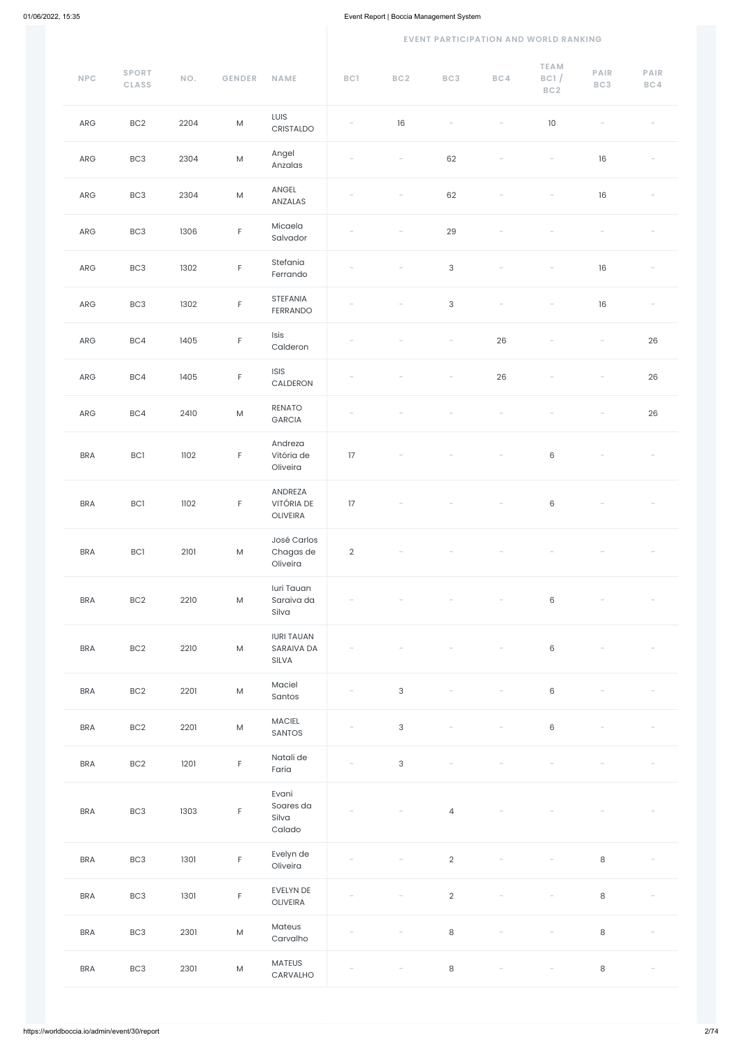| NPC | SPORT CLASS | NO. | GENDER | NAME | EVENT PARTICIPATION AND WORLD RANKING | | | | | | |
|---|---|---|---|---|---|---|---|---|---|---|---|
| | | | | | BC1 | BC2 | BC3 | BC4 | TEAM BC1 / BC2 | PAIR BC3 | PAIR BC4 |
| ARG | BC2 | 2204 | M | LUIS CRISTALDO | - | 16 | - | - | 10 | - | - |
| ARG | BC3 | 2304 | M | Angel Anzalas | - | - | 62 | - | - | 16 | - |
| ARG | BC3 | 2304 | M | ANGEL ANZALAS | - | - | 62 | - | - | 16 | - |
| ARG | BC3 | 1306 | F | Micaela Salvador | - | - | 29 | - | - | - | - |
| ARG | BC3 | 1302 | F | Stefania Ferrando | - | - | 3 | - | - | 16 | - |
| ARG | BC3 | 1302 | F | STEFANIA FERRANDO | - | - | 3 | - | - | 16 | - |
| ARG | BC4 | 1405 | F | Isis Calderon | - | - | - | 26 | - | - | 26 |
| ARG | BC4 | 1405 | F | ISIS CALDERON | - | - | - | 26 | - | - | 26 |
| ARG | BC4 | 2410 | M | RENATO GARCIA | - | - | - | - | - | - | 26 |
| BRA | BC1 | 1102 | F | Andreza Vitória de Oliveira | 17 | - | - | - | 6 | - | - |
| BRA | BC1 | 1102 | F | ANDREZA VITÓRIA DE OLIVEIRA | 17 | - | - | - | 6 | - | - |
| BRA | BC1 | 2101 | M | José Carlos Chagas de Oliveira | 2 | - | - | - | - | - | - |
| BRA | BC2 | 2210 | M | Iuri Tauan Saraiva da Silva | - | - | - | - | 6 | - | - |
| BRA | BC2 | 2210 | M | IURI TAUAN SARAIVA DA SILVA | - | - | - | - | 6 | - | - |
| BRA | BC2 | 2201 | M | Maciel Santos | - | 3 | - | - | 6 | - | - |
| BRA | BC2 | 2201 | M | MACIEL SANTOS | - | 3 | - | - | 6 | - | - |
| BRA | BC2 | 1201 | F | Natali de Faria | - | 3 | - | - | - | - | - |
| BRA | BC3 | 1303 | F | Evani Soares da Silva Calado | - | - | 4 | - | - | - | - |
| BRA | BC3 | 1301 | F | Evelyn de Oliveira | - | - | 2 | - | - | 8 | - |
| BRA | BC3 | 1301 | F | EVELYN DE OLIVEIRA | - | - | 2 | - | - | 8 | - |
| BRA | BC3 | 2301 | M | Mateus Carvalho | - | - | 8 | - | - | 8 | - |
| BRA | BC3 | 2301 | M | MATEUS CARVALHO | - | - | 8 | - | - | 8 | - |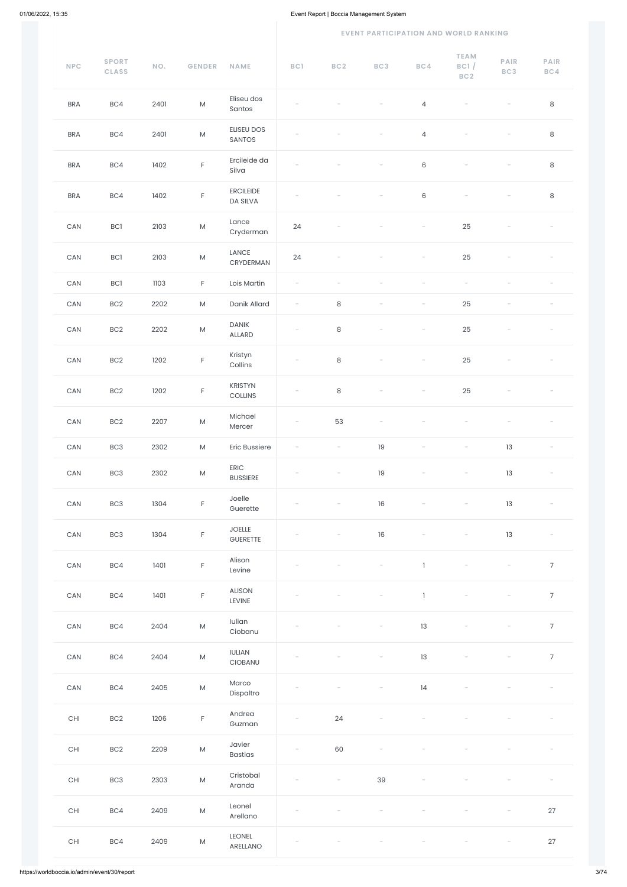| NPC | SPORT CLASS | NO. | GENDER | NAME | EVENT PARTICIPATION AND WORLD RANKING | | | | | | |
|---|---|---|---|---|---|---|---|---|---|---|---|
| | | | | | BC1 | BC2 | BC3 | BC4 | TEAM BC1 / BC2 | PAIR BC3 | PAIR BC4 |
| BRA | BC4 | 2401 | M | Eliseu dos Santos | - | - | - | 4 | - | - | 8 |
| BRA | BC4 | 2401 | M | ELISEU DOS SANTOS | - | - | - | 4 | - | - | 8 |
| BRA | BC4 | 1402 | F | Ercileide da Silva | - | - | - | 6 | - | - | 8 |
| BRA | BC4 | 1402 | F | ERCILEIDE DA SILVA | - | - | - | 6 | - | - | 8 |
| CAN | BC1 | 2103 | M | Lance Cryderman | 24 | - | - | - | 25 | - | - |
| CAN | BC1 | 2103 | M | LANCE CRYDERMAN | 24 | - | - | - | 25 | - | - |
| CAN | BC1 | 1103 | F | Lois Martin | - | - | - | - | - | - | - |
| CAN | BC2 | 2202 | M | Danik Allard | - | 8 | - | - | 25 | - | - |
| CAN | BC2 | 2202 | M | DANIK ALLARD | - | 8 | - | - | 25 | - | - |
| CAN | BC2 | 1202 | F | Kristyn Collins | - | 8 | - | - | 25 | - | - |
| CAN | BC2 | 1202 | F | KRISTYN COLLINS | - | 8 | - | - | 25 | - | - |
| CAN | BC2 | 2207 | M | Michael Mercer | - | 53 | - | - | - | - | - |
| CAN | BC3 | 2302 | M | Eric Bussiere | - | - | 19 | - | - | 13 | - |
| CAN | BC3 | 2302 | M | ERIC BUSSIERE | - | - | 19 | - | - | 13 | - |
| CAN | BC3 | 1304 | F | Joelle Guerette | - | - | 16 | - | - | 13 | - |
| CAN | BC3 | 1304 | F | JOELLE GUERETTE | - | - | 16 | - | - | 13 | - |
| CAN | BC4 | 1401 | F | Alison Levine | - | - | - | 1 | - | - | 7 |
| CAN | BC4 | 1401 | F | ALISON LEVINE | - | - | - | 1 | - | - | 7 |
| CAN | BC4 | 2404 | M | Iulian Ciobanu | - | - | - | 13 | - | - | 7 |
| CAN | BC4 | 2404 | M | IULIAN CIOBANU | - | - | - | 13 | - | - | 7 |
| CAN | BC4 | 2405 | M | Marco Dispaltro | - | - | - | 14 | - | - | - |
| CHI | BC2 | 1206 | F | Andrea Guzman | - | 24 | - | - | - | - | - |
| CHI | BC2 | 2209 | M | Javier Bastias | - | 60 | - | - | - | - | - |
| CHI | BC3 | 2303 | M | Cristobal Aranda | - | - | 39 | - | - | - | - |
| CHI | BC4 | 2409 | M | Leonel Arellano | - | - | - | - | - | - | 27 |
| CHI | BC4 | 2409 | M | LEONEL ARELLANO | - | - | - | - | - | - | 27 |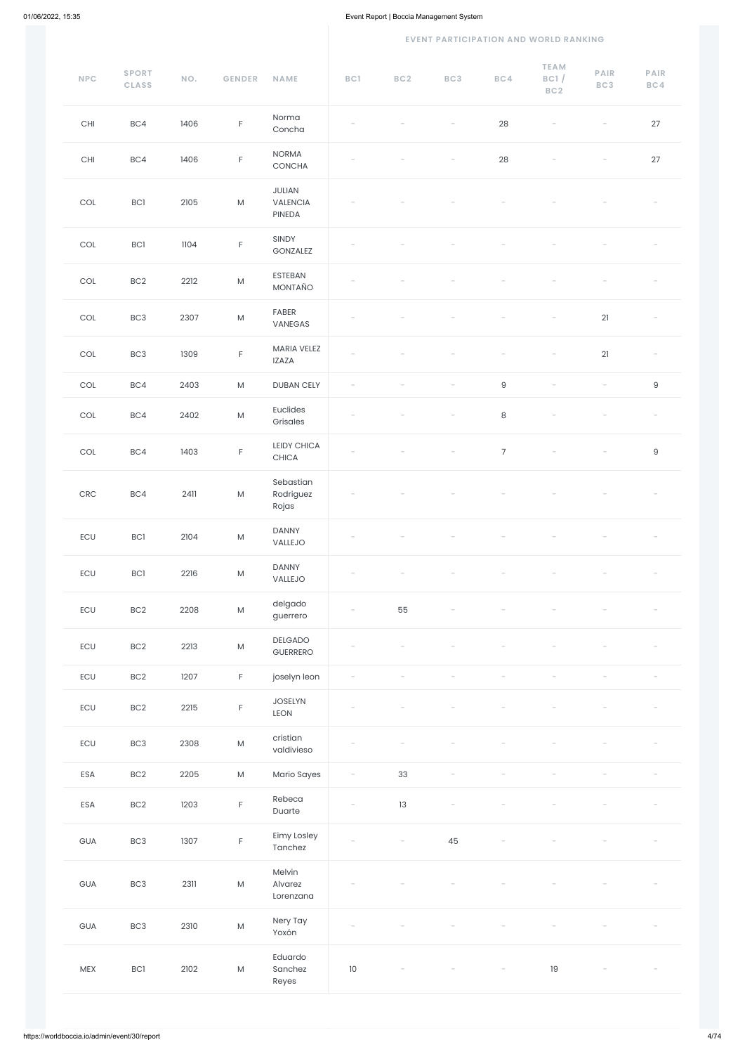| NPC | SPORT CLASS | NO. | GENDER | NAME | EVENT PARTICIPATION AND WORLD RANKING | | | | | | |
|---|---|---|---|---|---|---|---|---|---|---|---|
| | | | | | BC1 | BC2 | BC3 | BC4 | TEAM BC1 / BC2 | PAIR BC3 | PAIR BC4 |
| CHI | BC4 | 1406 | F | Norma Concha | - | - | - | 28 | - | - | 27 |
| CHI | BC4 | 1406 | F | NORMA CONCHA | - | - | - | 28 | - | - | 27 |
| COL | BC1 | 2105 | M | JULIAN VALENCIA PINEDA | - | - | - | - | - | - | - |
| COL | BC1 | 1104 | F | SINDY GONZALEZ | - | - | - | - | - | - | - |
| COL | BC2 | 2212 | M | ESTEBAN MONTAÑO | - | - | - | - | - | - | - |
| COL | BC3 | 2307 | M | FABER VANEGAS | - | - | - | - | - | 21 | - |
| COL | BC3 | 1309 | F | MARIA VELEZ IZAZA | - | - | - | - | - | 21 | - |
| COL | BC4 | 2403 | M | DUBAN CELY | - | - | - | 9 | - | - | 9 |
| COL | BC4 | 2402 | M | Euclides Grisales | - | - | - | 8 | - | - | - |
| COL | BC4 | 1403 | F | LEIDY CHICA CHICA | - | - | - | 7 | - | - | 9 |
| CRC | BC4 | 2411 | M | Sebastian Rodriguez Rojas | - | - | - | - | - | - | - |
| ECU | BC1 | 2104 | M | DANNY VALLEJO | - | - | - | - | - | - | - |
| ECU | BC1 | 2216 | M | DANNY VALLEJO | - | - | - | - | - | - | - |
| ECU | BC2 | 2208 | M | delgado guerrero | - | 55 | - | - | - | - | - |
| ECU | BC2 | 2213 | M | DELGADO GUERRERO | - | - | - | - | - | - | - |
| ECU | BC2 | 1207 | F | joselyn leon | - | - | - | - | - | - | - |
| ECU | BC2 | 2215 | F | JOSELYN LEON | - | - | - | - | - | - | - |
| ECU | BC3 | 2308 | M | cristian valdivieso | - | - | - | - | - | - | - |
| ESA | BC2 | 2205 | M | Mario Sayes | - | 33 | - | - | - | - | - |
| ESA | BC2 | 1203 | F | Rebeca Duarte | - | 13 | - | - | - | - | - |
| GUA | BC3 | 1307 | F | Eimy Losley Tanchez | - | - | 45 | - | - | - | - |
| GUA | BC3 | 2311 | M | Melvin Alvarez Lorenzana | - | - | - | - | - | - | - |
| GUA | BC3 | 2310 | M | Nery Tay Yoxón | - | - | - | - | - | - | - |
| MEX | BC1 | 2102 | M | Eduardo Sanchez Reyes | 10 | - | - | - | 19 | - | - |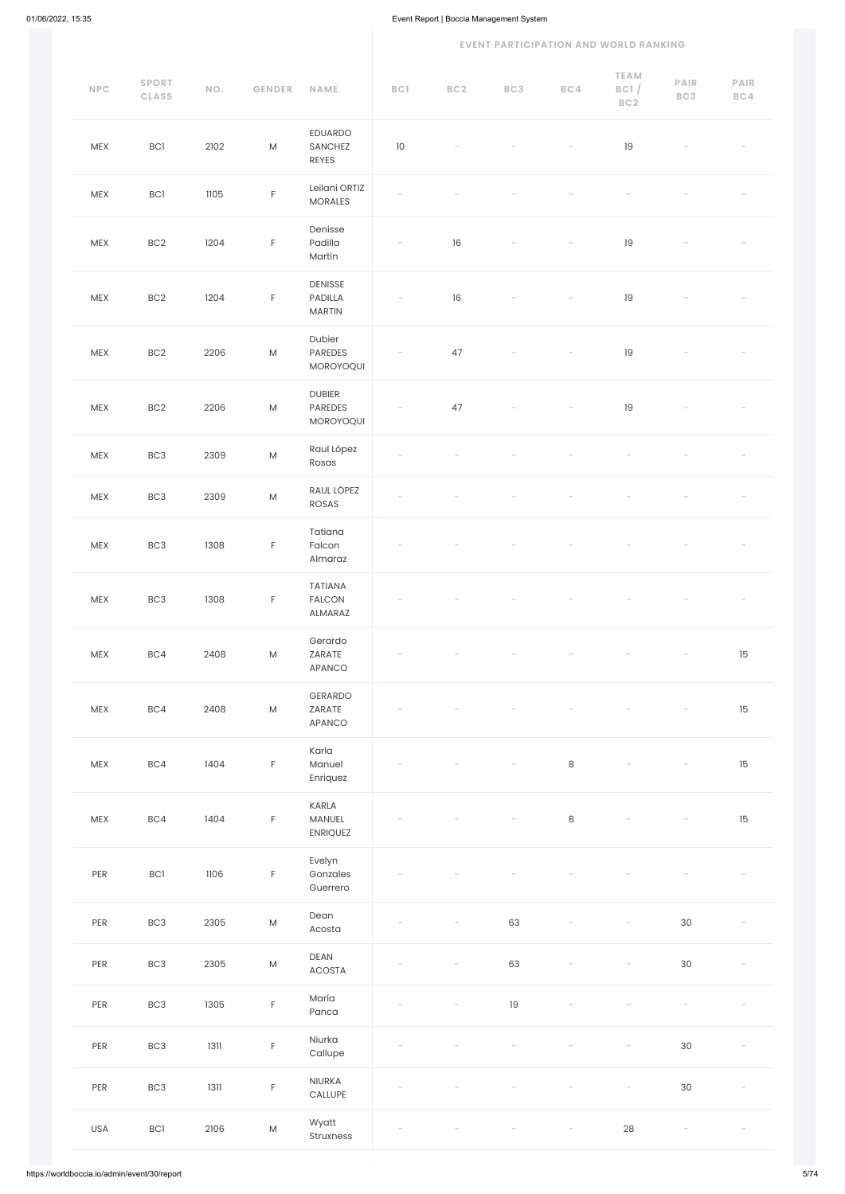| NPC | SPORT CLASS | NO. | GENDER | NAME | EVENT PARTICIPATION AND WORLD RANKING | | | | | | |
|---|---|---|---|---|---|---|---|---|---|---|---|
| | | | | | BC1 | BC2 | BC3 | BC4 | TEAM BC1 / BC2 | PAIR BC3 | PAIR BC4 |
| MEX | BC1 | 2102 | M | EDUARDO SANCHEZ REYES | 10 | - | - | - | 19 | - | - |
| MEX | BC1 | 1105 | F | Leilani ORTIZ MORALES | - | - | - | - | - | - | - |
| MEX | BC2 | 1204 | F | Denisse Padilla Martin | - | 16 | - | - | 19 | - | - |
| MEX | BC2 | 1204 | F | DENISSE PADILLA MARTIN | - | 16 | - | - | 19 | - | - |
| MEX | BC2 | 2206 | M | Dubier PAREDES MOROYOQUI | - | 47 | - | - | 19 | - | - |
| MEX | BC2 | 2206 | M | DUBIER PAREDES MOROYOQUI | - | 47 | - | - | 19 | - | - |
| MEX | BC3 | 2309 | M | Raul López Rosas | - | - | - | - | - | - | - |
| MEX | BC3 | 2309 | M | RAUL LÓPEZ ROSAS | - | - | - | - | - | - | - |
| MEX | BC3 | 1308 | F | Tatiana Falcon Almaraz | - | - | - | - | - | - | - |
| MEX | BC3 | 1308 | F | TATIANA FALCON ALMARAZ | - | - | - | - | - | - | - |
| MEX | BC4 | 2408 | M | Gerardo ZARATE APANCO | - | - | - | - | - | - | 15 |
| MEX | BC4 | 2408 | M | GERARDO ZARATE APANCO | - | - | - | - | - | - | 15 |
| MEX | BC4 | 1404 | F | Karla Manuel Enriquez | - | - | - | 8 | - | - | 15 |
| MEX | BC4 | 1404 | F | KARLA MANUEL ENRIQUEZ | - | - | - | 8 | - | - | 15 |
| PER | BC1 | 1106 | F | Evelyn Gonzales Guerrero | - | - | - | - | - | - | - |
| PER | BC3 | 2305 | M | Dean Acosta | - | - | 63 | - | - | 30 | - |
| PER | BC3 | 2305 | M | DEAN ACOSTA | - | - | 63 | - | - | 30 | - |
| PER | BC3 | 1305 | F | María Panca | - | - | 19 | - | - | - | - |
| PER | BC3 | 1311 | F | Niurka Callupe | - | - | - | - | - | 30 | - |
| PER | BC3 | 1311 | F | NIURKA CALLUPE | - | - | - | - | - | 30 | - |
| USA | BC1 | 2106 | M | Wyatt Struxness | - | - | - | - | 28 | - | - |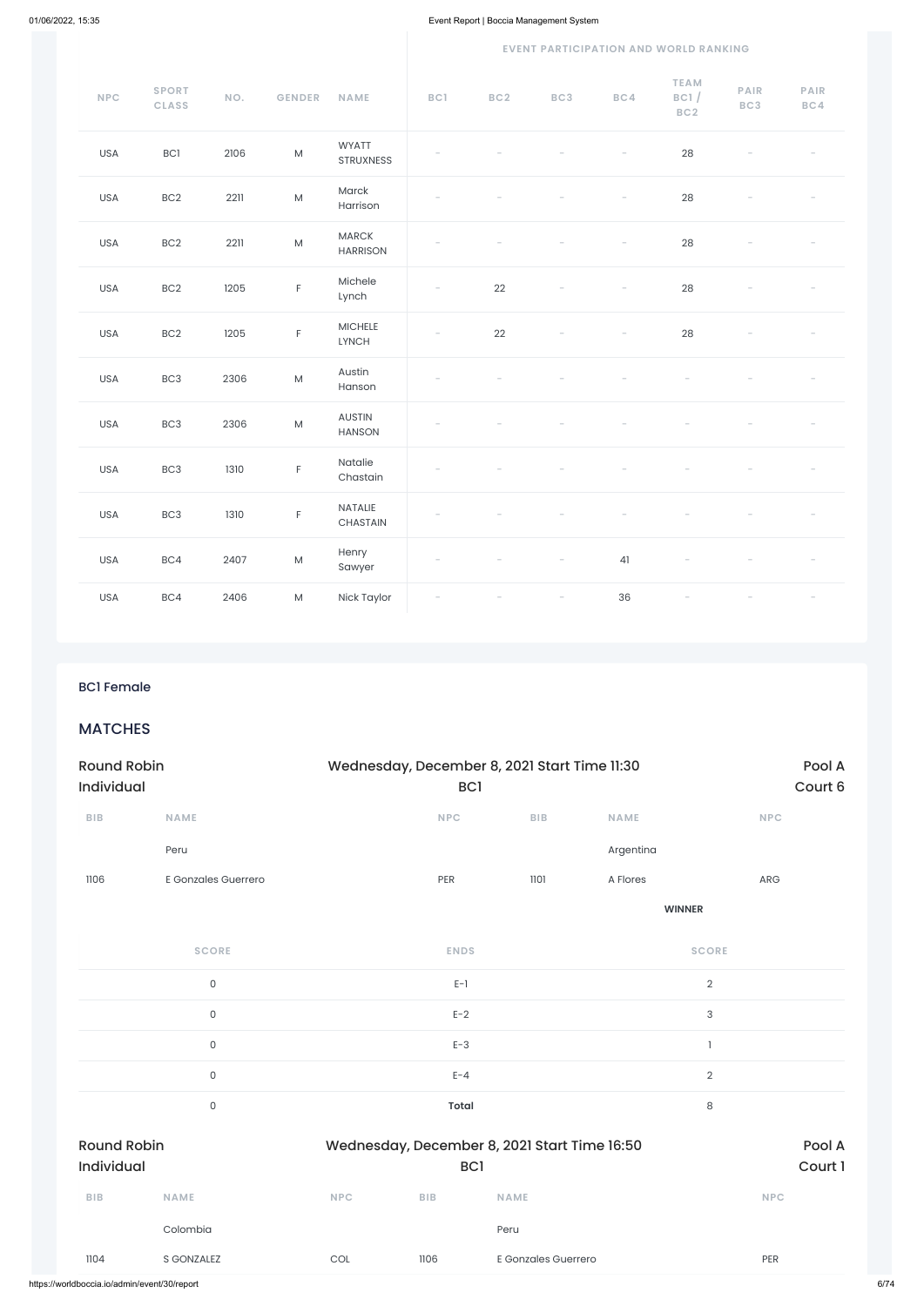| NPC | SPORT CLASS | NO. | GENDER | NAME | EVENT PARTICIPATION AND WORLD RANKING | | | | | | |
|---|---|---|---|---|---|---|---|---|---|---|---|
| | | | | | BC1 | BC2 | BC3 | BC4 | TEAM BC1 / BC2 | PAIR BC3 | PAIR BC4 |
| USA | BC1 | 2106 | M | WYATT STRUXNESS | - | - | - | - | 28 | - | - |
| USA | BC2 | 2211 | M | Marck Harrison | - | - | - | - | 28 | - | - |
| USA | BC2 | 2211 | M | MARCK HARRISON | - | - | - | - | 28 | - | - |
| USA | BC2 | 1205 | F | Michele Lynch | - | 22 | - | - | 28 | - | - |
| USA | BC2 | 1205 | F | MICHELE LYNCH | - | 22 | - | - | 28 | - | - |
| USA | BC3 | 2306 | M | Austin Hanson | - | - | - | - | - | - | - |
| USA | BC3 | 2306 | M | AUSTIN HANSON | - | - | - | - | - | - | - |
| USA | BC3 | 1310 | F | Natalie Chastain | - | - | - | - | - | - | - |
| USA | BC3 | 1310 | F | NATALIE CHASTAIN | - | - | - | - | - | - | - |
| USA | BC4 | 2407 | M | Henry Sawyer | - | - | - | 41 | - | - | - |
| USA | BC4 | 2406 | M | Nick Taylor | - | - | - | 36 | - | - | - |

## BC1 Female

## MATCHES

**Round Robin Individual** — Wednesday, December 8, 2021 Start Time 11:30 — BC1 — Pool A — Court 6

| BIB | NAME | NPC | BIB | NAME | NPC |
|---|---|---|---|---|---|
| | Peru | | | Argentina | |
| 1106 | E Gonzales Guerrero | PER | 1101 | A Flores | ARG |
| | | | | **WINNER** | |

| SCORE | ENDS | SCORE |
|---|---|---|
| 0 | E-1 | 2 |
| 0 | E-2 | 3 |
| 0 | E-3 | 1 |
| 0 | E-4 | 2 |
| 0 | **Total** | 8 |

**Round Robin Individual** — Wednesday, December 8, 2021 Start Time 16:50 — BC1 — Pool A — Court 1

| BIB | NAME | NPC | BIB | NAME | NPC |
|---|---|---|---|---|---|
| | Colombia | | | Peru | |
| 1104 | S GONZALEZ | COL | 1106 | E Gonzales Guerrero | PER |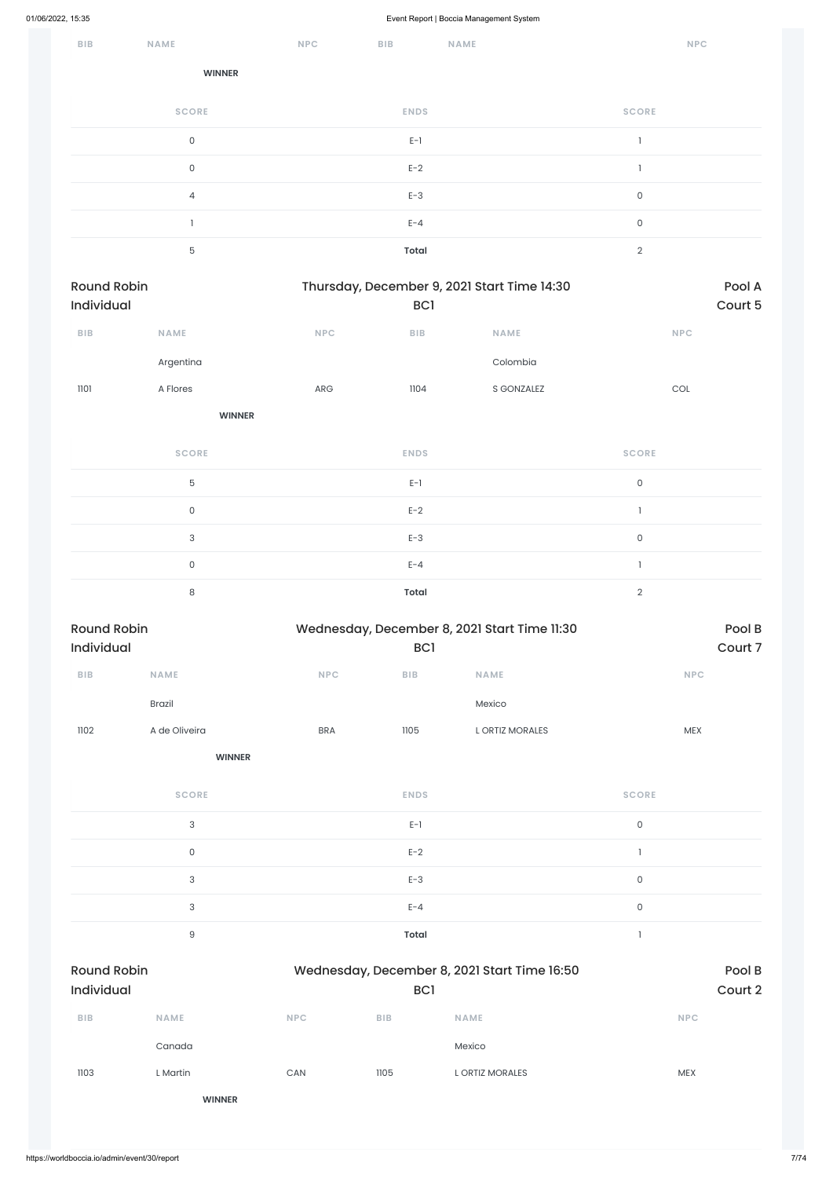| BIB | NAME | NPC | BIB | NAME | NPC |
|---|---|---|---|---|---|

**WINNER**

| SCORE | ENDS | SCORE |
|---|---|---|
| 0 | E-1 | 1 |
| 0 | E-2 | 1 |
| 4 | E-3 | 0 |
| 1 | E-4 | 0 |
| 5 | **Total** | 2 |

## Round Robin Individual

Thursday, December 9, 2021 Start Time 14:30 — BC1 — Pool A, Court 5

| BIB | NAME | NPC | BIB | NAME | NPC |
|---|---|---|---|---|---|
| | Argentina | | | Colombia | |
| 1101 | A Flores | ARG | 1104 | S GONZALEZ | COL |

**WINNER**

| SCORE | ENDS | SCORE |
|---|---|---|
| 5 | E-1 | 0 |
| 0 | E-2 | 1 |
| 3 | E-3 | 0 |
| 0 | E-4 | 1 |
| 8 | **Total** | 2 |

## Round Robin Individual

Wednesday, December 8, 2021 Start Time 11:30 — BC1 — Pool B, Court 7

| BIB | NAME | NPC | BIB | NAME | NPC |
|---|---|---|---|---|---|
| | Brazil | | | Mexico | |
| 1102 | A de Oliveira | BRA | 1105 | L ORTIZ MORALES | MEX |

**WINNER**

| SCORE | ENDS | SCORE |
|---|---|---|
| 3 | E-1 | 0 |
| 0 | E-2 | 1 |
| 3 | E-3 | 0 |
| 3 | E-4 | 0 |
| 9 | **Total** | 1 |

## Round Robin Individual

Wednesday, December 8, 2021 Start Time 16:50 — BC1 — Pool B, Court 2

| BIB | NAME | NPC | BIB | NAME | NPC |
|---|---|---|---|---|---|
| | Canada | | | Mexico | |
| 1103 | L Martin | CAN | 1105 | L ORTIZ MORALES | MEX |

**WINNER**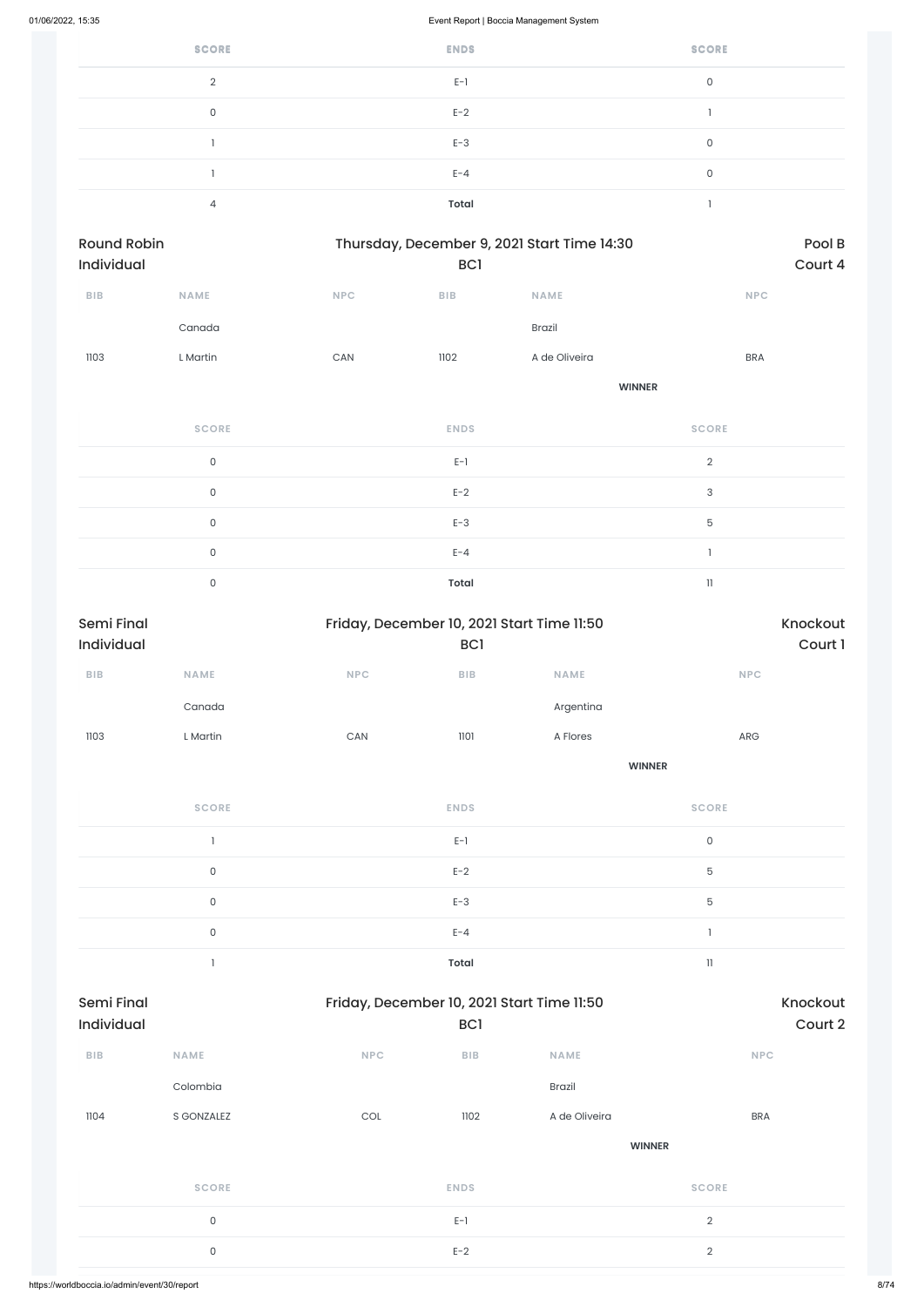| SCORE | ENDS | SCORE |
|---|---|---|
| 2 | E-1 | 0 |
| 0 | E-2 | 1 |
| 1 | E-3 | 0 |
| 1 | E-4 | 0 |
| 4 | **Total** | 1 |

Round Robin Individual | Thursday, December 9, 2021 Start Time 14:30 BC1 | Pool B Court 4

| BIB | NAME | NPC | BIB | NAME | NPC |
|---|---|---|---|---|---|
| | Canada | | | Brazil | |
| 1103 | L Martin | CAN | 1102 | A de Oliveira | BRA |
| | | | | **WINNER** | |

| SCORE | ENDS | SCORE |
|---|---|---|
| 0 | E-1 | 2 |
| 0 | E-2 | 3 |
| 0 | E-3 | 5 |
| 0 | E-4 | 1 |
| 0 | **Total** | 11 |

Semi Final Individual | Friday, December 10, 2021 Start Time 11:50 BC1 | Knockout Court 1

| BIB | NAME | NPC | BIB | NAME | NPC |
|---|---|---|---|---|---|
| | Canada | | | Argentina | |
| 1103 | L Martin | CAN | 1101 | A Flores | ARG |
| | | | | **WINNER** | |

| SCORE | ENDS | SCORE |
|---|---|---|
| 1 | E-1 | 0 |
| 0 | E-2 | 5 |
| 0 | E-3 | 5 |
| 0 | E-4 | 1 |
| 1 | **Total** | 11 |

Semi Final Individual | Friday, December 10, 2021 Start Time 11:50 BC1 | Knockout Court 2

| BIB | NAME | NPC | BIB | NAME | NPC |
|---|---|---|---|---|---|
| | Colombia | | | Brazil | |
| 1104 | S GONZALEZ | COL | 1102 | A de Oliveira | BRA |
| | | | | **WINNER** | |

| SCORE | ENDS | SCORE |
|---|---|---|
| 0 | E-1 | 2 |
| 0 | E-2 | 2 |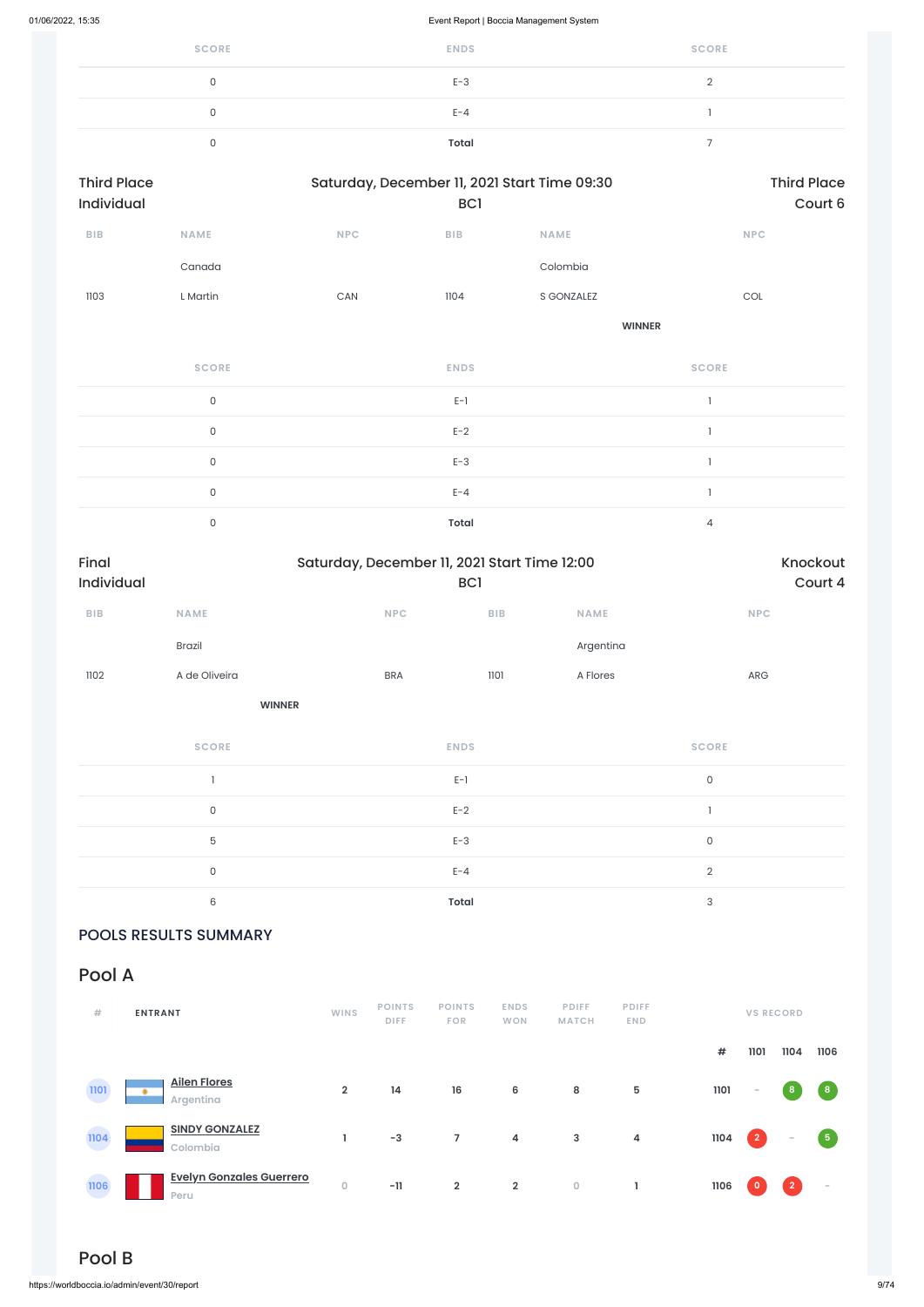| SCORE | ENDS | SCORE |
|---|---|---|
| 0 | E-3 | 2 |
| 0 | E-4 | 1 |
| 0 | **Total** | 7 |

Third Place Individual | Saturday, December 11, 2021 Start Time 09:30 BC1 | Third Place Court 6

| BIB | NAME | NPC | BIB | NAME | NPC |
|---|---|---|---|---|---|
| | Canada | | | Colombia | |
| 1103 | L Martin | CAN | 1104 | S GONZALEZ | COL |
| | | | | **WINNER** | |

| SCORE | ENDS | SCORE |
|---|---|---|
| 0 | E-1 | 1 |
| 0 | E-2 | 1 |
| 0 | E-3 | 1 |
| 0 | E-4 | 1 |
| 0 | **Total** | 4 |

Final Individual | Saturday, December 11, 2021 Start Time 12:00 BC1 | Knockout Court 4

| BIB | NAME | NPC | BIB | NAME | NPC |
|---|---|---|---|---|---|
| | Brazil | | | Argentina | |
| 1102 | A de Oliveira | BRA | 1101 | A Flores | ARG |
| | **WINNER** | | | | |

| SCORE | ENDS | SCORE |
|---|---|---|
| 1 | E-1 | 0 |
| 0 | E-2 | 1 |
| 5 | E-3 | 0 |
| 0 | E-4 | 2 |
| 6 | **Total** | 3 |

## POOLS RESULTS SUMMARY

## Pool A

| # | ENTRANT | WINS | POINTS DIFF | POINTS FOR | ENDS WON | PDIFF MATCH | PDIFF END | # | 1101 | 1104 | 1106 |
|---|---|---|---|---|---|---|---|---|---|---|---|
| 1101 | **Ailen Flores** Argentina | 2 | 14 | 16 | 6 | 8 | 5 | 1101 | - | 8 | 8 |
| 1104 | **SINDY GONZALEZ** Colombia | 1 | -3 | 7 | 4 | 3 | 4 | 1104 | 2 | - | 5 |
| 1106 | **Evelyn Gonzales Guerrero** Peru | 0 | -11 | 2 | 2 | 0 | 1 | 1106 | 0 | 2 | - |

## Pool B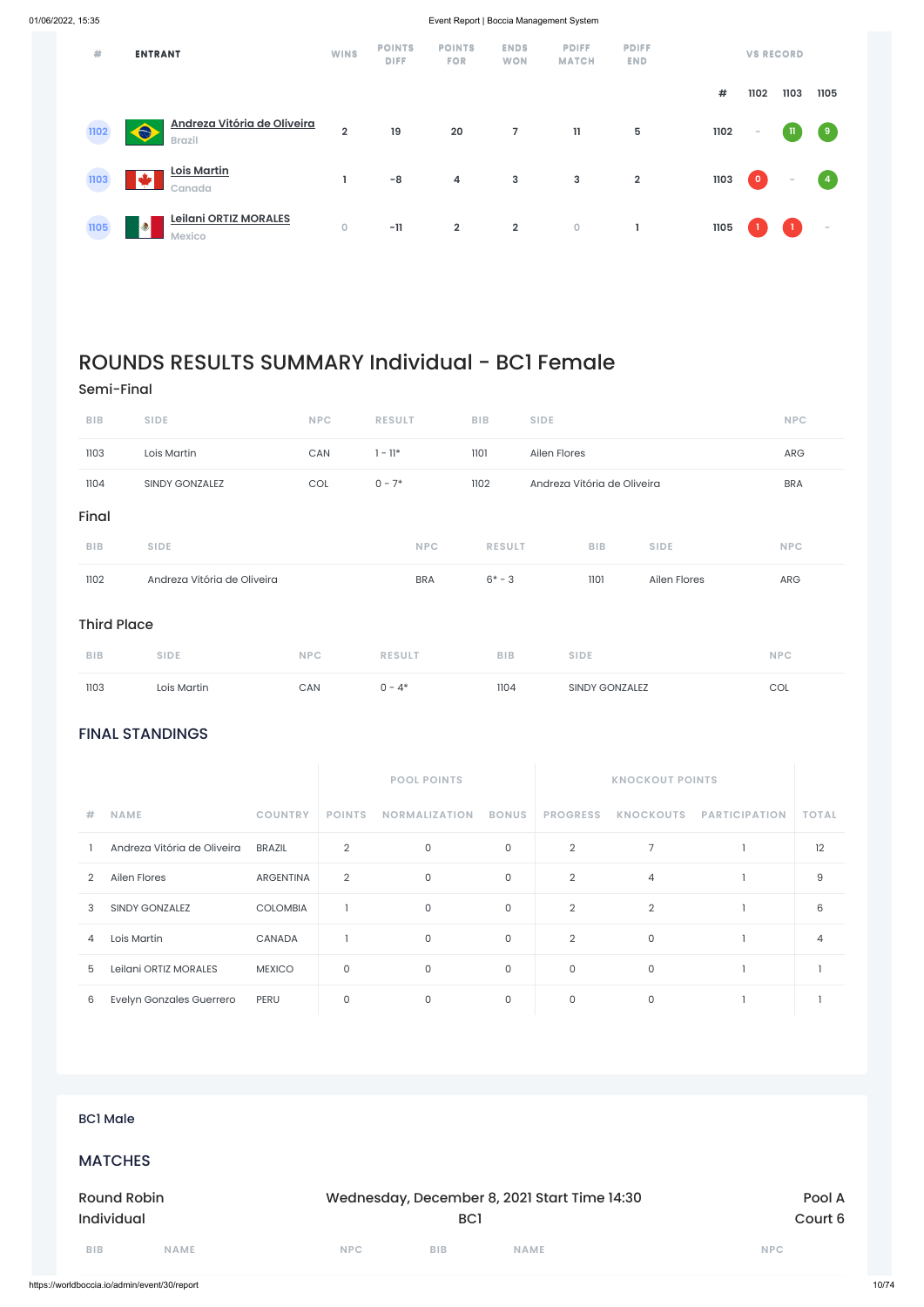| # | ENTRANT | WINS | POINTS DIFF | POINTS FOR | ENDS WON | PDIFF MATCH | PDIFF END | # | 1102 | 1103 | 1105 |
|---|---|---|---|---|---|---|---|---|---|---|---|
| 1102 | Andreza Vitória de Oliveira<br>Brazil | 2 | 19 | 20 | 7 | 11 | 5 | 1102 | - | 11 | 9 |
| 1103 | Lois Martin<br>Canada | 1 | -8 | 4 | 3 | 3 | 2 | 1103 | 0 | - | 4 |
| 1105 | Leilani ORTIZ MORALES<br>Mexico | 0 | -11 | 2 | 2 | 0 | 1 | 1105 | 1 | 1 | - |

# ROUNDS RESULTS SUMMARY Individual - BC1 Female

## Semi-Final

| BIB | SIDE | NPC | RESULT | BIB | SIDE | NPC |
|---|---|---|---|---|---|---|
| 1103 | Lois Martin | CAN | 1 - 11* | 1101 | Ailen Flores | ARG |
| 1104 | SINDY GONZALEZ | COL | 0 - 7* | 1102 | Andreza Vitória de Oliveira | BRA |

## Final

| BIB | SIDE | NPC | RESULT | BIB | SIDE | NPC |
|---|---|---|---|---|---|---|
| 1102 | Andreza Vitória de Oliveira | BRA | 6* - 3 | 1101 | Ailen Flores | ARG |

## Third Place

| BIB | SIDE | NPC | RESULT | BIB | SIDE | NPC |
|---|---|---|---|---|---|---|
| 1103 | Lois Martin | CAN | 0 - 4* | 1104 | SINDY GONZALEZ | COL |

## FINAL STANDINGS

| | | | POOL POINTS | | | KNOCKOUT POINTS | | | |
|---|---|---|---|---|---|---|---|---|---|
| # | NAME | COUNTRY | POINTS | NORMALIZATION | BONUS | PROGRESS | KNOCKOUTS | PARTICIPATION | TOTAL |
| 1 | Andreza Vitória de Oliveira | BRAZIL | 2 | 0 | 0 | 2 | 7 | 1 | 12 |
| 2 | Ailen Flores | ARGENTINA | 2 | 0 | 0 | 2 | 4 | 1 | 9 |
| 3 | SINDY GONZALEZ | COLOMBIA | 1 | 0 | 0 | 2 | 2 | 1 | 6 |
| 4 | Lois Martin | CANADA | 1 | 0 | 0 | 2 | 0 | 1 | 4 |
| 5 | Leilani ORTIZ MORALES | MEXICO | 0 | 0 | 0 | 0 | 0 | 1 | 1 |
| 6 | Evelyn Gonzales Guerrero | PERU | 0 | 0 | 0 | 0 | 0 | 1 | 1 |

## BC1 Male

## MATCHES

Round Robin Individual — Wednesday, December 8, 2021 Start Time 14:30 — BC1 — Pool A — Court 6

| BIB | NAME | NPC | BIB | NAME | NPC |
|---|---|---|---|---|---|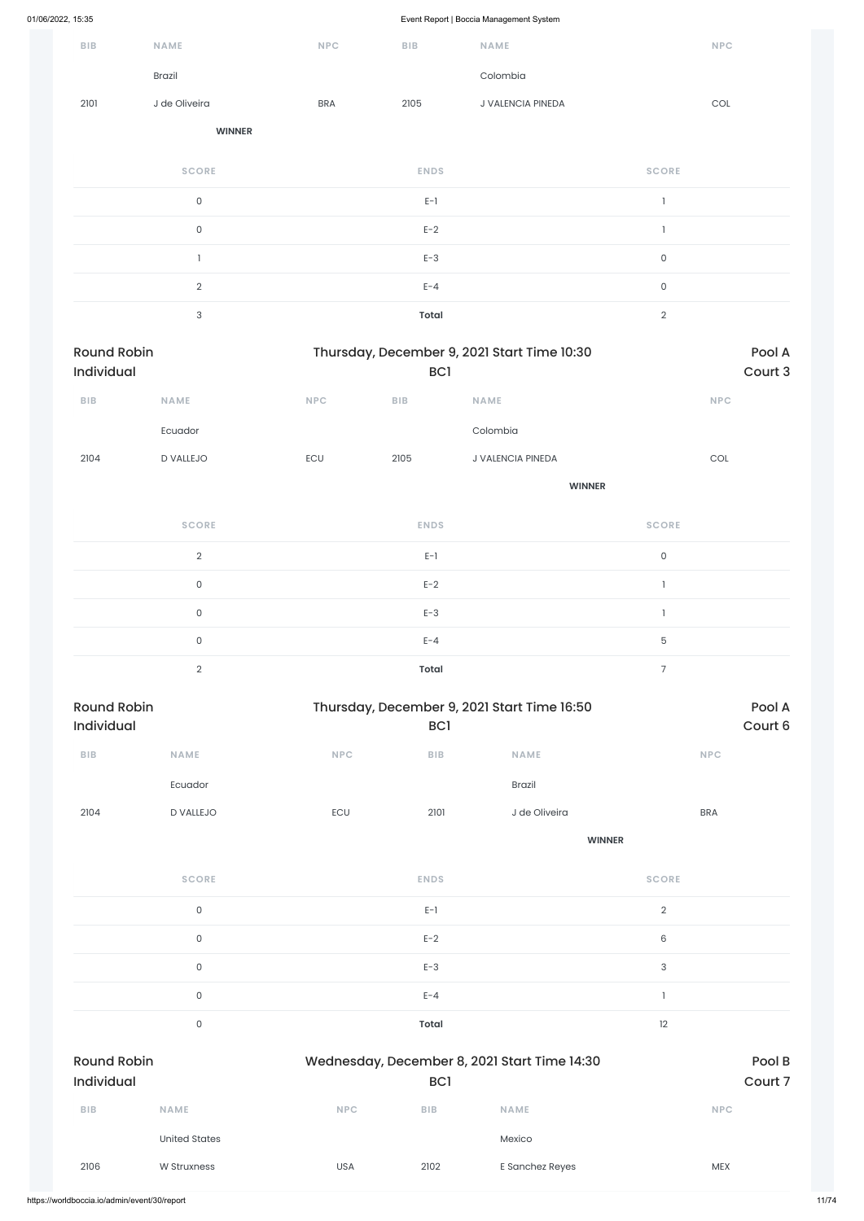| BIB | NAME | NPC | BIB | NAME | NPC |
|---|---|---|---|---|---|
| | Brazil | | | Colombia | |
| 2101 | J de Oliveira | BRA | 2105 | J VALENCIA PINEDA | COL |
| | **WINNER** | | | | |

| SCORE | ENDS | SCORE |
|---|---|---|
| 0 | E-1 | 1 |
| 0 | E-2 | 1 |
| 1 | E-3 | 0 |
| 2 | E-4 | 0 |
| 3 | **Total** | 2 |

## Round Robin Individual — Thursday, December 9, 2021 Start Time 10:30 — BC1 — Pool A Court 3

| BIB | NAME | NPC | BIB | NAME | NPC |
|---|---|---|---|---|---|
| | Ecuador | | | Colombia | |
| 2104 | D VALLEJO | ECU | 2105 | J VALENCIA PINEDA | COL |
| | | | | **WINNER** | |

| SCORE | ENDS | SCORE |
|---|---|---|
| 2 | E-1 | 0 |
| 0 | E-2 | 1 |
| 0 | E-3 | 1 |
| 0 | E-4 | 5 |
| 2 | **Total** | 7 |

## Round Robin Individual — Thursday, December 9, 2021 Start Time 16:50 — BC1 — Pool A Court 6

| BIB | NAME | NPC | BIB | NAME | NPC |
|---|---|---|---|---|---|
| | Ecuador | | | Brazil | |
| 2104 | D VALLEJO | ECU | 2101 | J de Oliveira | BRA |
| | | | | **WINNER** | |

| SCORE | ENDS | SCORE |
|---|---|---|
| 0 | E-1 | 2 |
| 0 | E-2 | 6 |
| 0 | E-3 | 3 |
| 0 | E-4 | 1 |
| 0 | **Total** | 12 |

## Round Robin Individual — Wednesday, December 8, 2021 Start Time 14:30 — BC1 — Pool B Court 7

| BIB | NAME | NPC | BIB | NAME | NPC |
|---|---|---|---|---|---|
| | United States | | | Mexico | |
| 2106 | W Struxness | USA | 2102 | E Sanchez Reyes | MEX |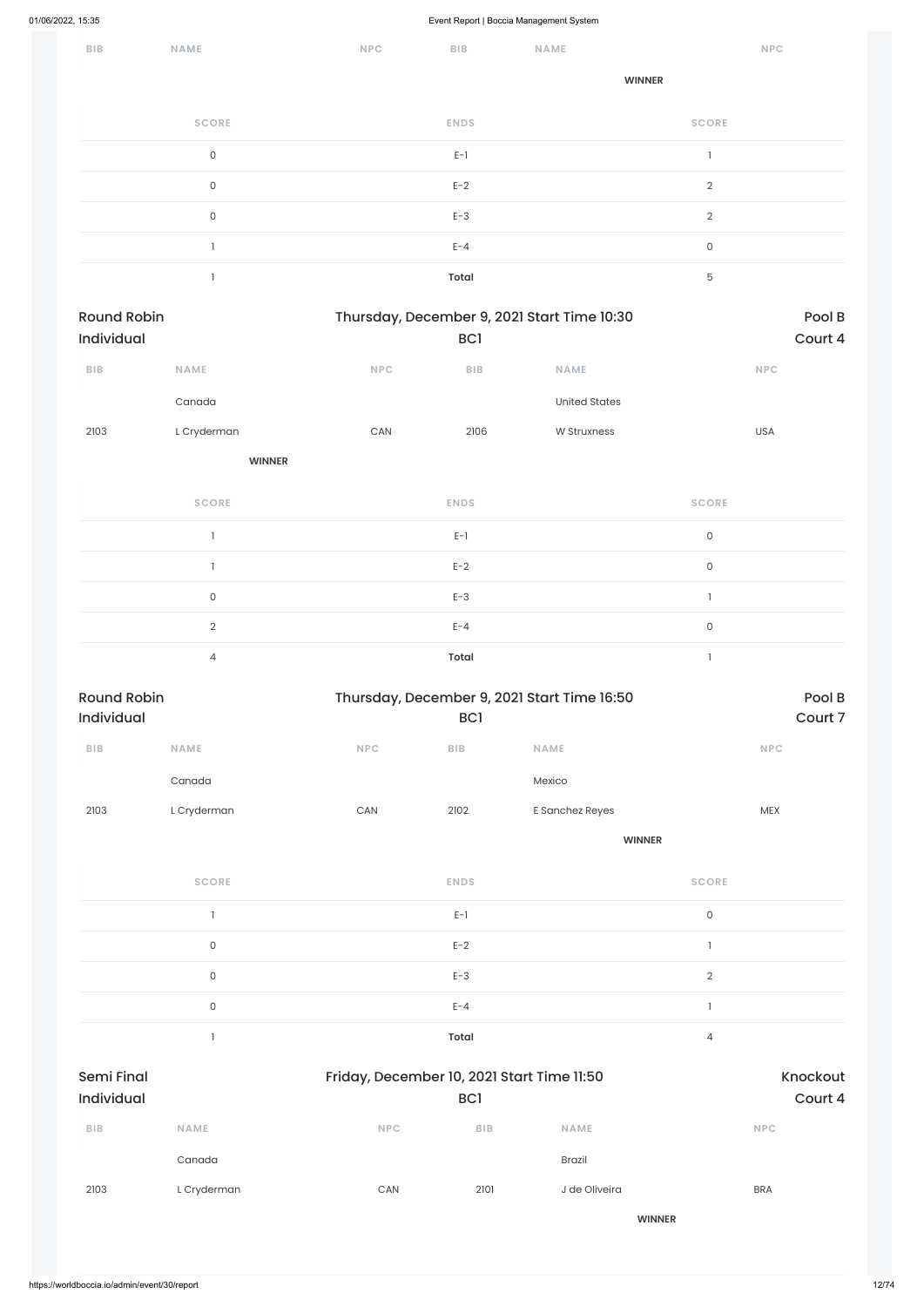| BIB | NAME | NPC | BIB | NAME | NPC |
|---|---|---|---|---|---|
| | | | | **WINNER** | |

| SCORE | ENDS | SCORE |
|---|---|---|
| 0 | E-1 | 1 |
| 0 | E-2 | 2 |
| 0 | E-3 | 2 |
| 1 | E-4 | 0 |
| 1 | **Total** | 5 |

Round Robin Individual — Thursday, December 9, 2021 Start Time 10:30 — BC1 — Pool B Court 4

| BIB | NAME | NPC | BIB | NAME | NPC |
|---|---|---|---|---|---|
| | Canada | | | United States | |
| 2103 | L Cryderman | CAN | 2106 | W Struxness | USA |
| | **WINNER** | | | | |

| SCORE | ENDS | SCORE |
|---|---|---|
| 1 | E-1 | 0 |
| 1 | E-2 | 0 |
| 0 | E-3 | 1 |
| 2 | E-4 | 0 |
| 4 | **Total** | 1 |

Round Robin Individual — Thursday, December 9, 2021 Start Time 16:50 — BC1 — Pool B Court 7

| BIB | NAME | NPC | BIB | NAME | NPC |
|---|---|---|---|---|---|
| | Canada | | | Mexico | |
| 2103 | L Cryderman | CAN | 2102 | E Sanchez Reyes | MEX |
| | | | | **WINNER** | |

| SCORE | ENDS | SCORE |
|---|---|---|
| 1 | E-1 | 0 |
| 0 | E-2 | 1 |
| 0 | E-3 | 2 |
| 0 | E-4 | 1 |
| 1 | **Total** | 4 |

Semi Final Individual — Friday, December 10, 2021 Start Time 11:50 — BC1 — Knockout Court 4

| BIB | NAME | NPC | BIB | NAME | NPC |
|---|---|---|---|---|---|
| | Canada | | | Brazil | |
| 2103 | L Cryderman | CAN | 2101 | J de Oliveira | BRA |
| | | | | **WINNER** | |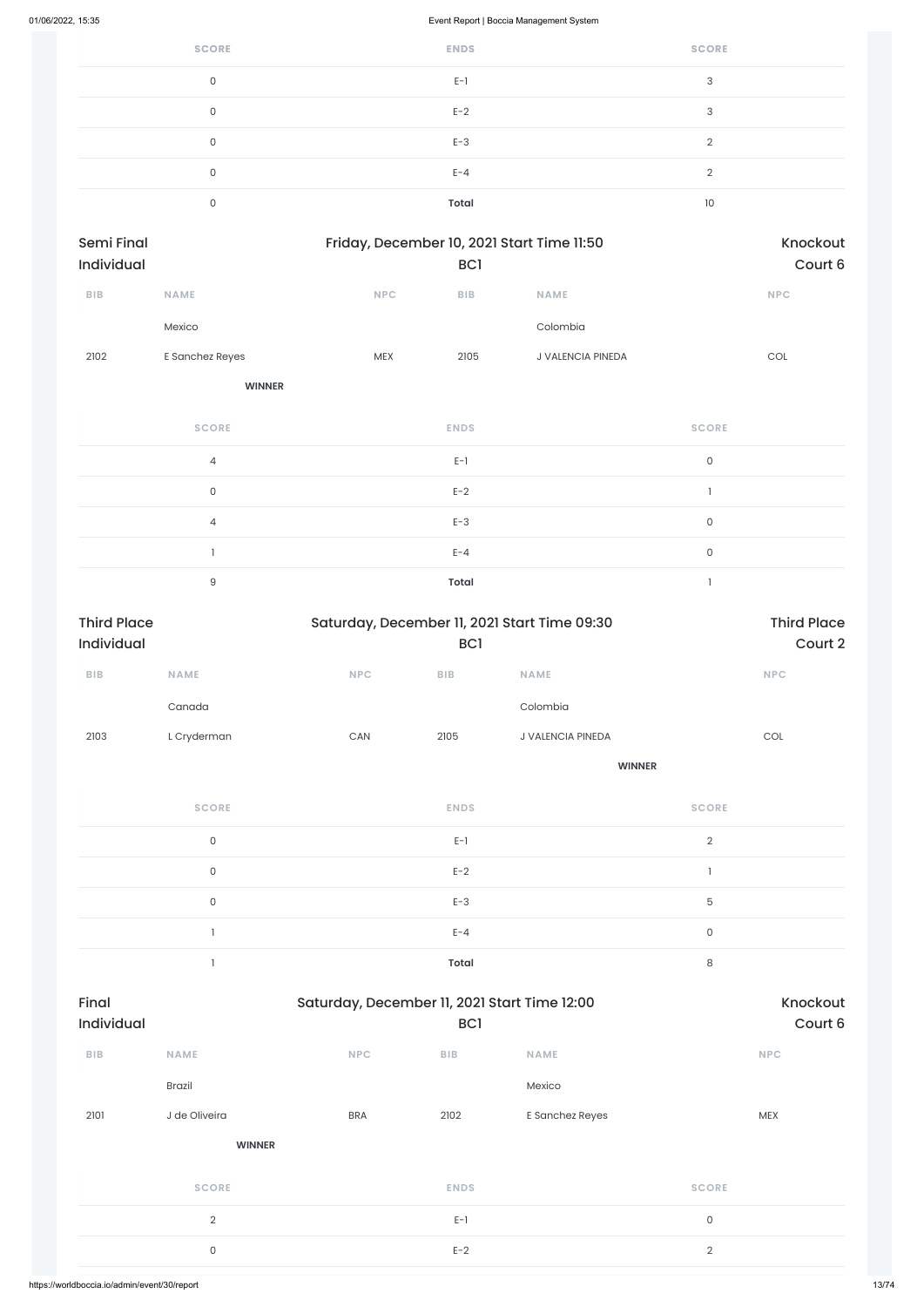| SCORE | ENDS | SCORE |
| --- | --- | --- |
| 0 | E-1 | 3 |
| 0 | E-2 | 3 |
| 0 | E-3 | 2 |
| 0 | E-4 | 2 |
| 0 | **Total** | 10 |

## Semi Final Individual

Friday, December 10, 2021 Start Time 11:50
BC1
Knockout
Court 6

| BIB | NAME | NPC | BIB | NAME | NPC |
| --- | --- | --- | --- | --- | --- |
| | Mexico | | | Colombia | |
| 2102 | E Sanchez Reyes | MEX | 2105 | J VALENCIA PINEDA | COL |
| | **WINNER** | | | | |

| SCORE | ENDS | SCORE |
| --- | --- | --- |
| 4 | E-1 | 0 |
| 0 | E-2 | 1 |
| 4 | E-3 | 0 |
| 1 | E-4 | 0 |
| 9 | **Total** | 1 |

## Third Place Individual

Saturday, December 11, 2021 Start Time 09:30
BC1
Third Place
Court 2

| BIB | NAME | NPC | BIB | NAME | NPC |
| --- | --- | --- | --- | --- | --- |
| | Canada | | | Colombia | |
| 2103 | L Cryderman | CAN | 2105 | J VALENCIA PINEDA | COL |
| | | | | **WINNER** | |

| SCORE | ENDS | SCORE |
| --- | --- | --- |
| 0 | E-1 | 2 |
| 0 | E-2 | 1 |
| 0 | E-3 | 5 |
| 1 | E-4 | 0 |
| 1 | **Total** | 8 |

## Final Individual

Saturday, December 11, 2021 Start Time 12:00
BC1
Knockout
Court 6

| BIB | NAME | NPC | BIB | NAME | NPC |
| --- | --- | --- | --- | --- | --- |
| | Brazil | | | Mexico | |
| 2101 | J de Oliveira | BRA | 2102 | E Sanchez Reyes | MEX |
| | **WINNER** | | | | |

| SCORE | ENDS | SCORE |
| --- | --- | --- |
| 2 | E-1 | 0 |
| 0 | E-2 | 2 |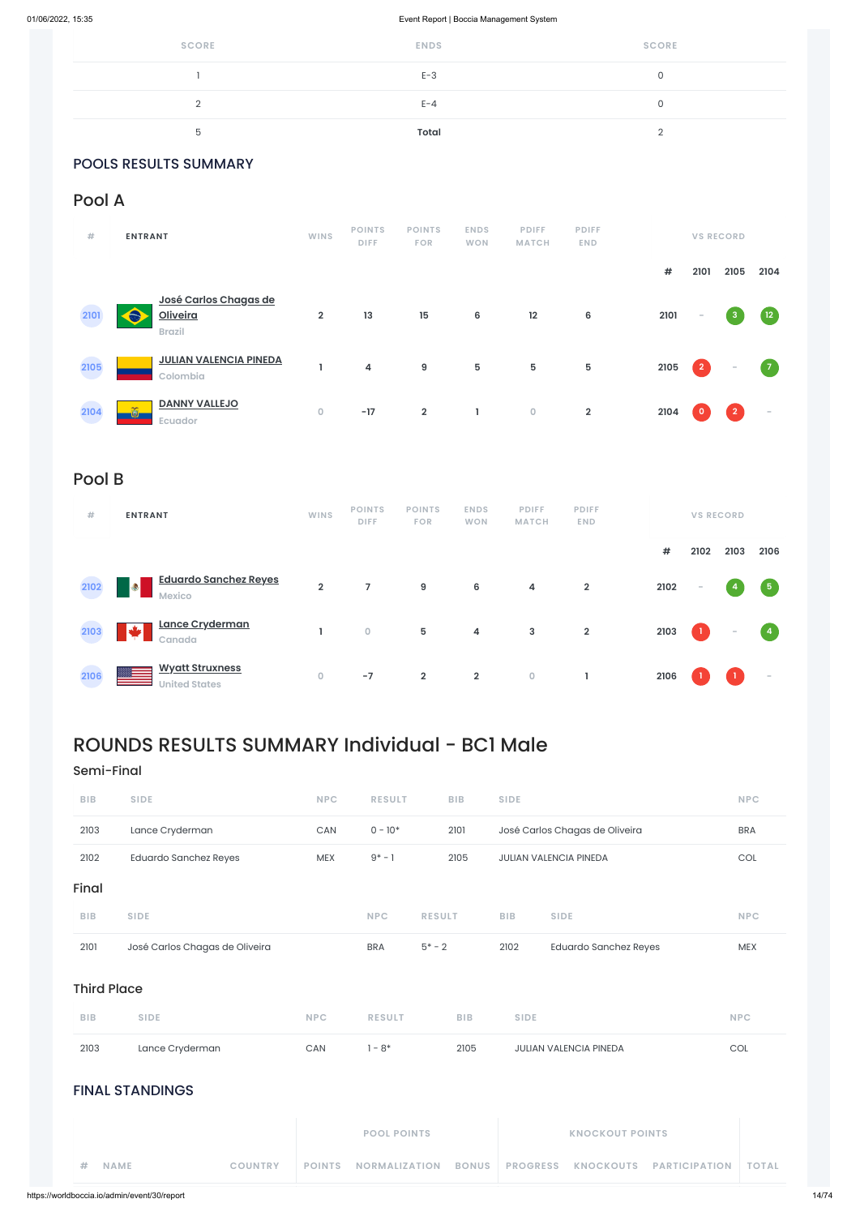| SCORE | ENDS | SCORE |
|---|---|---|
| 1 | E-3 | 0 |
| 2 | E-4 | 0 |
| 5 | **Total** | 2 |

## POOLS RESULTS SUMMARY

### Pool A

| # | ENTRANT | WINS | POINTS DIFF | POINTS FOR | ENDS WON | PDIFF MATCH | PDIFF END | VS RECORD # | 2101 | 2105 | 2104 |
|---|---|---|---|---|---|---|---|---|---|---|---|
| 2101 | José Carlos Chagas de Oliveira<br>Brazil | 2 | 13 | 15 | 6 | 12 | 6 | 2101 | - | 3 | 12 |
| 2105 | JULIAN VALENCIA PINEDA<br>Colombia | 1 | 4 | 9 | 5 | 5 | 5 | 2105 | 2 | - | 7 |
| 2104 | DANNY VALLEJO<br>Ecuador | 0 | -17 | 2 | 1 | 0 | 2 | 2104 | 0 | 2 | - |

### Pool B

| # | ENTRANT | WINS | POINTS DIFF | POINTS FOR | ENDS WON | PDIFF MATCH | PDIFF END | VS RECORD # | 2102 | 2103 | 2106 |
|---|---|---|---|---|---|---|---|---|---|---|---|
| 2102 | Eduardo Sanchez Reyes<br>Mexico | 2 | 7 | 9 | 6 | 4 | 2 | 2102 | - | 4 | 5 |
| 2103 | Lance Cryderman<br>Canada | 1 | 0 | 5 | 4 | 3 | 2 | 2103 | 1 | - | 4 |
| 2106 | Wyatt Struxness<br>United States | 0 | -7 | 2 | 2 | 0 | 1 | 2106 | 1 | 1 | - |

# ROUNDS RESULTS SUMMARY Individual - BC1 Male

### Semi-Final

| BIB | SIDE | NPC | RESULT | BIB | SIDE | NPC |
|---|---|---|---|---|---|---|
| 2103 | Lance Cryderman | CAN | 0 - 10* | 2101 | José Carlos Chagas de Oliveira | BRA |
| 2102 | Eduardo Sanchez Reyes | MEX | 9* - 1 | 2105 | JULIAN VALENCIA PINEDA | COL |

### Final

| BIB | SIDE | NPC | RESULT | BIB | SIDE | NPC |
|---|---|---|---|---|---|---|
| 2101 | José Carlos Chagas de Oliveira | BRA | 5* - 2 | 2102 | Eduardo Sanchez Reyes | MEX |

### Third Place

| BIB | SIDE | NPC | RESULT | BIB | SIDE | NPC |
|---|---|---|---|---|---|---|
| 2103 | Lance Cryderman | CAN | 1 - 8* | 2105 | JULIAN VALENCIA PINEDA | COL |

## FINAL STANDINGS

| | | | POOL POINTS | | | KNOCKOUT POINTS | | | |
|---|---|---|---|---|---|---|---|---|---|
| # | NAME | COUNTRY | POINTS | NORMALIZATION | BONUS | PROGRESS | KNOCKOUTS | PARTICIPATION | TOTAL |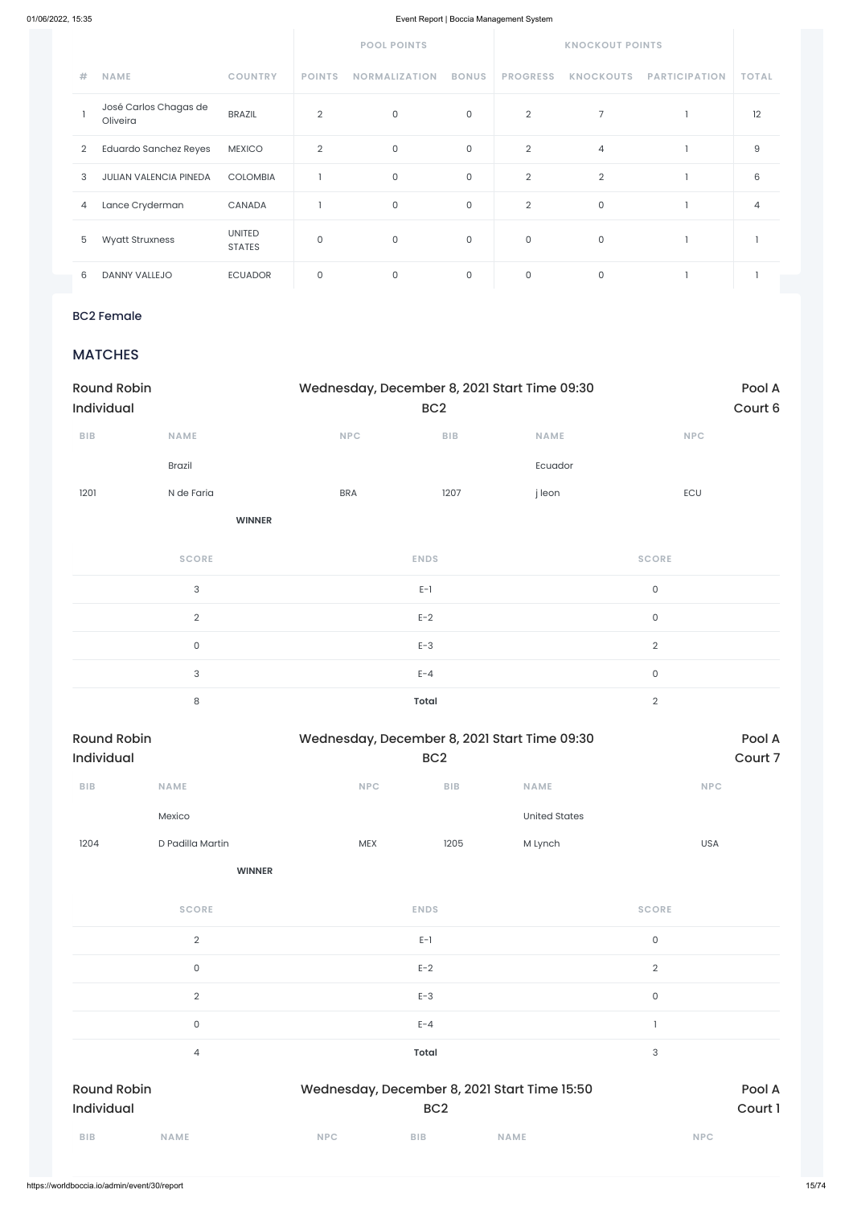| # | NAME | COUNTRY | POOL POINTS | | | KNOCKOUT POINTS | | | TOTAL |
|---|---|---|---|---|---|---|---|---|---|
| | | | POINTS | NORMALIZATION | BONUS | PROGRESS | KNOCKOUTS | PARTICIPATION | |
| 1 | José Carlos Chagas de Oliveira | BRAZIL | 2 | 0 | 0 | 2 | 7 | 1 | 12 |
| 2 | Eduardo Sanchez Reyes | MEXICO | 2 | 0 | 0 | 2 | 4 | 1 | 9 |
| 3 | JULIAN VALENCIA PINEDA | COLOMBIA | 1 | 0 | 0 | 2 | 2 | 1 | 6 |
| 4 | Lance Cryderman | CANADA | 1 | 0 | 0 | 2 | 0 | 1 | 4 |
| 5 | Wyatt Struxness | UNITED STATES | 0 | 0 | 0 | 0 | 0 | 1 | 1 |
| 6 | DANNY VALLEJO | ECUADOR | 0 | 0 | 0 | 0 | 0 | 1 | 1 |

## BC2 Female

## MATCHES

**Round Robin Individual** — Wednesday, December 8, 2021 Start Time 09:30 — BC2 — Pool A, Court 6

| BIB | NAME | NPC | BIB | NAME | NPC |
|---|---|---|---|---|---|
| | Brazil | | | Ecuador | |
| 1201 | N de Faria | BRA | 1207 | j leon | ECU |
| | **WINNER** | | | | |

| SCORE | ENDS | SCORE |
|---|---|---|
| 3 | E-1 | 0 |
| 2 | E-2 | 0 |
| 0 | E-3 | 2 |
| 3 | E-4 | 0 |
| 8 | **Total** | 2 |

**Round Robin Individual** — Wednesday, December 8, 2021 Start Time 09:30 — BC2 — Pool A, Court 7

| BIB | NAME | NPC | BIB | NAME | NPC |
|---|---|---|---|---|---|
| | Mexico | | | United States | |
| 1204 | D Padilla Martin | MEX | 1205 | M Lynch | USA |
| | **WINNER** | | | | |

| SCORE | ENDS | SCORE |
|---|---|---|
| 2 | E-1 | 0 |
| 0 | E-2 | 2 |
| 2 | E-3 | 0 |
| 0 | E-4 | 1 |
| 4 | **Total** | 3 |

**Round Robin Individual** — Wednesday, December 8, 2021 Start Time 15:50 — BC2 — Pool A, Court 1

| BIB | NAME | NPC | BIB | NAME | NPC |
|---|---|---|---|---|---|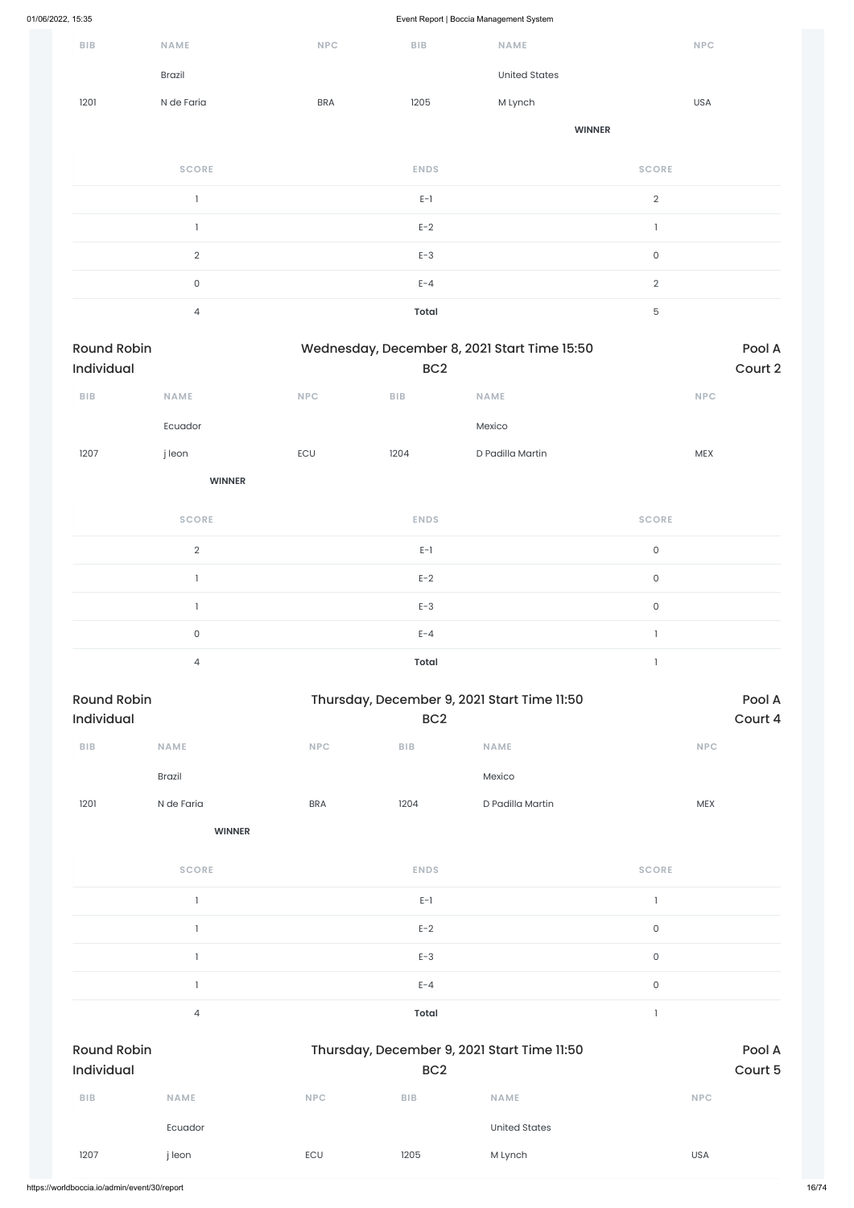| BIB | NAME | NPC | BIB | NAME | NPC |
|---|---|---|---|---|---|
| | Brazil | | | United States | |
| 1201 | N de Faria | BRA | 1205 | M Lynch | USA |
| | | | | **WINNER** | |

| SCORE | ENDS | SCORE |
|---|---|---|
| 1 | E-1 | 2 |
| 1 | E-2 | 1 |
| 2 | E-3 | 0 |
| 0 | E-4 | 2 |
| 4 | **Total** | 5 |

## Round Robin Individual — Wednesday, December 8, 2021 Start Time 15:50 — BC2 — Pool A Court 2

| BIB | NAME | NPC | BIB | NAME | NPC |
|---|---|---|---|---|---|
| | Ecuador | | | Mexico | |
| 1207 | j leon | ECU | 1204 | D Padilla Martin | MEX |
| | **WINNER** | | | | |

| SCORE | ENDS | SCORE |
|---|---|---|
| 2 | E-1 | 0 |
| 1 | E-2 | 0 |
| 1 | E-3 | 0 |
| 0 | E-4 | 1 |
| 4 | **Total** | 1 |

## Round Robin Individual — Thursday, December 9, 2021 Start Time 11:50 — BC2 — Pool A Court 4

| BIB | NAME | NPC | BIB | NAME | NPC |
|---|---|---|---|---|---|
| | Brazil | | | Mexico | |
| 1201 | N de Faria | BRA | 1204 | D Padilla Martin | MEX |
| | **WINNER** | | | | |

| SCORE | ENDS | SCORE |
|---|---|---|
| 1 | E-1 | 1 |
| 1 | E-2 | 0 |
| 1 | E-3 | 0 |
| 1 | E-4 | 0 |
| 4 | **Total** | 1 |

## Round Robin Individual — Thursday, December 9, 2021 Start Time 11:50 — BC2 — Pool A Court 5

| BIB | NAME | NPC | BIB | NAME | NPC |
|---|---|---|---|---|---|
| | Ecuador | | | United States | |
| 1207 | j leon | ECU | 1205 | M Lynch | USA |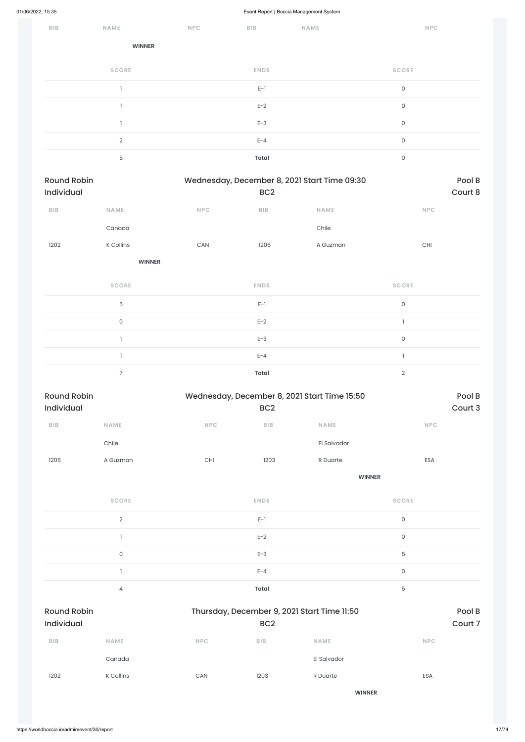| BIB | NAME | NPC | BIB | NAME | NPC |
|---|---|---|---|---|---|
| | WINNER | | | | |

| SCORE | ENDS | SCORE |
|---|---|---|
| 1 | E-1 | 0 |
| 1 | E-2 | 0 |
| 1 | E-3 | 0 |
| 2 | E-4 | 0 |
| 5 | **Total** | 0 |

## Round Robin Individual — Wednesday, December 8, 2021 Start Time 09:30 — BC2 — Pool B Court 8

| BIB | NAME | NPC | BIB | NAME | NPC |
|---|---|---|---|---|---|
| | Canada | | | Chile | |
| 1202 | K Collins | CAN | 1206 | A Guzman | CHI |
| | **WINNER** | | | | |

| SCORE | ENDS | SCORE |
|---|---|---|
| 5 | E-1 | 0 |
| 0 | E-2 | 1 |
| 1 | E-3 | 0 |
| 1 | E-4 | 1 |
| 7 | **Total** | 2 |

## Round Robin Individual — Wednesday, December 8, 2021 Start Time 15:50 — BC2 — Pool B Court 3

| BIB | NAME | NPC | BIB | NAME | NPC |
|---|---|---|---|---|---|
| | Chile | | | El Salvador | |
| 1206 | A Guzman | CHI | 1203 | R Duarte | ESA |
| | | | | **WINNER** | |

| SCORE | ENDS | SCORE |
|---|---|---|
| 2 | E-1 | 0 |
| 1 | E-2 | 0 |
| 0 | E-3 | 5 |
| 1 | E-4 | 0 |
| 4 | **Total** | 5 |

## Round Robin Individual — Thursday, December 9, 2021 Start Time 11:50 — BC2 — Pool B Court 7

| BIB | NAME | NPC | BIB | NAME | NPC |
|---|---|---|---|---|---|
| | Canada | | | El Salvador | |
| 1202 | K Collins | CAN | 1203 | R Duarte | ESA |
| | | | | **WINNER** | |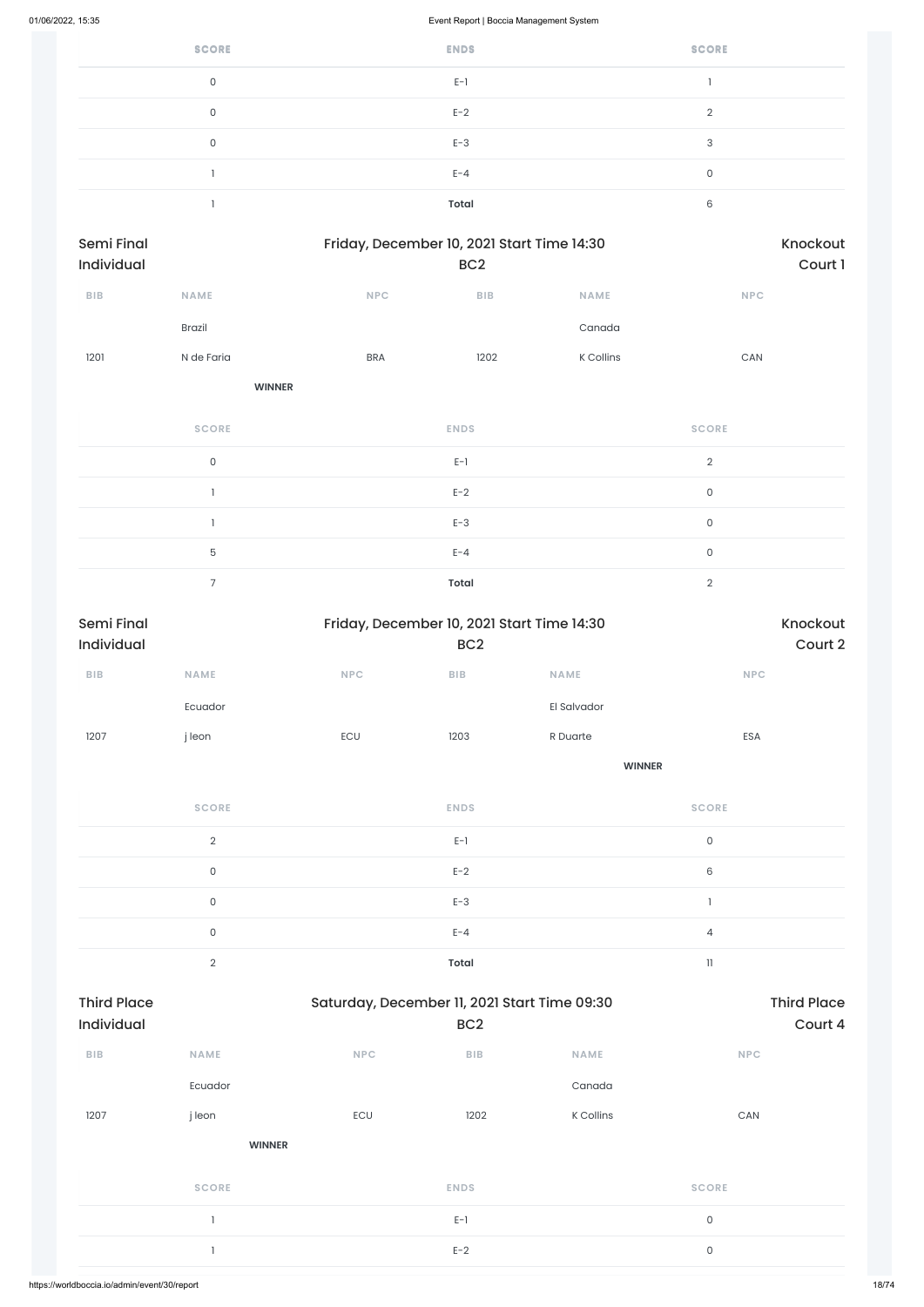| SCORE | ENDS | SCORE |
|---|---|---|
| 0 | E-1 | 1 |
| 0 | E-2 | 2 |
| 0 | E-3 | 3 |
| 1 | E-4 | 0 |
| 1 | **Total** | 6 |

Semi Final Individual | Friday, December 10, 2021 Start Time 14:30 | BC2 | Knockout Court 1

| BIB | NAME | NPC | BIB | NAME | NPC |
|---|---|---|---|---|---|
| | Brazil | | | Canada | |
| 1201 | N de Faria | BRA | 1202 | K Collins | CAN |
| | **WINNER** | | | | |

| SCORE | ENDS | SCORE |
|---|---|---|
| 0 | E-1 | 2 |
| 1 | E-2 | 0 |
| 1 | E-3 | 0 |
| 5 | E-4 | 0 |
| 7 | **Total** | 2 |

Semi Final Individual | Friday, December 10, 2021 Start Time 14:30 | BC2 | Knockout Court 2

| BIB | NAME | NPC | BIB | NAME | NPC |
|---|---|---|---|---|---|
| | Ecuador | | | El Salvador | |
| 1207 | j leon | ECU | 1203 | R Duarte | ESA |
| | | | | **WINNER** | |

| SCORE | ENDS | SCORE |
|---|---|---|
| 2 | E-1 | 0 |
| 0 | E-2 | 6 |
| 0 | E-3 | 1 |
| 0 | E-4 | 4 |
| 2 | **Total** | 11 |

Third Place Individual | Saturday, December 11, 2021 Start Time 09:30 | BC2 | Third Place Court 4

| BIB | NAME | NPC | BIB | NAME | NPC |
|---|---|---|---|---|---|
| | Ecuador | | | Canada | |
| 1207 | j leon | ECU | 1202 | K Collins | CAN |
| | **WINNER** | | | | |

| SCORE | ENDS | SCORE |
|---|---|---|
| 1 | E-1 | 0 |
| 1 | E-2 | 0 |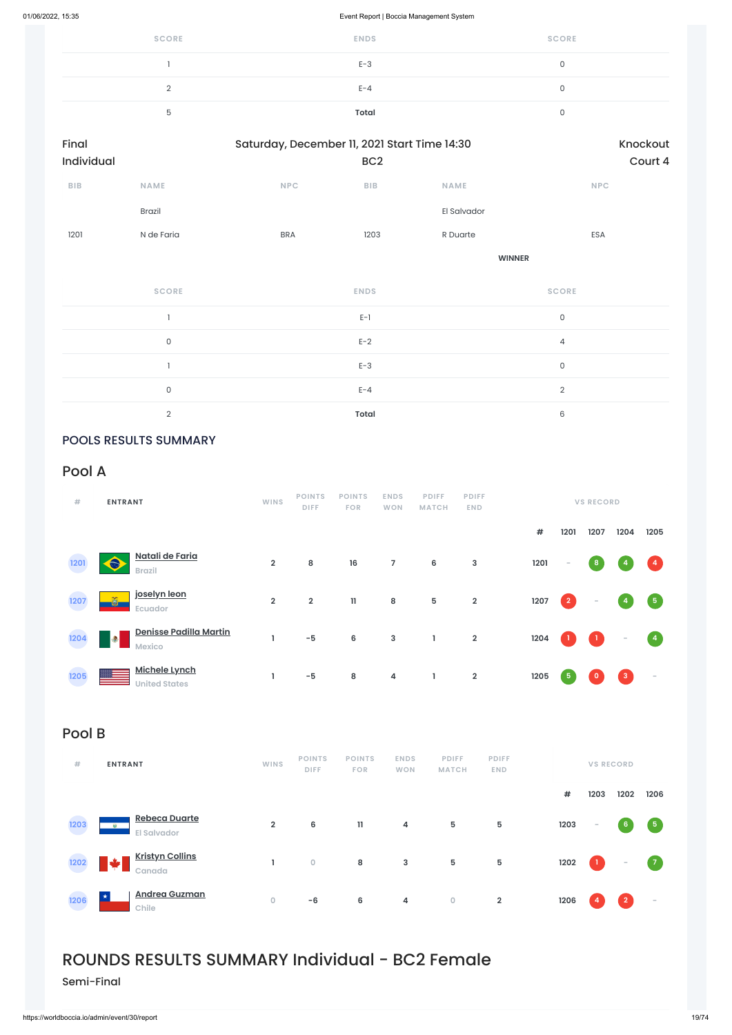| SCORE | ENDS | SCORE |
|---|---|---|
| 1 | E-3 | 0 |
| 2 | E-4 | 0 |
| 5 | **Total** | 0 |

Final Individual | Saturday, December 11, 2021 Start Time 14:30 BC2 | Knockout Court 4

| BIB | NAME | NPC | BIB | NAME | NPC |
|---|---|---|---|---|---|
| | Brazil | | | El Salvador | |
| 1201 | N de Faria | BRA | 1203 | R Duarte | ESA |
| | | | | **WINNER** | |

| SCORE | ENDS | SCORE |
|---|---|---|
| 1 | E-1 | 0 |
| 0 | E-2 | 4 |
| 1 | E-3 | 0 |
| 0 | E-4 | 2 |
| 2 | **Total** | 6 |

## POOLS RESULTS SUMMARY

### Pool A

| # | ENTRANT | WINS | POINTS DIFF | POINTS FOR | ENDS WON | PDIFF MATCH | PDIFF END | # | 1201 | 1207 | 1204 | 1205 |
|---|---|---|---|---|---|---|---|---|---|---|---|---|
| 1201 | Natali de Faria<br>Brazil | 2 | 8 | 16 | 7 | 6 | 3 | 1201 | - | 8 | 4 | 4 |
| 1207 | joselyn leon<br>Ecuador | 2 | 2 | 11 | 8 | 5 | 2 | 1207 | 2 | - | 4 | 5 |
| 1204 | Denisse Padilla Martin<br>Mexico | 1 | -5 | 6 | 3 | 1 | 2 | 1204 | 1 | 1 | - | 4 |
| 1205 | Michele Lynch<br>United States | 1 | -5 | 8 | 4 | 1 | 2 | 1205 | 5 | 0 | 3 | - |

### Pool B

| # | ENTRANT | WINS | POINTS DIFF | POINTS FOR | ENDS WON | PDIFF MATCH | PDIFF END | # | 1203 | 1202 | 1206 |
|---|---|---|---|---|---|---|---|---|---|---|---|
| 1203 | Rebeca Duarte<br>El Salvador | 2 | 6 | 11 | 4 | 5 | 5 | 1203 | - | 6 | 5 |
| 1202 | Kristyn Collins<br>Canada | 1 | 0 | 8 | 3 | 5 | 5 | 1202 | 1 | - | 7 |
| 1206 | Andrea Guzman<br>Chile | 0 | -6 | 6 | 4 | 0 | 2 | 1206 | 4 | 2 | - |

# ROUNDS RESULTS SUMMARY Individual - BC2 Female

Semi-Final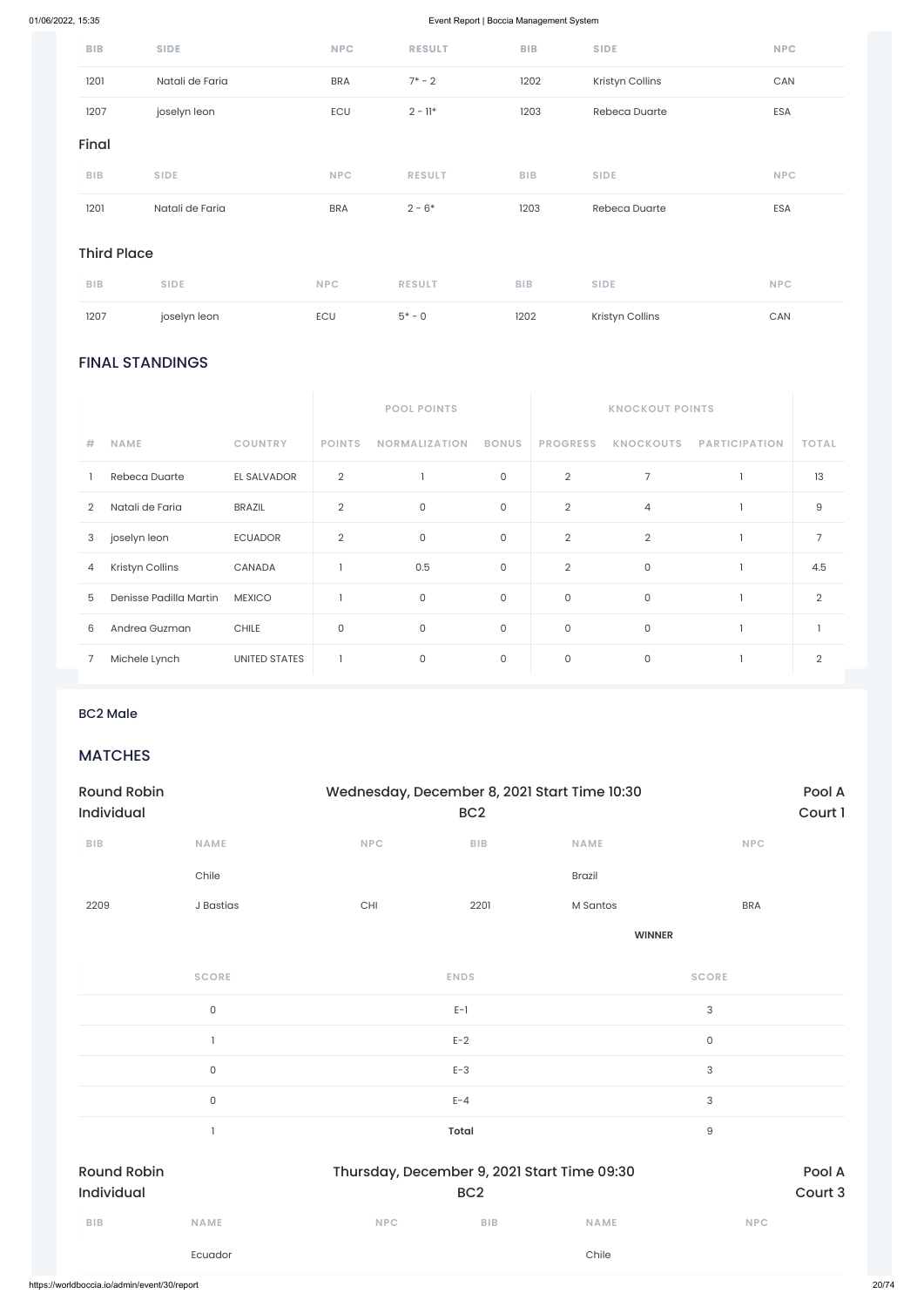| BIB | SIDE | NPC | RESULT | BIB | SIDE | NPC |
|---|---|---|---|---|---|---|
| 1201 | Natali de Faria | BRA | 7* - 2 | 1202 | Kristyn Collins | CAN |
| 1207 | joselyn leon | ECU | 2 - 11* | 1203 | Rebeca Duarte | ESA |

### Final

| BIB | SIDE | NPC | RESULT | BIB | SIDE | NPC |
|---|---|---|---|---|---|---|
| 1201 | Natali de Faria | BRA | 2 - 6* | 1203 | Rebeca Duarte | ESA |

### Third Place

| BIB | SIDE | NPC | RESULT | BIB | SIDE | NPC |
|---|---|---|---|---|---|---|
| 1207 | joselyn leon | ECU | 5* - 0 | 1202 | Kristyn Collins | CAN |

## FINAL STANDINGS

| | | | POOL POINTS | | | KNOCKOUT POINTS | | | |
|---|---|---|---|---|---|---|---|---|---|
| # | NAME | COUNTRY | POINTS | NORMALIZATION | BONUS | PROGRESS | KNOCKOUTS | PARTICIPATION | TOTAL |
| 1 | Rebeca Duarte | EL SALVADOR | 2 | 1 | 0 | 2 | 7 | 1 | 13 |
| 2 | Natali de Faria | BRAZIL | 2 | 0 | 0 | 2 | 4 | 1 | 9 |
| 3 | joselyn leon | ECUADOR | 2 | 0 | 0 | 2 | 2 | 1 | 7 |
| 4 | Kristyn Collins | CANADA | 1 | 0.5 | 0 | 2 | 0 | 1 | 4.5 |
| 5 | Denisse Padilla Martin | MEXICO | 1 | 0 | 0 | 0 | 0 | 1 | 2 |
| 6 | Andrea Guzman | CHILE | 0 | 0 | 0 | 0 | 0 | 1 | 1 |
| 7 | Michele Lynch | UNITED STATES | 1 | 0 | 0 | 0 | 0 | 1 | 2 |

### BC2 Male

## MATCHES

**Round Robin Individual** — Wednesday, December 8, 2021 Start Time 10:30 — BC2 — Pool A — Court 1

| BIB | NAME | NPC | BIB | NAME | NPC |
|---|---|---|---|---|---|
| | Chile | | | Brazil | |
| 2209 | J Bastias | CHI | 2201 | M Santos | BRA |
| | | | | WINNER | |

| SCORE | ENDS | SCORE |
|---|---|---|
| 0 | E-1 | 3 |
| 1 | E-2 | 0 |
| 0 | E-3 | 3 |
| 0 | E-4 | 3 |
| 1 | **Total** | 9 |

**Round Robin Individual** — Thursday, December 9, 2021 Start Time 09:30 — BC2 — Pool A — Court 3

| BIB | NAME | NPC | BIB | NAME | NPC |
|---|---|---|---|---|---|
| | Ecuador | | | Chile | |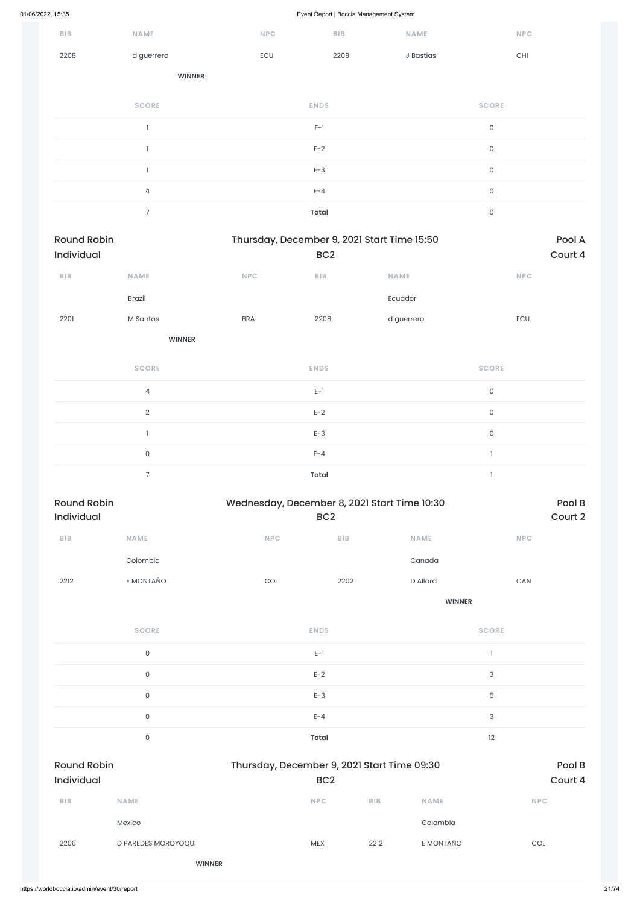| BIB | NAME | NPC | BIB | NAME | NPC |
|---|---|---|---|---|---|
| 2208 | d guerrero | ECU | 2209 | J Bastias | CHI |
| | **WINNER** | | | | |

| SCORE | ENDS | SCORE |
|---|---|---|
| 1 | E-1 | 0 |
| 1 | E-2 | 0 |
| 1 | E-3 | 0 |
| 4 | E-4 | 0 |
| 7 | **Total** | 0 |

Round Robin Individual | Thursday, December 9, 2021 Start Time 15:50 | BC2 | Pool A | Court 4

| BIB | NAME | NPC | BIB | NAME | NPC |
|---|---|---|---|---|---|
| | Brazil | | | Ecuador | |
| 2201 | M Santos | BRA | 2208 | d guerrero | ECU |
| | **WINNER** | | | | |

| SCORE | ENDS | SCORE |
|---|---|---|
| 4 | E-1 | 0 |
| 2 | E-2 | 0 |
| 1 | E-3 | 0 |
| 0 | E-4 | 1 |
| 7 | **Total** | 1 |

Round Robin Individual | Wednesday, December 8, 2021 Start Time 10:30 | BC2 | Pool B | Court 2

| BIB | NAME | NPC | BIB | NAME | NPC |
|---|---|---|---|---|---|
| | Colombia | | | Canada | |
| 2212 | E MONTAÑO | COL | 2202 | D Allard | CAN |
| | | | | **WINNER** | |

| SCORE | ENDS | SCORE |
|---|---|---|
| 0 | E-1 | 1 |
| 0 | E-2 | 3 |
| 0 | E-3 | 5 |
| 0 | E-4 | 3 |
| 0 | **Total** | 12 |

Round Robin Individual | Thursday, December 9, 2021 Start Time 09:30 | BC2 | Pool B | Court 4

| BIB | NAME | NPC | BIB | NAME | NPC |
|---|---|---|---|---|---|
| | Mexico | | | Colombia | |
| 2206 | D PAREDES MOROYOQUI | MEX | 2212 | E MONTAÑO | COL |
| | **WINNER** | | | | |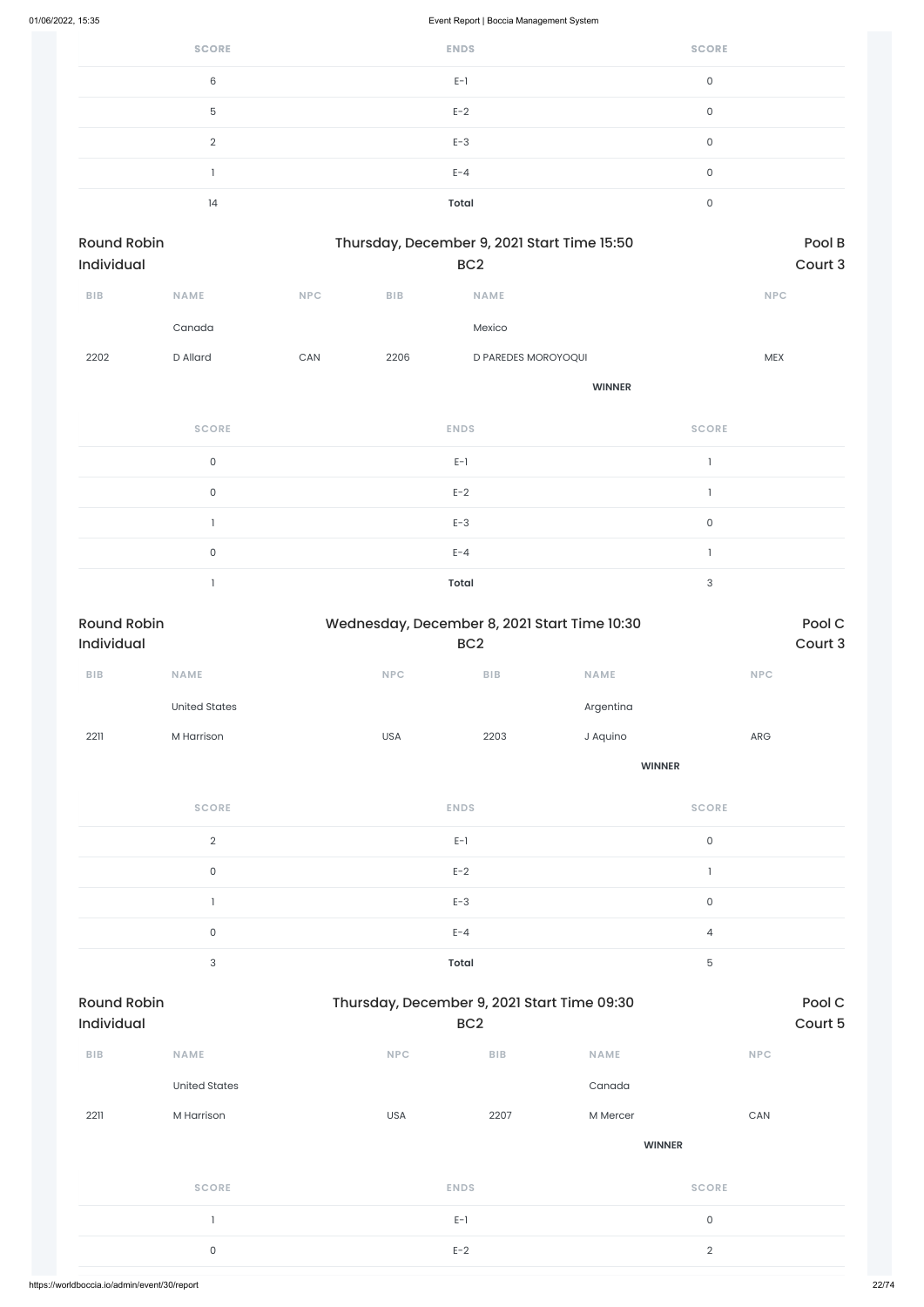| SCORE | ENDS | SCORE |
|---|---|---|
| 6 | E-1 | 0 |
| 5 | E-2 | 0 |
| 2 | E-3 | 0 |
| 1 | E-4 | 0 |
| 14 | **Total** | 0 |

## Round Robin Individual — Thursday, December 9, 2021 Start Time 15:50 — BC2 — Pool B Court 3

| BIB | NAME | NPC | BIB | NAME | NPC |
|---|---|---|---|---|---|
| | Canada | | | Mexico | |
| 2202 | D Allard | CAN | 2206 | D PAREDES MOROYOQUI | MEX |
| | | | | **WINNER** | |

| SCORE | ENDS | SCORE |
|---|---|---|
| 0 | E-1 | 1 |
| 0 | E-2 | 1 |
| 1 | E-3 | 0 |
| 0 | E-4 | 1 |
| 1 | **Total** | 3 |

## Round Robin Individual — Wednesday, December 8, 2021 Start Time 10:30 — BC2 — Pool C Court 3

| BIB | NAME | NPC | BIB | NAME | NPC |
|---|---|---|---|---|---|
| | United States | | | Argentina | |
| 2211 | M Harrison | USA | 2203 | J Aquino | ARG |
| | | | | **WINNER** | |

| SCORE | ENDS | SCORE |
|---|---|---|
| 2 | E-1 | 0 |
| 0 | E-2 | 1 |
| 1 | E-3 | 0 |
| 0 | E-4 | 4 |
| 3 | **Total** | 5 |

## Round Robin Individual — Thursday, December 9, 2021 Start Time 09:30 — BC2 — Pool C Court 5

| BIB | NAME | NPC | BIB | NAME | NPC |
|---|---|---|---|---|---|
| | United States | | | Canada | |
| 2211 | M Harrison | USA | 2207 | M Mercer | CAN |
| | | | | **WINNER** | |

| SCORE | ENDS | SCORE |
|---|---|---|
| 1 | E-1 | 0 |
| 0 | E-2 | 2 |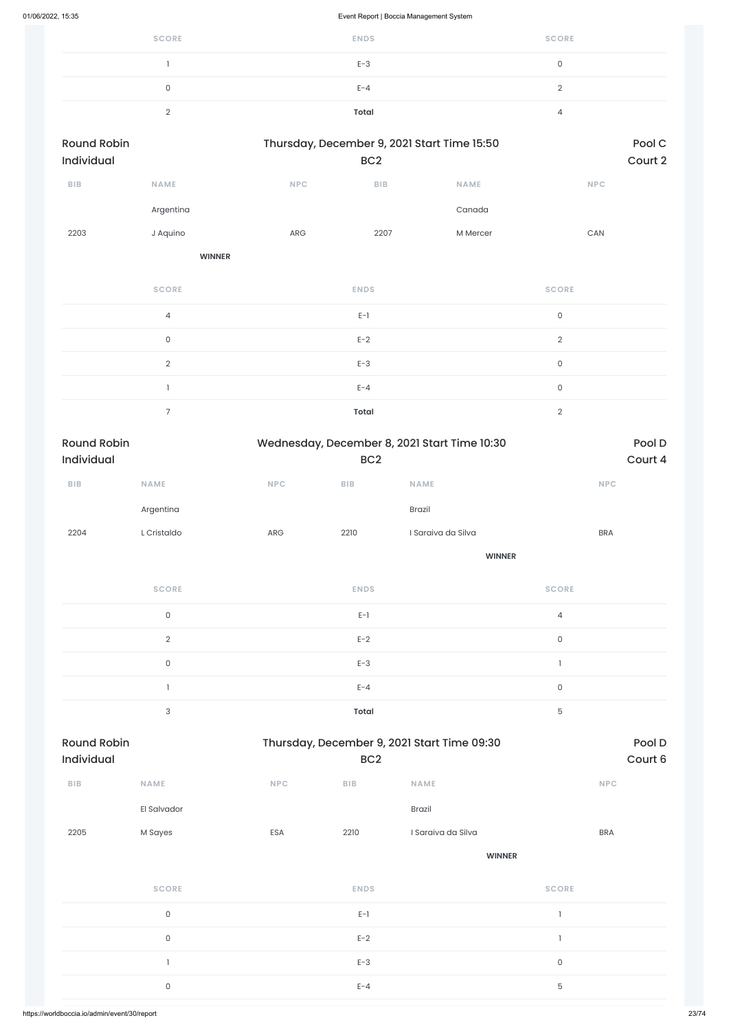| SCORE | ENDS | SCORE |
|---|---|---|
| 1 | E-3 | 0 |
| 0 | E-4 | 2 |
| 2 | **Total** | 4 |

Round Robin Individual — Thursday, December 9, 2021 Start Time 15:50 — BC2 — Pool C Court 2

| BIB | NAME | NPC | BIB | NAME | NPC |
|---|---|---|---|---|---|
| | Argentina | | | Canada | |
| 2203 | J Aquino | ARG | 2207 | M Mercer | CAN |
| | **WINNER** | | | | |

| SCORE | ENDS | SCORE |
|---|---|---|
| 4 | E-1 | 0 |
| 0 | E-2 | 2 |
| 2 | E-3 | 0 |
| 1 | E-4 | 0 |
| 7 | **Total** | 2 |

Round Robin Individual — Wednesday, December 8, 2021 Start Time 10:30 — BC2 — Pool D Court 4

| BIB | NAME | NPC | BIB | NAME | NPC |
|---|---|---|---|---|---|
| | Argentina | | | Brazil | |
| 2204 | L Cristaldo | ARG | 2210 | I Saraiva da Silva | BRA |
| | | | | **WINNER** | |

| SCORE | ENDS | SCORE |
|---|---|---|
| 0 | E-1 | 4 |
| 2 | E-2 | 0 |
| 0 | E-3 | 1 |
| 1 | E-4 | 0 |
| 3 | **Total** | 5 |

Round Robin Individual — Thursday, December 9, 2021 Start Time 09:30 — BC2 — Pool D Court 6

| BIB | NAME | NPC | BIB | NAME | NPC |
|---|---|---|---|---|---|
| | El Salvador | | | Brazil | |
| 2205 | M Sayes | ESA | 2210 | I Saraiva da Silva | BRA |
| | | | | **WINNER** | |

| SCORE | ENDS | SCORE |
|---|---|---|
| 0 | E-1 | 1 |
| 0 | E-2 | 1 |
| 1 | E-3 | 0 |
| 0 | E-4 | 5 |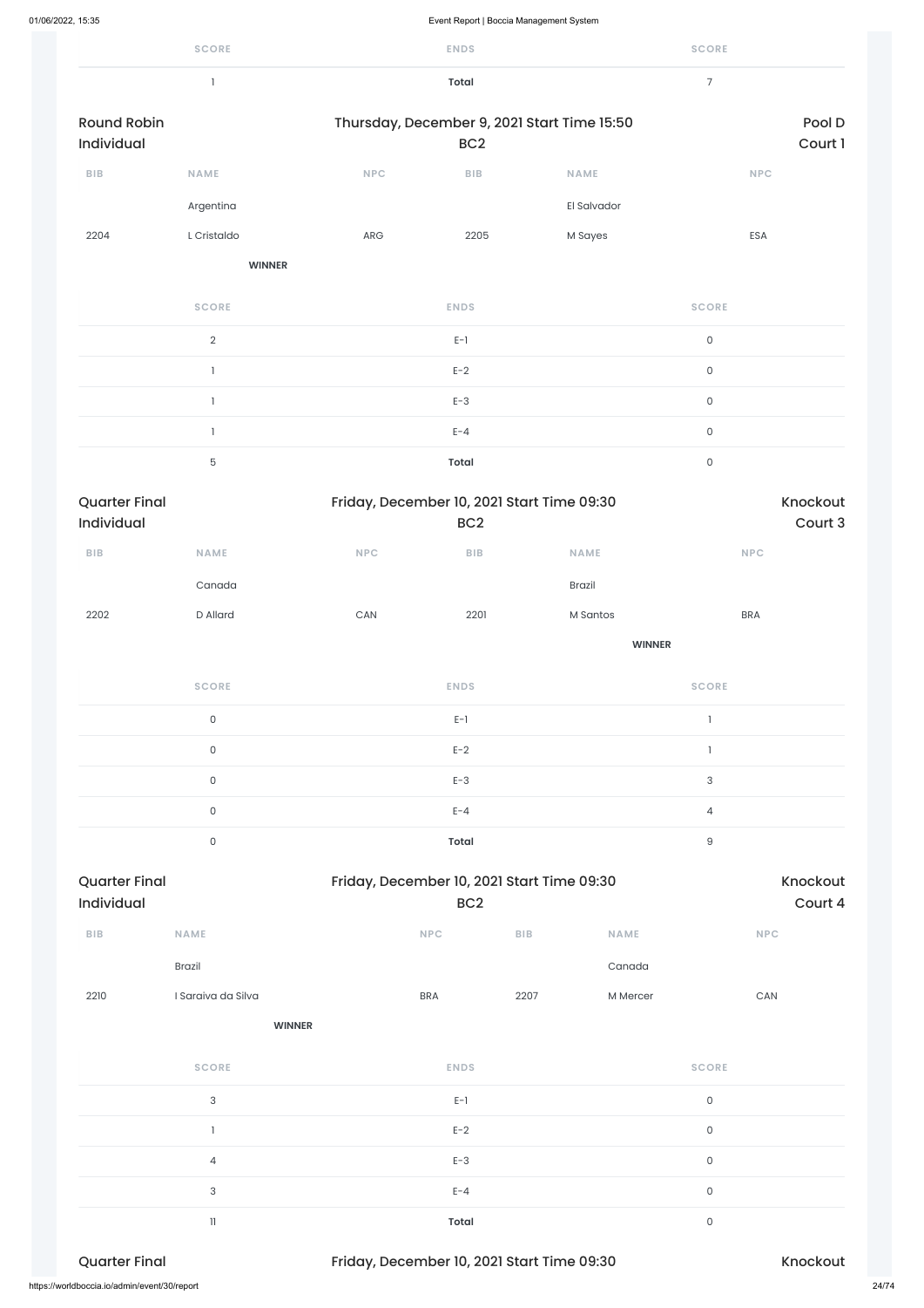| SCORE | ENDS | SCORE |
|---|---|---|
| 1 | **Total** | 7 |

## Round Robin Individual

Thursday, December 9, 2021 Start Time 15:50

BC2

Pool D

Court 1

| BIB | NAME | NPC | BIB | NAME | NPC |
|---|---|---|---|---|---|
| | Argentina | | | El Salvador | |
| 2204 | L Cristaldo | ARG | 2205 | M Sayes | ESA |
| | **WINNER** | | | | |

| SCORE | ENDS | SCORE |
|---|---|---|
| 2 | E-1 | 0 |
| 1 | E-2 | 0 |
| 1 | E-3 | 0 |
| 1 | E-4 | 0 |
| 5 | **Total** | 0 |

## Quarter Final Individual

Friday, December 10, 2021 Start Time 09:30

BC2

Knockout

Court 3

| BIB | NAME | NPC | BIB | NAME | NPC |
|---|---|---|---|---|---|
| | Canada | | | Brazil | |
| 2202 | D Allard | CAN | 2201 | M Santos | BRA |
| | | | | **WINNER** | |

| SCORE | ENDS | SCORE |
|---|---|---|
| 0 | E-1 | 1 |
| 0 | E-2 | 1 |
| 0 | E-3 | 3 |
| 0 | E-4 | 4 |
| 0 | **Total** | 9 |

## Quarter Final Individual

Friday, December 10, 2021 Start Time 09:30

BC2

Knockout

Court 4

| BIB | NAME | NPC | BIB | NAME | NPC |
|---|---|---|---|---|---|
| | Brazil | | | Canada | |
| 2210 | I Saraiva da Silva | BRA | 2207 | M Mercer | CAN |
| | **WINNER** | | | | |

| SCORE | ENDS | SCORE |
|---|---|---|
| 3 | E-1 | 0 |
| 1 | E-2 | 0 |
| 4 | E-3 | 0 |
| 3 | E-4 | 0 |
| 11 | **Total** | 0 |

## Quarter Final

Friday, December 10, 2021 Start Time 09:30

Knockout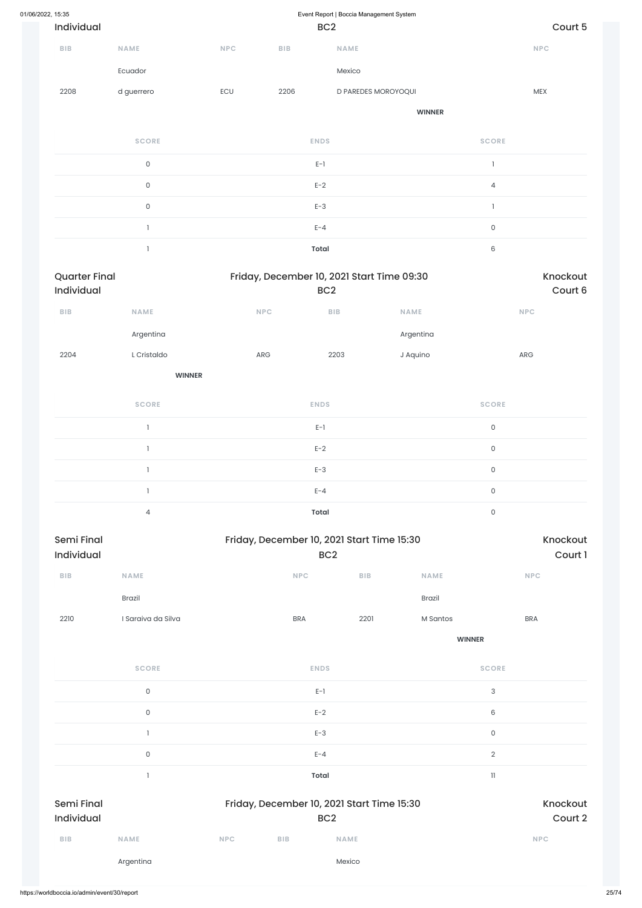Individual | BC2 | Court 5

| BIB | NAME | NPC | BIB | NAME | NPC |
|---|---|---|---|---|---|
| | Ecuador | | | Mexico | |
| 2208 | d guerrero | ECU | 2206 | D PAREDES MOROYOQUI | MEX |
| | | | | **WINNER** | |

| SCORE | ENDS | SCORE |
|---|---|---|
| 0 | E-1 | 1 |
| 0 | E-2 | 4 |
| 0 | E-3 | 1 |
| 1 | E-4 | 0 |
| 1 | **Total** | 6 |

## Quarter Final
Individual

Friday, December 10, 2021 Start Time 09:30

BC2

Knockout

Court 6

| BIB | NAME | NPC | BIB | NAME | NPC |
|---|---|---|---|---|---|
| | Argentina | | | Argentina | |
| 2204 | L Cristaldo | ARG | 2203 | J Aquino | ARG |
| | **WINNER** | | | | |

| SCORE | ENDS | SCORE |
|---|---|---|
| 1 | E-1 | 0 |
| 1 | E-2 | 0 |
| 1 | E-3 | 0 |
| 1 | E-4 | 0 |
| 4 | **Total** | 0 |

## Semi Final
Individual

Friday, December 10, 2021 Start Time 15:30

BC2

Knockout

Court 1

| BIB | NAME | NPC | BIB | NAME | NPC |
|---|---|---|---|---|---|
| | Brazil | | | Brazil | |
| 2210 | I Saraiva da Silva | BRA | 2201 | M Santos | BRA |
| | | | | **WINNER** | |

| SCORE | ENDS | SCORE |
|---|---|---|
| 0 | E-1 | 3 |
| 0 | E-2 | 6 |
| 1 | E-3 | 0 |
| 0 | E-4 | 2 |
| 1 | **Total** | 11 |

## Semi Final
Individual

Friday, December 10, 2021 Start Time 15:30

BC2

Knockout

Court 2

| BIB | NAME | NPC | BIB | NAME | NPC |
|---|---|---|---|---|---|
| | Argentina | | | Mexico | |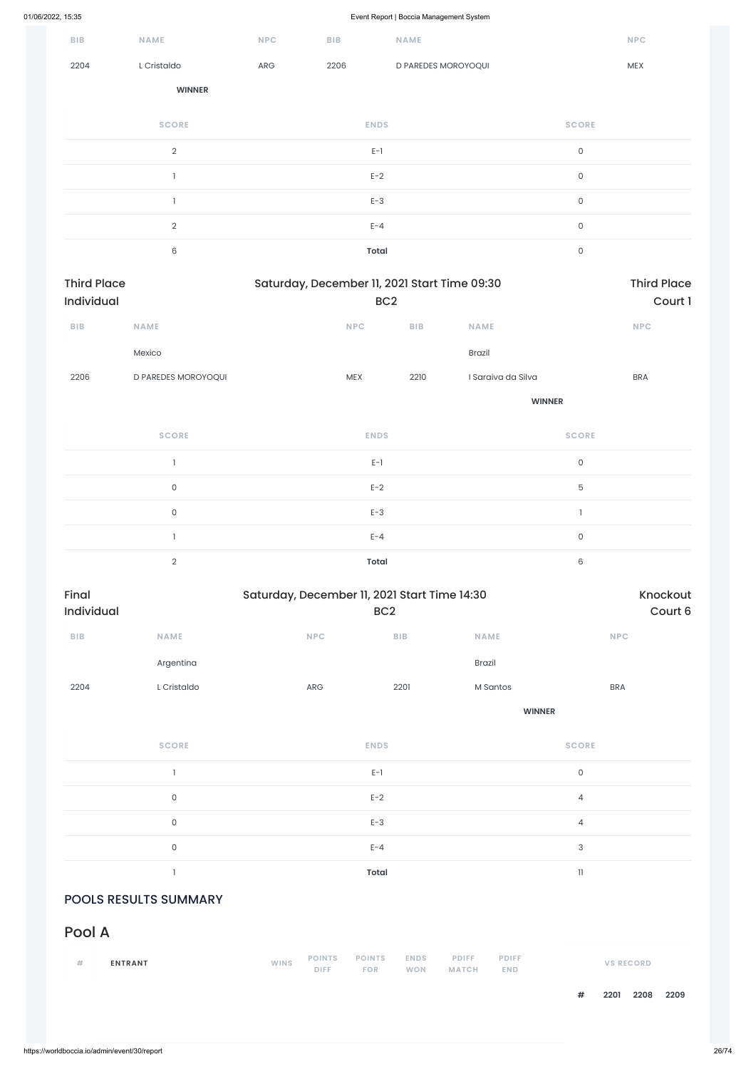| BIB | NAME | NPC | BIB | NAME | NPC |
|---|---|---|---|---|---|
| 2204 | L Cristaldo | ARG | 2206 | D PAREDES MOROYOQUI | MEX |
| | **WINNER** | | | | |

| SCORE | ENDS | SCORE |
|---|---|---|
| 2 | E-1 | 0 |
| 1 | E-2 | 0 |
| 1 | E-3 | 0 |
| 2 | E-4 | 0 |
| 6 | **Total** | 0 |

## Third Place Individual

Saturday, December 11, 2021 Start Time 09:30

BC2

Third Place Court 1

| BIB | NAME | NPC | BIB | NAME | NPC |
|---|---|---|---|---|---|
| | Mexico | | | Brazil | |
| 2206 | D PAREDES MOROYOQUI | MEX | 2210 | I Saraiva da Silva | BRA |
| | | | | **WINNER** | |

| SCORE | ENDS | SCORE |
|---|---|---|
| 1 | E-1 | 0 |
| 0 | E-2 | 5 |
| 0 | E-3 | 1 |
| 1 | E-4 | 0 |
| 2 | **Total** | 6 |

## Final Individual

Saturday, December 11, 2021 Start Time 14:30

BC2

Knockout Court 6

| BIB | NAME | NPC | BIB | NAME | NPC |
|---|---|---|---|---|---|
| | Argentina | | | Brazil | |
| 2204 | L Cristaldo | ARG | 2201 | M Santos | BRA |
| | | | | **WINNER** | |

| SCORE | ENDS | SCORE |
|---|---|---|
| 1 | E-1 | 0 |
| 0 | E-2 | 4 |
| 0 | E-3 | 4 |
| 0 | E-4 | 3 |
| 1 | **Total** | 11 |

## POOLS RESULTS SUMMARY

# Pool A

| # | ENTRANT | WINS | POINTS DIFF | POINTS FOR | ENDS WON | PDIFF MATCH | PDIFF END | VS RECORD | | | |
|---|---|---|---|---|---|---|---|---|---|---|---|
| | | | | | | | | **#** | **2201** | **2208** | **2209** |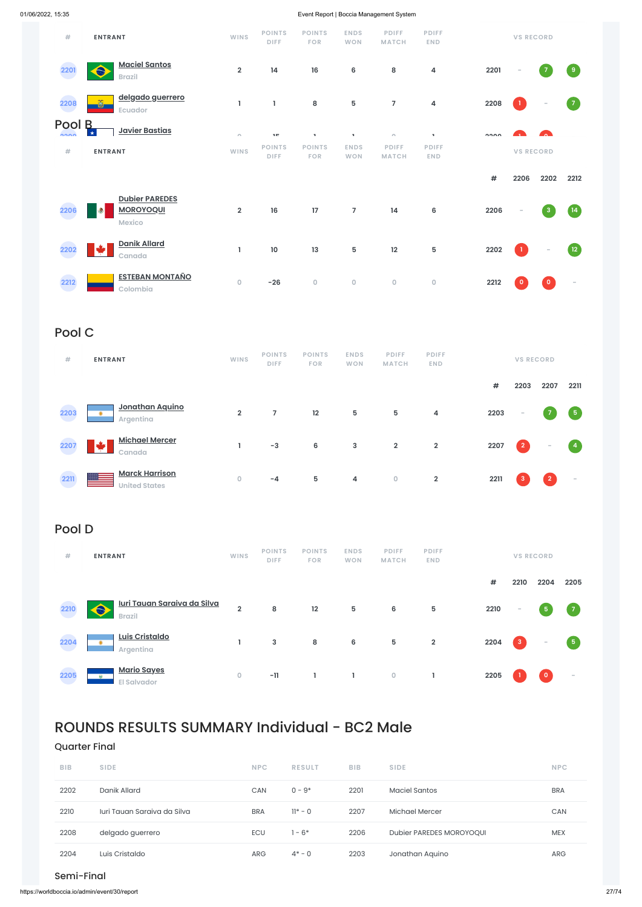| # | ENTRANT | WINS | POINTS DIFF | POINTS FOR | ENDS WON | PDIFF MATCH | PDIFF END | VS RECORD | | | |
|---|---|---|---|---|---|---|---|---|---|---|---|
| 2201 | Maciel Santos<br>Brazil | 2 | 14 | 16 | 6 | 8 | 4 | 2201 | - | 7 | 9 |
| 2208 | delgado guerrero<br>Ecuador | 1 | 1 | 8 | 5 | 7 | 4 | 2208 | 1 | - | 7 |
| 2209 | Javier Bastias | 0 | -15 | 1 | 1 | 0 | 1 | 2209 | 1 | 0 | |

## Pool B

| # | ENTRANT | WINS | POINTS DIFF | POINTS FOR | ENDS WON | PDIFF MATCH | PDIFF END | # | 2206 | 2202 | 2212 |
|---|---|---|---|---|---|---|---|---|---|---|---|
| 2206 | Dubier PAREDES MOROYOQUI<br>Mexico | 2 | 16 | 17 | 7 | 14 | 6 | 2206 | - | 3 | 14 |
| 2202 | Danik Allard<br>Canada | 1 | 10 | 13 | 5 | 12 | 5 | 2202 | 1 | - | 12 |
| 2212 | ESTEBAN MONTAÑO<br>Colombia | 0 | -26 | 0 | 0 | 0 | 0 | 2212 | 0 | 0 | - |

## Pool C

| # | ENTRANT | WINS | POINTS DIFF | POINTS FOR | ENDS WON | PDIFF MATCH | PDIFF END | # | 2203 | 2207 | 2211 |
|---|---|---|---|---|---|---|---|---|---|---|---|
| 2203 | Jonathan Aquino<br>Argentina | 2 | 7 | 12 | 5 | 5 | 4 | 2203 | - | 7 | 5 |
| 2207 | Michael Mercer<br>Canada | 1 | -3 | 6 | 3 | 2 | 2 | 2207 | 2 | - | 4 |
| 2211 | Marck Harrison<br>United States | 0 | -4 | 5 | 4 | 0 | 2 | 2211 | 3 | 2 | - |

## Pool D

| # | ENTRANT | WINS | POINTS DIFF | POINTS FOR | ENDS WON | PDIFF MATCH | PDIFF END | # | 2210 | 2204 | 2205 |
|---|---|---|---|---|---|---|---|---|---|---|---|
| 2210 | Iuri Tauan Saraiva da Silva<br>Brazil | 2 | 8 | 12 | 5 | 6 | 5 | 2210 | - | 5 | 7 |
| 2204 | Luis Cristaldo<br>Argentina | 1 | 3 | 8 | 6 | 5 | 2 | 2204 | 3 | - | 5 |
| 2205 | Mario Sayes<br>El Salvador | 0 | -11 | 1 | 1 | 0 | 1 | 2205 | 1 | 0 | - |

# ROUNDS RESULTS SUMMARY Individual - BC2 Male

## Quarter Final

| BIB | SIDE | NPC | RESULT | BIB | SIDE | NPC |
|---|---|---|---|---|---|---|
| 2202 | Danik Allard | CAN | 0 - 9* | 2201 | Maciel Santos | BRA |
| 2210 | Iuri Tauan Saraiva da Silva | BRA | 11* - 0 | 2207 | Michael Mercer | CAN |
| 2208 | delgado guerrero | ECU | 1 - 6* | 2206 | Dubier PAREDES MOROYOQUI | MEX |
| 2204 | Luis Cristaldo | ARG | 4* - 0 | 2203 | Jonathan Aquino | ARG |

## Semi-Final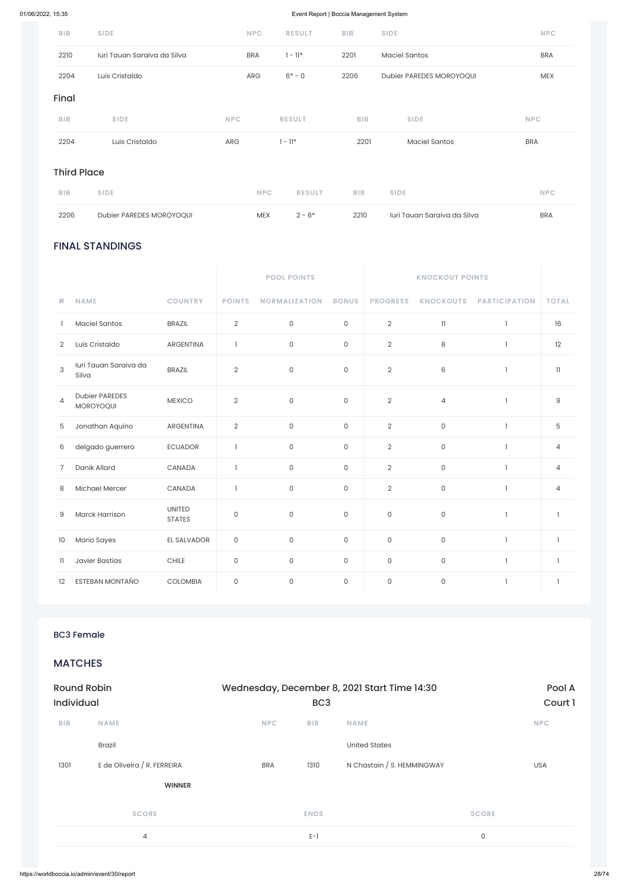| BIB | SIDE | NPC | RESULT | BIB | SIDE | NPC |
|---|---|---|---|---|---|---|
| 2210 | Iuri Tauan Saraiva da Silva | BRA | 1 - 11* | 2201 | Maciel Santos | BRA |
| 2204 | Luis Cristaldo | ARG | 6* - 0 | 2206 | Dubier PAREDES MOROYOQUI | MEX |

### Final

| BIB | SIDE | NPC | RESULT | BIB | SIDE | NPC |
|---|---|---|---|---|---|---|
| 2204 | Luis Cristaldo | ARG | 1 - 11* | 2201 | Maciel Santos | BRA |

### Third Place

| BIB | SIDE | NPC | RESULT | BIB | SIDE | NPC |
|---|---|---|---|---|---|---|
| 2206 | Dubier PAREDES MOROYOQUI | MEX | 2 - 6* | 2210 | Iuri Tauan Saraiva da Silva | BRA |

## FINAL STANDINGS

| | | | POOL POINTS | | | KNOCKOUT POINTS | | | |
|---|---|---|---|---|---|---|---|---|---|
| # | NAME | COUNTRY | POINTS | NORMALIZATION | BONUS | PROGRESS | KNOCKOUTS | PARTICIPATION | TOTAL |
| 1 | Maciel Santos | BRAZIL | 2 | 0 | 0 | 2 | 11 | 1 | 16 |
| 2 | Luis Cristaldo | ARGENTINA | 1 | 0 | 0 | 2 | 8 | 1 | 12 |
| 3 | Iuri Tauan Saraiva da Silva | BRAZIL | 2 | 0 | 0 | 2 | 6 | 1 | 11 |
| 4 | Dubier PAREDES MOROYOQUI | MEXICO | 2 | 0 | 0 | 2 | 4 | 1 | 9 |
| 5 | Jonathan Aquino | ARGENTINA | 2 | 0 | 0 | 2 | 0 | 1 | 5 |
| 6 | delgado guerrero | ECUADOR | 1 | 0 | 0 | 2 | 0 | 1 | 4 |
| 7 | Danik Allard | CANADA | 1 | 0 | 0 | 2 | 0 | 1 | 4 |
| 8 | Michael Mercer | CANADA | 1 | 0 | 0 | 2 | 0 | 1 | 4 |
| 9 | Marck Harrison | UNITED STATES | 0 | 0 | 0 | 0 | 0 | 1 | 1 |
| 10 | Mario Sayes | EL SALVADOR | 0 | 0 | 0 | 0 | 0 | 1 | 1 |
| 11 | Javier Bastias | CHILE | 0 | 0 | 0 | 0 | 0 | 1 | 1 |
| 12 | ESTEBAN MONTAÑO | COLOMBIA | 0 | 0 | 0 | 0 | 0 | 1 | 1 |

### BC3 Female

## MATCHES

**Round Robin Individual** — Wednesday, December 8, 2021 Start Time 14:30 — BC3 — Pool A, Court 1

| BIB | NAME | NPC | BIB | NAME | NPC |
|---|---|---|---|---|---|
| | Brazil | | | United States | |
| 1301 | E de Oliveira / R. FERREIRA | BRA | 1310 | N Chastain / S. HEMMINGWAY | USA |
| | **WINNER** | | | | |

| SCORE | ENDS | SCORE |
|---|---|---|
| 4 | E-1 | 0 |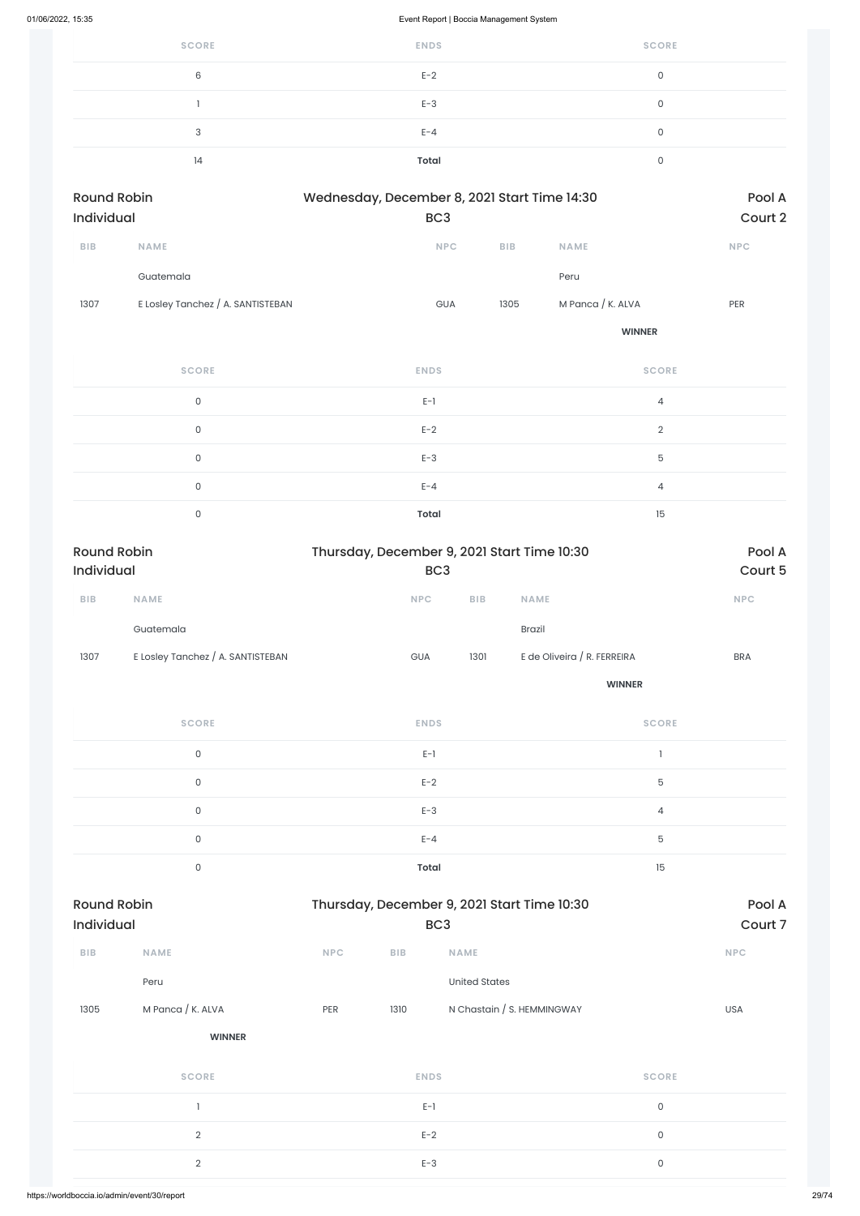| SCORE | ENDS | SCORE |
|---|---|---|
| 6 | E-2 | 0 |
| 1 | E-3 | 0 |
| 3 | E-4 | 0 |
| 14 | **Total** | 0 |

Round Robin Individual | Wednesday, December 8, 2021 Start Time 14:30 | BC3 | Pool A | Court 2

| BIB | NAME | NPC | BIB | NAME | NPC |
|---|---|---|---|---|---|
| | Guatemala | | | Peru | |
| 1307 | E Losley Tanchez / A. SANTISTEBAN | GUA | 1305 | M Panca / K. ALVA | PER |
| | | | | **WINNER** | |

| SCORE | ENDS | SCORE |
|---|---|---|
| 0 | E-1 | 4 |
| 0 | E-2 | 2 |
| 0 | E-3 | 5 |
| 0 | E-4 | 4 |
| 0 | **Total** | 15 |

Round Robin Individual | Thursday, December 9, 2021 Start Time 10:30 | BC3 | Pool A | Court 5

| BIB | NAME | NPC | BIB | NAME | NPC |
|---|---|---|---|---|---|
| | Guatemala | | | Brazil | |
| 1307 | E Losley Tanchez / A. SANTISTEBAN | GUA | 1301 | E de Oliveira / R. FERREIRA | BRA |
| | | | | **WINNER** | |

| SCORE | ENDS | SCORE |
|---|---|---|
| 0 | E-1 | 1 |
| 0 | E-2 | 5 |
| 0 | E-3 | 4 |
| 0 | E-4 | 5 |
| 0 | **Total** | 15 |

Round Robin Individual | Thursday, December 9, 2021 Start Time 10:30 | BC3 | Pool A | Court 7

| BIB | NAME | NPC | BIB | NAME | NPC |
|---|---|---|---|---|---|
| | Peru | | | United States | |
| 1305 | M Panca / K. ALVA | PER | 1310 | N Chastain / S. HEMMINGWAY | USA |
| | **WINNER** | | | | |

| SCORE | ENDS | SCORE |
|---|---|---|
| 1 | E-1 | 0 |
| 2 | E-2 | 0 |
| 2 | E-3 | 0 |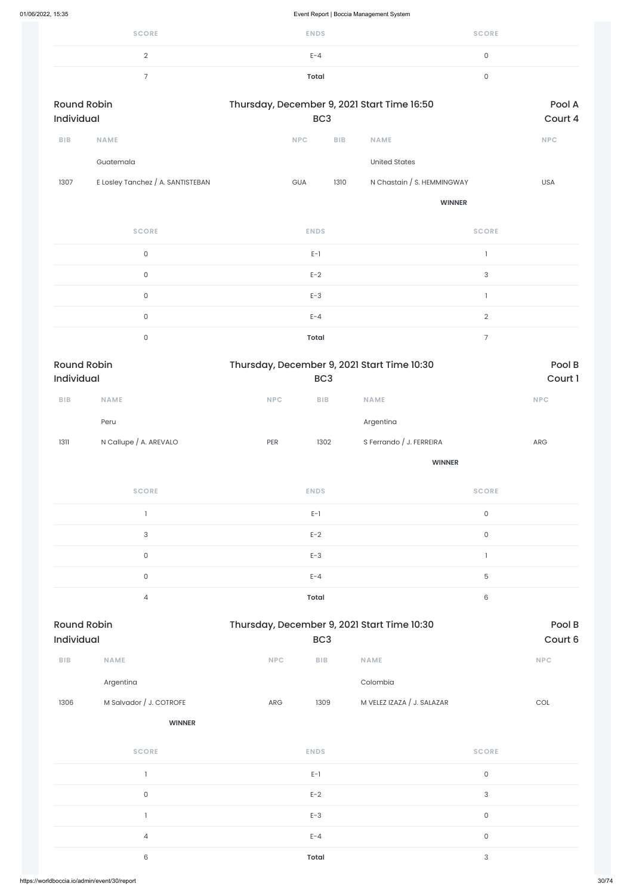| SCORE | ENDS | SCORE |
|---|---|---|
| 2 | E-4 | 0 |
| 7 | **Total** | 0 |

## Round Robin Individual — Thursday, December 9, 2021 Start Time 16:50 — BC3 — Pool A Court 4

| BIB | NAME | NPC | BIB | NAME | NPC |
|---|---|---|---|---|---|
| | Guatemala | | | United States | |
| 1307 | E Losley Tanchez / A. SANTISTEBAN | GUA | 1310 | N Chastain / S. HEMMINGWAY | USA |
| | | | | **WINNER** | |

| SCORE | ENDS | SCORE |
|---|---|---|
| 0 | E-1 | 1 |
| 0 | E-2 | 3 |
| 0 | E-3 | 1 |
| 0 | E-4 | 2 |
| 0 | **Total** | 7 |

## Round Robin Individual — Thursday, December 9, 2021 Start Time 10:30 — BC3 — Pool B Court 1

| BIB | NAME | NPC | BIB | NAME | NPC |
|---|---|---|---|---|---|
| | Peru | | | Argentina | |
| 1311 | N Callupe / A. AREVALO | PER | 1302 | S Ferrando / J. FERREIRA | ARG |
| | | | | **WINNER** | |

| SCORE | ENDS | SCORE |
|---|---|---|
| 1 | E-1 | 0 |
| 3 | E-2 | 0 |
| 0 | E-3 | 1 |
| 0 | E-4 | 5 |
| 4 | **Total** | 6 |

## Round Robin Individual — Thursday, December 9, 2021 Start Time 10:30 — BC3 — Pool B Court 6

| BIB | NAME | NPC | BIB | NAME | NPC |
|---|---|---|---|---|---|
| | Argentina | | | Colombia | |
| 1306 | M Salvador / J. COTROFE | ARG | 1309 | M VELEZ IZAZA / J. SALAZAR | COL |
| | **WINNER** | | | | |

| SCORE | ENDS | SCORE |
|---|---|---|
| 1 | E-1 | 0 |
| 0 | E-2 | 3 |
| 1 | E-3 | 0 |
| 4 | E-4 | 0 |
| 6 | **Total** | 3 |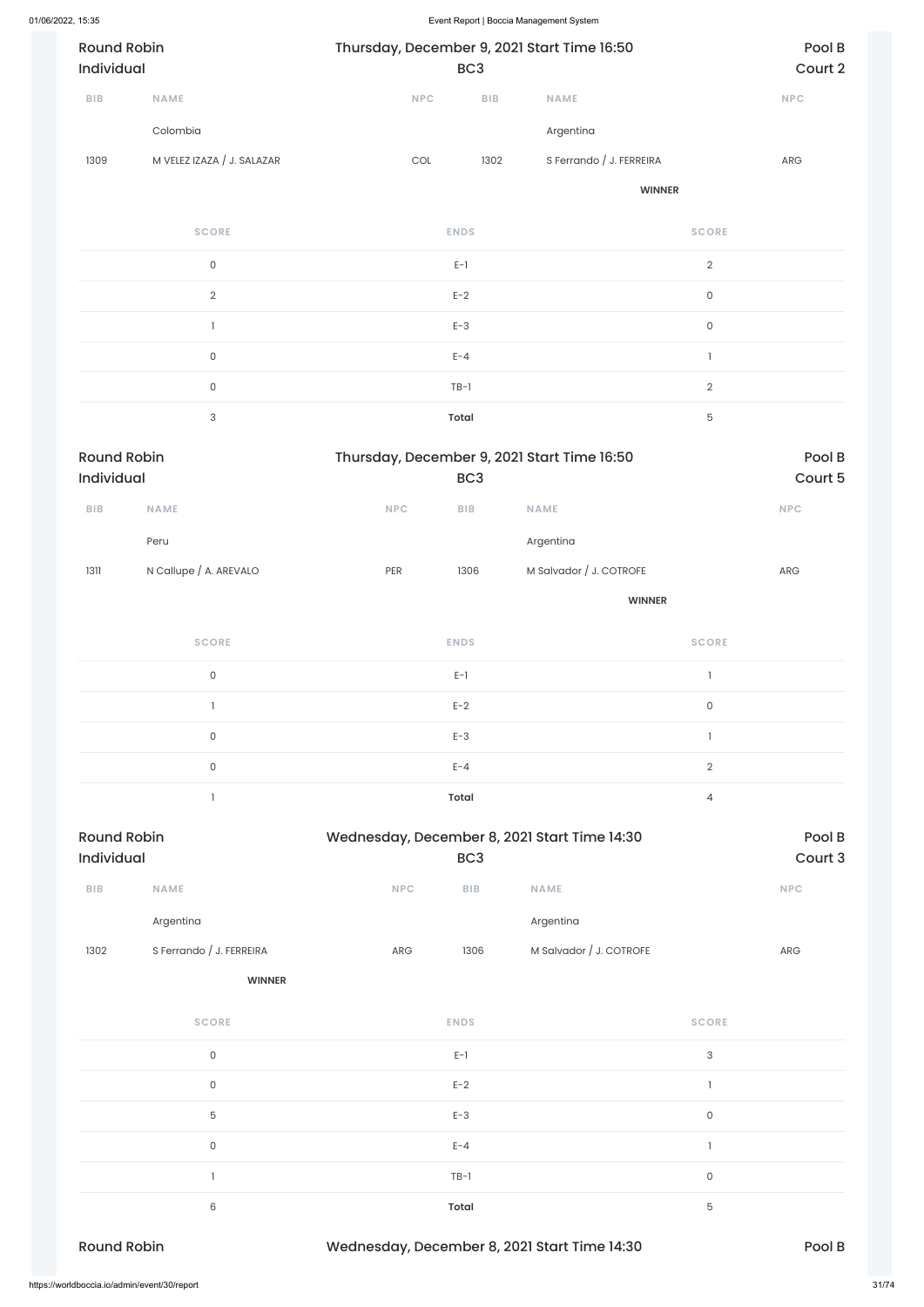Round Robin Individual — Thursday, December 9, 2021 Start Time 16:50 — BC3 — Pool B — Court 2

| BIB | NAME | NPC | BIB | NAME | NPC |
| --- | --- | --- | --- | --- | --- |
| | Colombia | | | Argentina | |
| 1309 | M VELEZ IZAZA / J. SALAZAR | COL | 1302 | S Ferrando / J. FERREIRA | ARG |
| | | | | **WINNER** | |

| SCORE | ENDS | SCORE |
| --- | --- | --- |
| 0 | E-1 | 2 |
| 2 | E-2 | 0 |
| 1 | E-3 | 0 |
| 0 | E-4 | 1 |
| 0 | TB-1 | 2 |
| 3 | **Total** | 5 |

Round Robin Individual — Thursday, December 9, 2021 Start Time 16:50 — BC3 — Pool B — Court 5

| BIB | NAME | NPC | BIB | NAME | NPC |
| --- | --- | --- | --- | --- | --- |
| | Peru | | | Argentina | |
| 1311 | N Callupe / A. AREVALO | PER | 1306 | M Salvador / J. COTROFE | ARG |
| | | | | **WINNER** | |

| SCORE | ENDS | SCORE |
| --- | --- | --- |
| 0 | E-1 | 1 |
| 1 | E-2 | 0 |
| 0 | E-3 | 1 |
| 0 | E-4 | 2 |
| 1 | **Total** | 4 |

Round Robin Individual — Wednesday, December 8, 2021 Start Time 14:30 — BC3 — Pool B — Court 3

| BIB | NAME | NPC | BIB | NAME | NPC |
| --- | --- | --- | --- | --- | --- |
| | Argentina | | | Argentina | |
| 1302 | S Ferrando / J. FERREIRA | ARG | 1306 | M Salvador / J. COTROFE | ARG |
| | **WINNER** | | | | |

| SCORE | ENDS | SCORE |
| --- | --- | --- |
| 0 | E-1 | 3 |
| 0 | E-2 | 1 |
| 5 | E-3 | 0 |
| 0 | E-4 | 1 |
| 1 | TB-1 | 0 |
| 6 | **Total** | 5 |

Round Robin — Wednesday, December 8, 2021 Start Time 14:30 — Pool B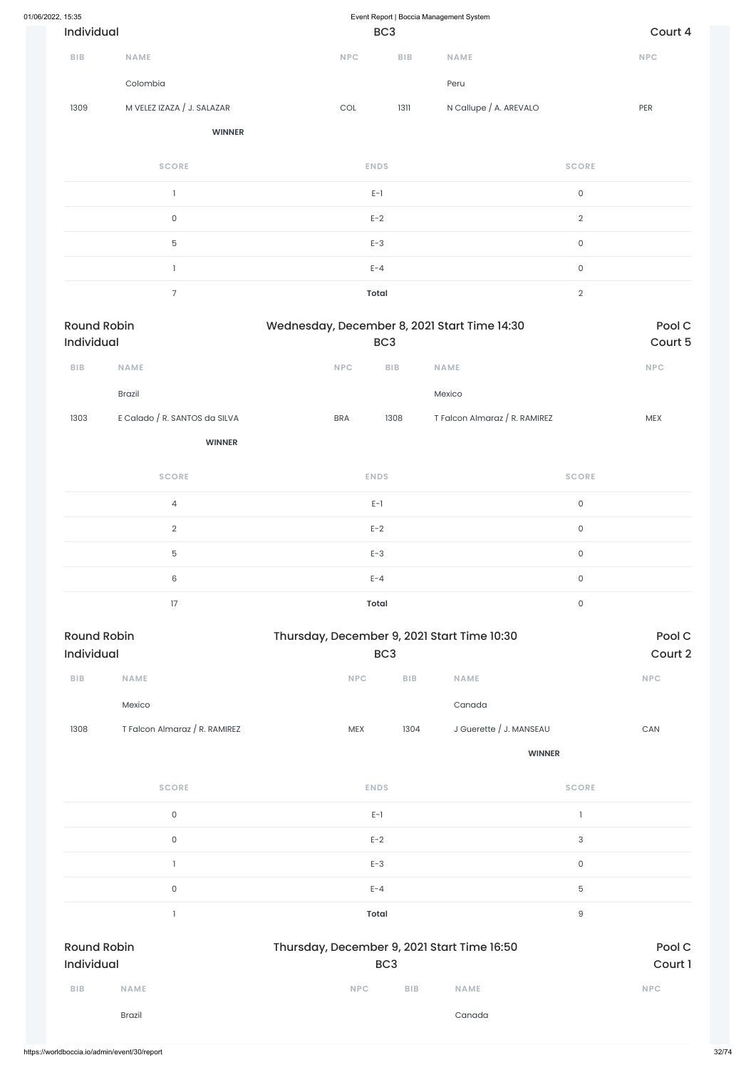Individual | BC3 | Court 4

| BIB | NAME | NPC | BIB | NAME | NPC |
|---|---|---|---|---|---|
| | Colombia | | | Peru | |
| 1309 | M VELEZ IZAZA / J. SALAZAR | COL | 1311 | N Callupe / A. AREVALO | PER |
| | **WINNER** | | | | |

| SCORE | ENDS | SCORE |
|---|---|---|
| 1 | E-1 | 0 |
| 0 | E-2 | 2 |
| 5 | E-3 | 0 |
| 1 | E-4 | 0 |
| 7 | **Total** | 2 |

## Round Robin — Wednesday, December 8, 2021 Start Time 14:30 — Pool C

Individual | BC3 | Court 5

| BIB | NAME | NPC | BIB | NAME | NPC |
|---|---|---|---|---|---|
| | Brazil | | | Mexico | |
| 1303 | E Calado / R. SANTOS da SILVA | BRA | 1308 | T Falcon Almaraz / R. RAMIREZ | MEX |
| | **WINNER** | | | | |

| SCORE | ENDS | SCORE |
|---|---|---|
| 4 | E-1 | 0 |
| 2 | E-2 | 0 |
| 5 | E-3 | 0 |
| 6 | E-4 | 0 |
| 17 | **Total** | 0 |

## Round Robin — Thursday, December 9, 2021 Start Time 10:30 — Pool C

Individual | BC3 | Court 2

| BIB | NAME | NPC | BIB | NAME | NPC |
|---|---|---|---|---|---|
| | Mexico | | | Canada | |
| 1308 | T Falcon Almaraz / R. RAMIREZ | MEX | 1304 | J Guerette / J. MANSEAU | CAN |
| | | | | **WINNER** | |

| SCORE | ENDS | SCORE |
|---|---|---|
| 0 | E-1 | 1 |
| 0 | E-2 | 3 |
| 1 | E-3 | 0 |
| 0 | E-4 | 5 |
| 1 | **Total** | 9 |

## Round Robin — Thursday, December 9, 2021 Start Time 16:50 — Pool C

Individual | BC3 | Court 1

| BIB | NAME | NPC | BIB | NAME | NPC |
|---|---|---|---|---|---|
| | Brazil | | | Canada | |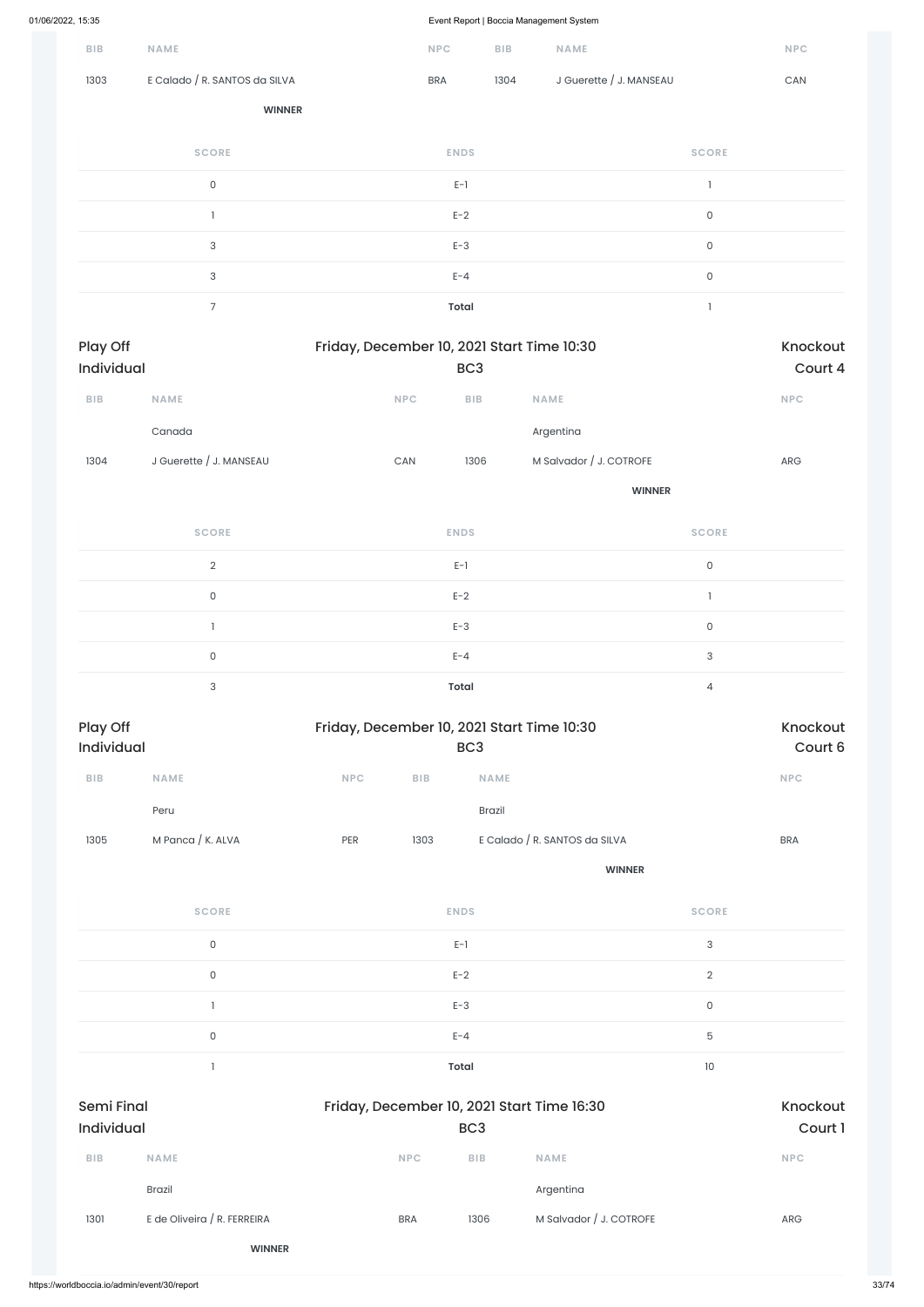| BIB | NAME | NPC | BIB | NAME | NPC |
|---|---|---|---|---|---|
| 1303 | E Calado / R. SANTOS da SILVA | BRA | 1304 | J Guerette / J. MANSEAU | CAN |
| | **WINNER** | | | | |

| SCORE | ENDS | SCORE |
|---|---|---|
| 0 | E-1 | 1 |
| 1 | E-2 | 0 |
| 3 | E-3 | 0 |
| 3 | E-4 | 0 |
| 7 | **Total** | 1 |

## Play Off Individual — Friday, December 10, 2021 Start Time 10:30 — BC3 — Knockout Court 4

| BIB | NAME | NPC | BIB | NAME | NPC |
|---|---|---|---|---|---|
| | Canada | | | Argentina | |
| 1304 | J Guerette / J. MANSEAU | CAN | 1306 | M Salvador / J. COTROFE | ARG |
| | | | | **WINNER** | |

| SCORE | ENDS | SCORE |
|---|---|---|
| 2 | E-1 | 0 |
| 0 | E-2 | 1 |
| 1 | E-3 | 0 |
| 0 | E-4 | 3 |
| 3 | **Total** | 4 |

## Play Off Individual — Friday, December 10, 2021 Start Time 10:30 — BC3 — Knockout Court 6

| BIB | NAME | NPC | BIB | NAME | NPC |
|---|---|---|---|---|---|
| | Peru | | | Brazil | |
| 1305 | M Panca / K. ALVA | PER | 1303 | E Calado / R. SANTOS da SILVA | BRA |
| | | | | **WINNER** | |

| SCORE | ENDS | SCORE |
|---|---|---|
| 0 | E-1 | 3 |
| 0 | E-2 | 2 |
| 1 | E-3 | 0 |
| 0 | E-4 | 5 |
| 1 | **Total** | 10 |

## Semi Final Individual — Friday, December 10, 2021 Start Time 16:30 — BC3 — Knockout Court 1

| BIB | NAME | NPC | BIB | NAME | NPC |
|---|---|---|---|---|---|
| | Brazil | | | Argentina | |
| 1301 | E de Oliveira / R. FERREIRA | BRA | 1306 | M Salvador / J. COTROFE | ARG |
| | **WINNER** | | | | |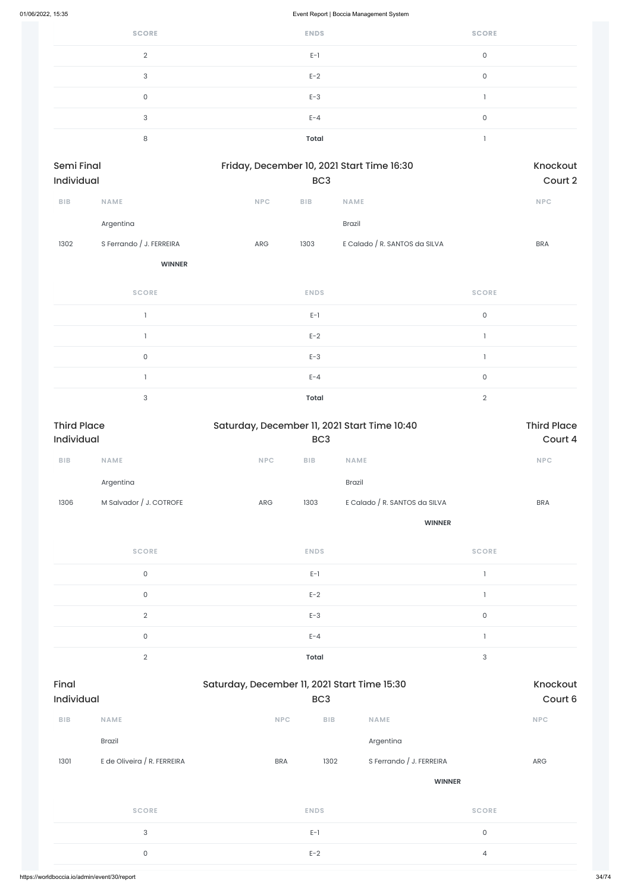| SCORE | ENDS | SCORE |
|---|---|---|
| 2 | E-1 | 0 |
| 3 | E-2 | 0 |
| 0 | E-3 | 1 |
| 3 | E-4 | 0 |
| 8 | **Total** | 1 |

## Semi Final Individual — Friday, December 10, 2021 Start Time 16:30 — BC3 — Knockout Court 2

| BIB | NAME | NPC | BIB | NAME | NPC |
|---|---|---|---|---|---|
| | Argentina | | | Brazil | |
| 1302 | S Ferrando / J. FERREIRA | ARG | 1303 | E Calado / R. SANTOS da SILVA | BRA |
| | **WINNER** | | | | |

| SCORE | ENDS | SCORE |
|---|---|---|
| 1 | E-1 | 0 |
| 1 | E-2 | 1 |
| 0 | E-3 | 1 |
| 1 | E-4 | 0 |
| 3 | **Total** | 2 |

## Third Place Individual — Saturday, December 11, 2021 Start Time 10:40 — BC3 — Third Place Court 4

| BIB | NAME | NPC | BIB | NAME | NPC |
|---|---|---|---|---|---|
| | Argentina | | | Brazil | |
| 1306 | M Salvador / J. COTROFE | ARG | 1303 | E Calado / R. SANTOS da SILVA | BRA |
| | | | | **WINNER** | |

| SCORE | ENDS | SCORE |
|---|---|---|
| 0 | E-1 | 1 |
| 0 | E-2 | 1 |
| 2 | E-3 | 0 |
| 0 | E-4 | 1 |
| 2 | **Total** | 3 |

## Final Individual — Saturday, December 11, 2021 Start Time 15:30 — BC3 — Knockout Court 6

| BIB | NAME | NPC | BIB | NAME | NPC |
|---|---|---|---|---|---|
| | Brazil | | | Argentina | |
| 1301 | E de Oliveira / R. FERREIRA | BRA | 1302 | S Ferrando / J. FERREIRA | ARG |
| | | | | **WINNER** | |

| SCORE | ENDS | SCORE |
|---|---|---|
| 3 | E-1 | 0 |
| 0 | E-2 | 4 |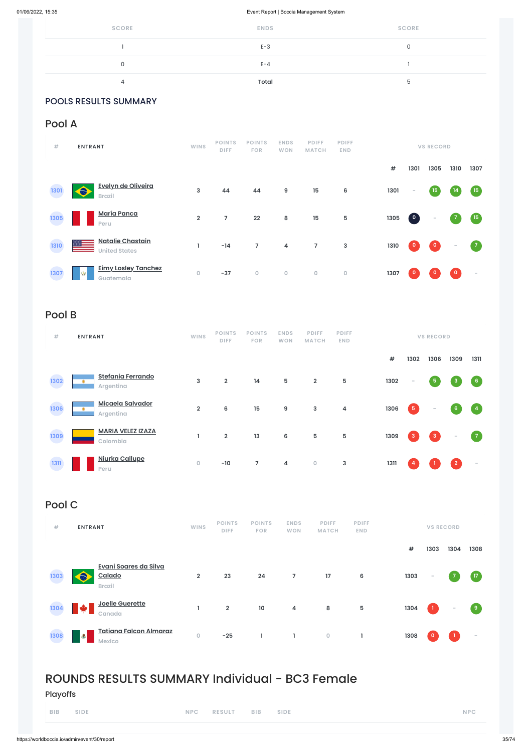| SCORE | ENDS | SCORE |
|---|---|---|
| 1 | E-3 | 0 |
| 0 | E-4 | 1 |
| 4 | **Total** | 5 |

## POOLS RESULTS SUMMARY

### Pool A

| # | ENTRANT | WINS | POINTS DIFF | POINTS FOR | ENDS WON | PDIFF MATCH | PDIFF END | # | 1301 | 1305 | 1310 | 1307 |
|---|---|---|---|---|---|---|---|---|---|---|---|---|
| 1301 | Evelyn de Oliveira<br>Brazil | 3 | 44 | 44 | 9 | 15 | 6 | 1301 | - | 15 | 14 | 15 |
| 1305 | María Panca<br>Peru | 2 | 7 | 22 | 8 | 15 | 5 | 1305 | 0 | - | 7 | 15 |
| 1310 | Natalie Chastain<br>United States | 1 | -14 | 7 | 4 | 7 | 3 | 1310 | 0 | 0 | - | 7 |
| 1307 | Eimy Losley Tanchez<br>Guatemala | 0 | -37 | 0 | 0 | 0 | 0 | 1307 | 0 | 0 | 0 | - |

### Pool B

| # | ENTRANT | WINS | POINTS DIFF | POINTS FOR | ENDS WON | PDIFF MATCH | PDIFF END | # | 1302 | 1306 | 1309 | 1311 |
|---|---|---|---|---|---|---|---|---|---|---|---|---|
| 1302 | Stefania Ferrando<br>Argentina | 3 | 2 | 14 | 5 | 2 | 5 | 1302 | - | 5 | 3 | 6 |
| 1306 | Micaela Salvador<br>Argentina | 2 | 6 | 15 | 9 | 3 | 4 | 1306 | 5 | - | 6 | 4 |
| 1309 | MARIA VELEZ IZAZA<br>Colombia | 1 | 2 | 13 | 6 | 5 | 5 | 1309 | 3 | 3 | - | 7 |
| 1311 | Niurka Callupe<br>Peru | 0 | -10 | 7 | 4 | 0 | 3 | 1311 | 4 | 1 | 2 | - |

### Pool C

| # | ENTRANT | WINS | POINTS DIFF | POINTS FOR | ENDS WON | PDIFF MATCH | PDIFF END | # | 1303 | 1304 | 1308 |
|---|---|---|---|---|---|---|---|---|---|---|---|
| 1303 | Evani Soares da Silva Calado<br>Brazil | 2 | 23 | 24 | 7 | 17 | 6 | 1303 | - | 7 | 17 |
| 1304 | Joelle Guerette<br>Canada | 1 | 2 | 10 | 4 | 8 | 5 | 1304 | 1 | - | 9 |
| 1308 | Tatiana Falcon Almaraz<br>Mexico | 0 | -25 | 1 | 1 | 0 | 1 | 1308 | 0 | 1 | - |

## ROUNDS RESULTS SUMMARY Individual - BC3 Female

### Playoffs

| BIB | SIDE | NPC | RESULT | BIB | SIDE | NPC |
|---|---|---|---|---|---|---|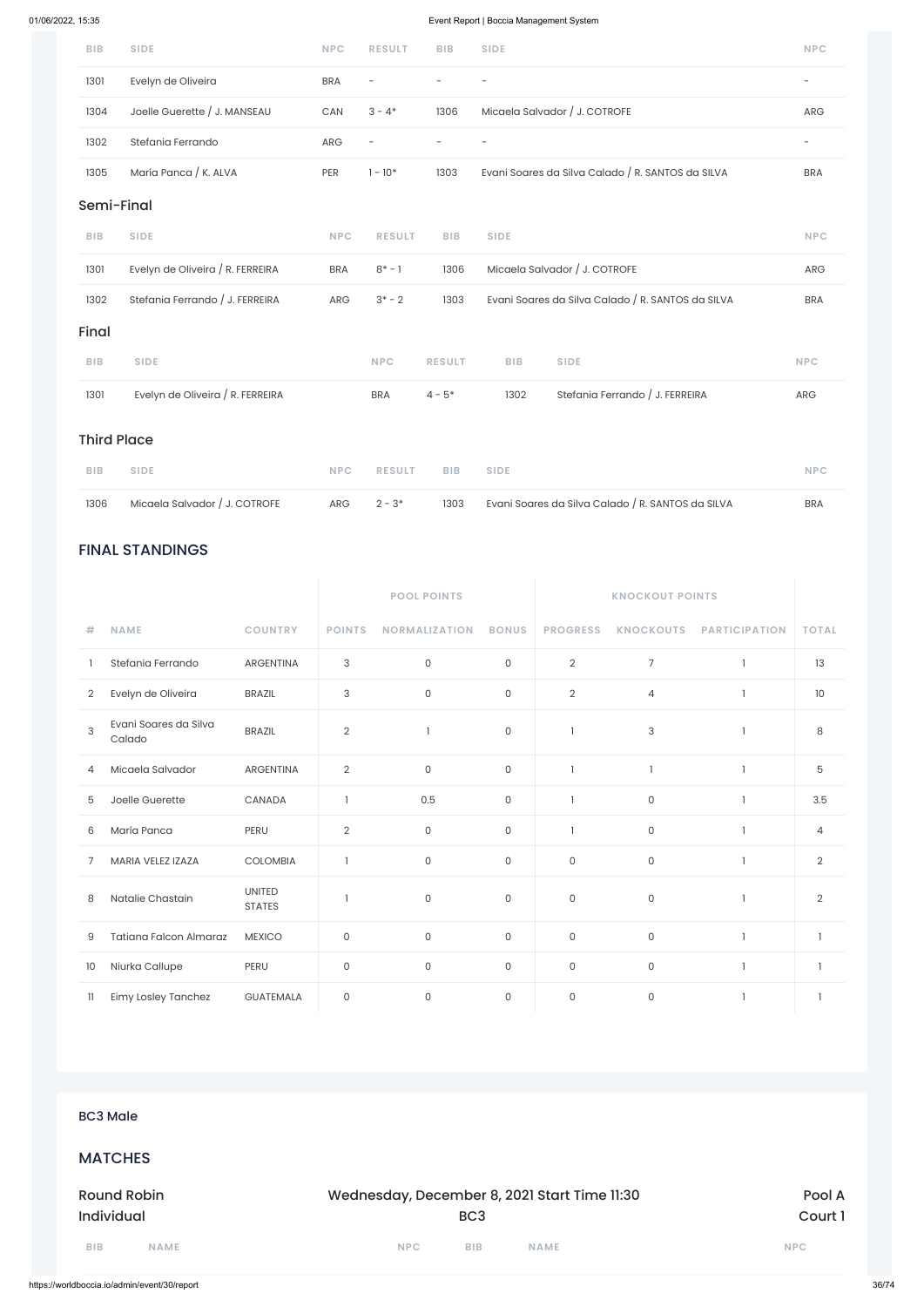| BIB | SIDE | NPC | RESULT | BIB | SIDE | NPC |
|---|---|---|---|---|---|---|
| 1301 | Evelyn de Oliveira | BRA | - | - | - | - |
| 1304 | Joelle Guerette / J. MANSEAU | CAN | 3 - 4* | 1306 | Micaela Salvador / J. COTROFE | ARG |
| 1302 | Stefania Ferrando | ARG | - | - | - | - |
| 1305 | María Panca / K. ALVA | PER | 1 - 10* | 1303 | Evani Soares da Silva Calado / R. SANTOS da SILVA | BRA |

### Semi-Final

| BIB | SIDE | NPC | RESULT | BIB | SIDE | NPC |
|---|---|---|---|---|---|---|
| 1301 | Evelyn de Oliveira / R. FERREIRA | BRA | 8* - 1 | 1306 | Micaela Salvador / J. COTROFE | ARG |
| 1302 | Stefania Ferrando / J. FERREIRA | ARG | 3* - 2 | 1303 | Evani Soares da Silva Calado / R. SANTOS da SILVA | BRA |

### Final

| BIB | SIDE | NPC | RESULT | BIB | SIDE | NPC |
|---|---|---|---|---|---|---|
| 1301 | Evelyn de Oliveira / R. FERREIRA | BRA | 4 - 5* | 1302 | Stefania Ferrando / J. FERREIRA | ARG |

### Third Place

| BIB | SIDE | NPC | RESULT | BIB | SIDE | NPC |
|---|---|---|---|---|---|---|
| 1306 | Micaela Salvador / J. COTROFE | ARG | 2 - 3* | 1303 | Evani Soares da Silva Calado / R. SANTOS da SILVA | BRA |

## FINAL STANDINGS

| | | | POOL POINTS | | | KNOCKOUT POINTS | | | |
|---|---|---|---|---|---|---|---|---|---|
| # | NAME | COUNTRY | POINTS | NORMALIZATION | BONUS | PROGRESS | KNOCKOUTS | PARTICIPATION | TOTAL |
| 1 | Stefania Ferrando | ARGENTINA | 3 | 0 | 0 | 2 | 7 | 1 | 13 |
| 2 | Evelyn de Oliveira | BRAZIL | 3 | 0 | 0 | 2 | 4 | 1 | 10 |
| 3 | Evani Soares da Silva Calado | BRAZIL | 2 | 1 | 0 | 1 | 3 | 1 | 8 |
| 4 | Micaela Salvador | ARGENTINA | 2 | 0 | 0 | 1 | 1 | 1 | 5 |
| 5 | Joelle Guerette | CANADA | 1 | 0.5 | 0 | 1 | 0 | 1 | 3.5 |
| 6 | María Panca | PERU | 2 | 0 | 0 | 1 | 0 | 1 | 4 |
| 7 | MARIA VELEZ IZAZA | COLOMBIA | 1 | 0 | 0 | 0 | 0 | 1 | 2 |
| 8 | Natalie Chastain | UNITED STATES | 1 | 0 | 0 | 0 | 0 | 1 | 2 |
| 9 | Tatiana Falcon Almaraz | MEXICO | 0 | 0 | 0 | 0 | 0 | 1 | 1 |
| 10 | Niurka Callupe | PERU | 0 | 0 | 0 | 0 | 0 | 1 | 1 |
| 11 | Eimy Losley Tanchez | GUATEMALA | 0 | 0 | 0 | 0 | 0 | 1 | 1 |

### BC3 Male

## MATCHES

Round Robin Individual — Wednesday, December 8, 2021 Start Time 11:30 — BC3 — Pool A — Court 1

| BIB | NAME | NPC | BIB | NAME | NPC |
|---|---|---|---|---|---|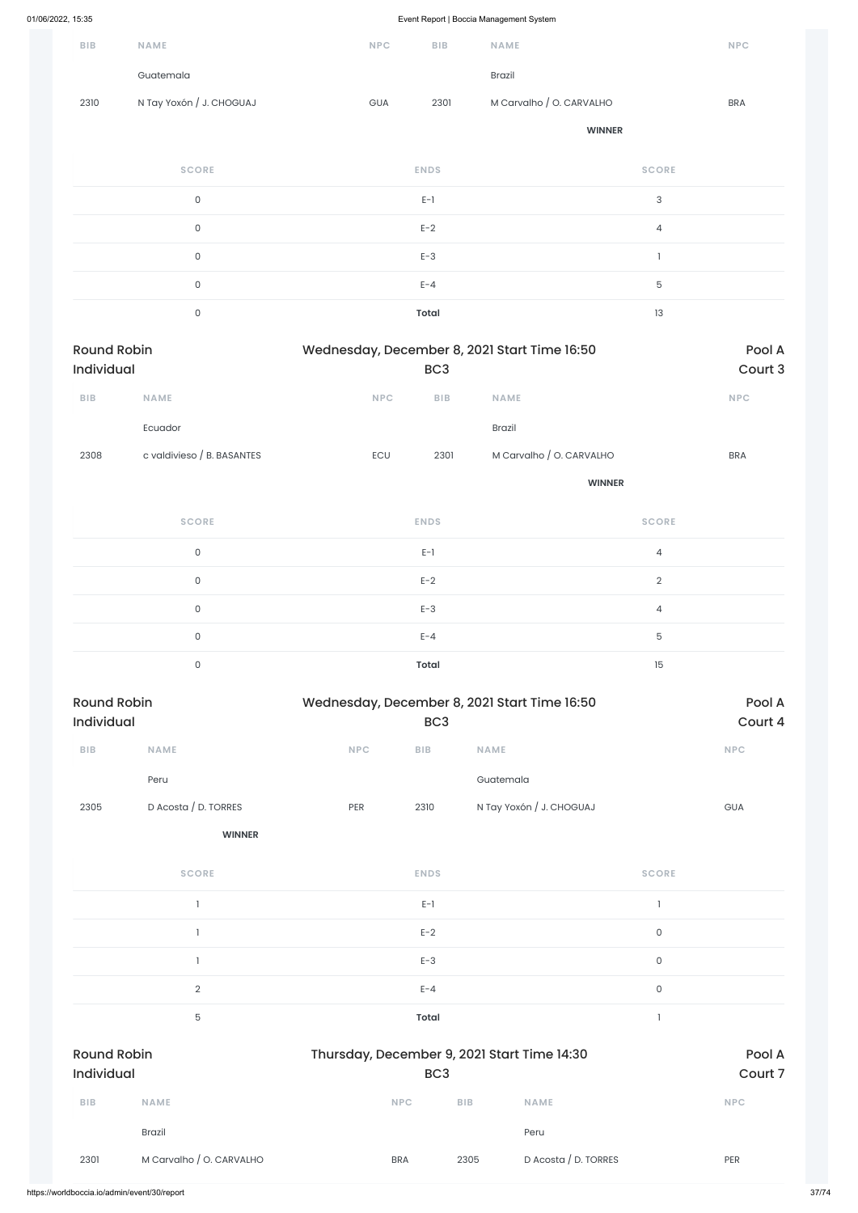| BIB | NAME | NPC | BIB | NAME | NPC |
|---|---|---|---|---|---|
| | Guatemala | | | Brazil | |
| 2310 | N Tay Yoxón / J. CHOGUAJ | GUA | 2301 | M Carvalho / O. CARVALHO | BRA |
| | | | | **WINNER** | |

| SCORE | ENDS | SCORE |
|---|---|---|
| 0 | E-1 | 3 |
| 0 | E-2 | 4 |
| 0 | E-3 | 1 |
| 0 | E-4 | 5 |
| 0 | **Total** | 13 |

## Round Robin Individual — Wednesday, December 8, 2021 Start Time 16:50 — BC3 — Pool A Court 3

| BIB | NAME | NPC | BIB | NAME | NPC |
|---|---|---|---|---|---|
| | Ecuador | | | Brazil | |
| 2308 | c valdivieso / B. BASANTES | ECU | 2301 | M Carvalho / O. CARVALHO | BRA |
| | | | | **WINNER** | |

| SCORE | ENDS | SCORE |
|---|---|---|
| 0 | E-1 | 4 |
| 0 | E-2 | 2 |
| 0 | E-3 | 4 |
| 0 | E-4 | 5 |
| 0 | **Total** | 15 |

## Round Robin Individual — Wednesday, December 8, 2021 Start Time 16:50 — BC3 — Pool A Court 4

| BIB | NAME | NPC | BIB | NAME | NPC |
|---|---|---|---|---|---|
| | Peru | | | Guatemala | |
| 2305 | D Acosta / D. TORRES | PER | 2310 | N Tay Yoxón / J. CHOGUAJ | GUA |
| | **WINNER** | | | | |

| SCORE | ENDS | SCORE |
|---|---|---|
| 1 | E-1 | 1 |
| 1 | E-2 | 0 |
| 1 | E-3 | 0 |
| 2 | E-4 | 0 |
| 5 | **Total** | 1 |

## Round Robin Individual — Thursday, December 9, 2021 Start Time 14:30 — BC3 — Pool A Court 7

| BIB | NAME | NPC | BIB | NAME | NPC |
|---|---|---|---|---|---|
| | Brazil | | | Peru | |
| 2301 | M Carvalho / O. CARVALHO | BRA | 2305 | D Acosta / D. TORRES | PER |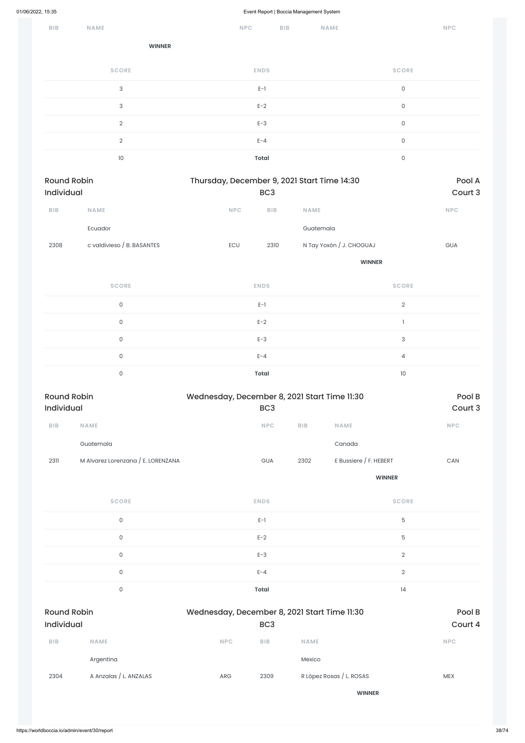| BIB | NAME | NPC | BIB | NAME | NPC |
|---|---|---|---|---|---|

**WINNER**

| SCORE | ENDS | SCORE |
|---|---|---|
| 3 | E-1 | 0 |
| 3 | E-2 | 0 |
| 2 | E-3 | 0 |
| 2 | E-4 | 0 |
| 10 | **Total** | 0 |

## Round Robin Individual

Thursday, December 9, 2021 Start Time 14:30 — BC3 — Pool A — Court 3

| BIB | NAME | NPC | BIB | NAME | NPC |
|---|---|---|---|---|---|
| | Ecuador | | | Guatemala | |
| 2308 | c valdivieso / B. BASANTES | ECU | 2310 | N Tay Yoxón / J. CHOGUAJ | GUA |
| | | | | **WINNER** | |

| SCORE | ENDS | SCORE |
|---|---|---|
| 0 | E-1 | 2 |
| 0 | E-2 | 1 |
| 0 | E-3 | 3 |
| 0 | E-4 | 4 |
| 0 | **Total** | 10 |

## Round Robin Individual

Wednesday, December 8, 2021 Start Time 11:30 — BC3 — Pool B — Court 3

| BIB | NAME | NPC | BIB | NAME | NPC |
|---|---|---|---|---|---|
| | Guatemala | | | Canada | |
| 2311 | M Alvarez Lorenzana / E. LORENZANA | GUA | 2302 | E Bussiere / F. HEBERT | CAN |
| | | | | **WINNER** | |

| SCORE | ENDS | SCORE |
|---|---|---|
| 0 | E-1 | 5 |
| 0 | E-2 | 5 |
| 0 | E-3 | 2 |
| 0 | E-4 | 2 |
| 0 | **Total** | 14 |

## Round Robin Individual

Wednesday, December 8, 2021 Start Time 11:30 — BC3 — Pool B — Court 4

| BIB | NAME | NPC | BIB | NAME | NPC |
|---|---|---|---|---|---|
| | Argentina | | | Mexico | |
| 2304 | A Anzalas / L. ANZALAS | ARG | 2309 | R López Rosas / L. ROSAS | MEX |
| | | | | **WINNER** | |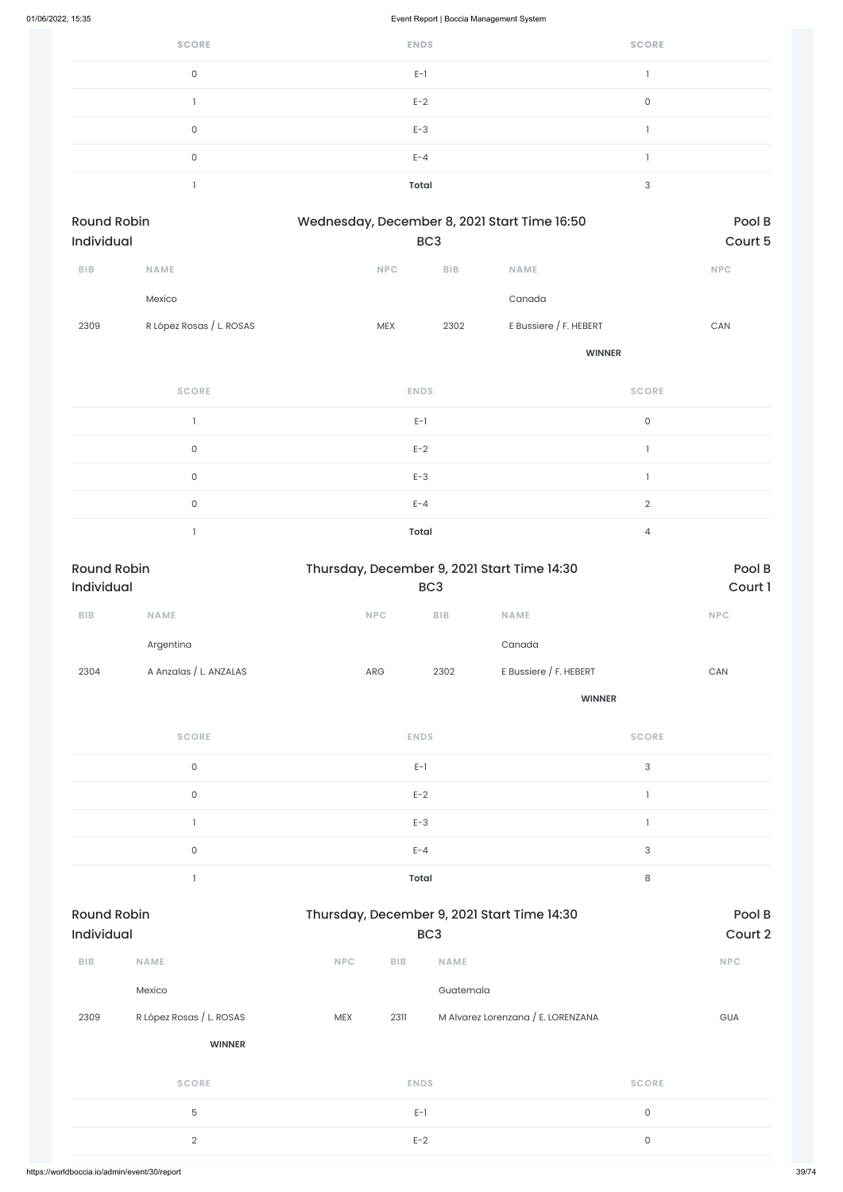| SCORE | ENDS | SCORE |
|---|---|---|
| 0 | E-1 | 1 |
| 1 | E-2 | 0 |
| 0 | E-3 | 1 |
| 0 | E-4 | 1 |
| 1 | **Total** | 3 |

## Round Robin Individual

Wednesday, December 8, 2021 Start Time 16:50

BC3

Pool B
Court 5

| BIB | NAME | NPC | BIB | NAME | NPC |
|---|---|---|---|---|---|
| | Mexico | | | Canada | |
| 2309 | R López Rosas / L. ROSAS | MEX | 2302 | E Bussiere / F. HEBERT | CAN |
| | | | | **WINNER** | |

| SCORE | ENDS | SCORE |
|---|---|---|
| 1 | E-1 | 0 |
| 0 | E-2 | 1 |
| 0 | E-3 | 1 |
| 0 | E-4 | 2 |
| 1 | **Total** | 4 |

## Round Robin Individual

Thursday, December 9, 2021 Start Time 14:30

BC3

Pool B
Court 1

| BIB | NAME | NPC | BIB | NAME | NPC |
|---|---|---|---|---|---|
| | Argentina | | | Canada | |
| 2304 | A Anzalas / L. ANZALAS | ARG | 2302 | E Bussiere / F. HEBERT | CAN |
| | | | | **WINNER** | |

| SCORE | ENDS | SCORE |
|---|---|---|
| 0 | E-1 | 3 |
| 0 | E-2 | 1 |
| 1 | E-3 | 1 |
| 0 | E-4 | 3 |
| 1 | **Total** | 8 |

## Round Robin Individual

Thursday, December 9, 2021 Start Time 14:30

BC3

Pool B
Court 2

| BIB | NAME | NPC | BIB | NAME | NPC |
|---|---|---|---|---|---|
| | Mexico | | | Guatemala | |
| 2309 | R López Rosas / L. ROSAS | MEX | 2311 | M Alvarez Lorenzana / E. LORENZANA | GUA |
| | **WINNER** | | | | |

| SCORE | ENDS | SCORE |
|---|---|---|
| 5 | E-1 | 0 |
| 2 | E-2 | 0 |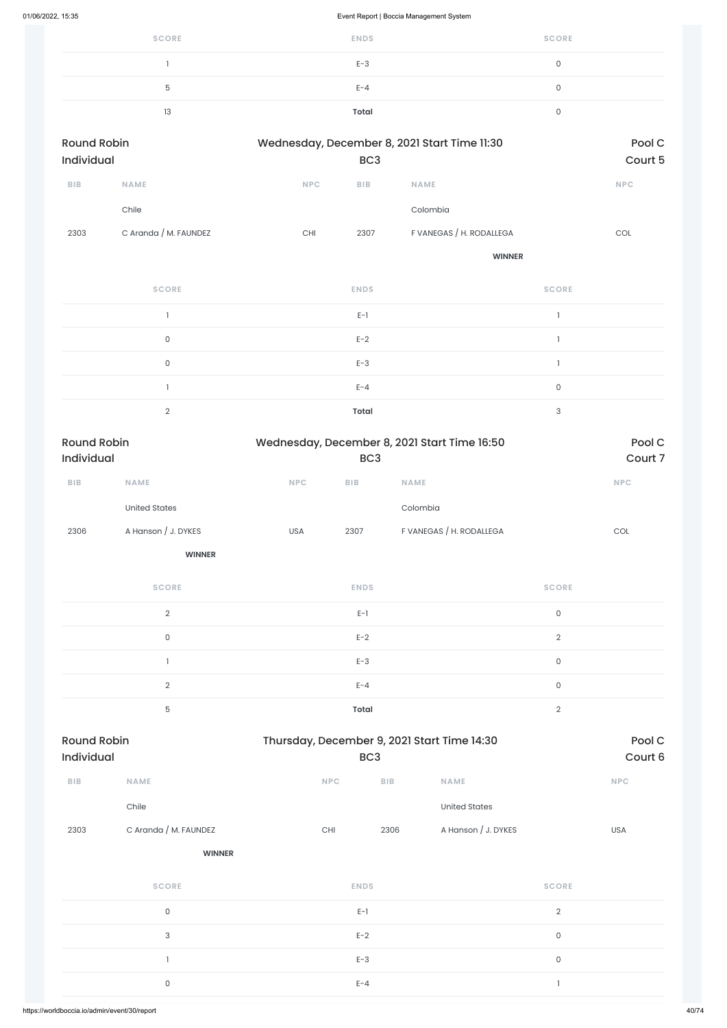| SCORE | ENDS | SCORE |
|---|---|---|
| 1 | E-3 | 0 |
| 5 | E-4 | 0 |
| 13 | **Total** | 0 |

## Round Robin Individual

Wednesday, December 8, 2021 Start Time 11:30

BC3

Pool C
Court 5

| BIB | NAME | NPC | BIB | NAME | NPC |
|---|---|---|---|---|---|
| | Chile | | | Colombia | |
| 2303 | C Aranda / M. FAUNDEZ | CHI | 2307 | F VANEGAS / H. RODALLEGA | COL |
| | | | | **WINNER** | |

| SCORE | ENDS | SCORE |
|---|---|---|
| 1 | E-1 | 1 |
| 0 | E-2 | 1 |
| 0 | E-3 | 1 |
| 1 | E-4 | 0 |
| 2 | **Total** | 3 |

## Round Robin Individual

Wednesday, December 8, 2021 Start Time 16:50

BC3

Pool C
Court 7

| BIB | NAME | NPC | BIB | NAME | NPC |
|---|---|---|---|---|---|
| | United States | | | Colombia | |
| 2306 | A Hanson / J. DYKES | USA | 2307 | F VANEGAS / H. RODALLEGA | COL |
| | **WINNER** | | | | |

| SCORE | ENDS | SCORE |
|---|---|---|
| 2 | E-1 | 0 |
| 0 | E-2 | 2 |
| 1 | E-3 | 0 |
| 2 | E-4 | 0 |
| 5 | **Total** | 2 |

## Round Robin Individual

Thursday, December 9, 2021 Start Time 14:30

BC3

Pool C
Court 6

| BIB | NAME | NPC | BIB | NAME | NPC |
|---|---|---|---|---|---|
| | Chile | | | United States | |
| 2303 | C Aranda / M. FAUNDEZ | CHI | 2306 | A Hanson / J. DYKES | USA |
| | **WINNER** | | | | |

| SCORE | ENDS | SCORE |
|---|---|---|
| 0 | E-1 | 2 |
| 3 | E-2 | 0 |
| 1 | E-3 | 0 |
| 0 | E-4 | 1 |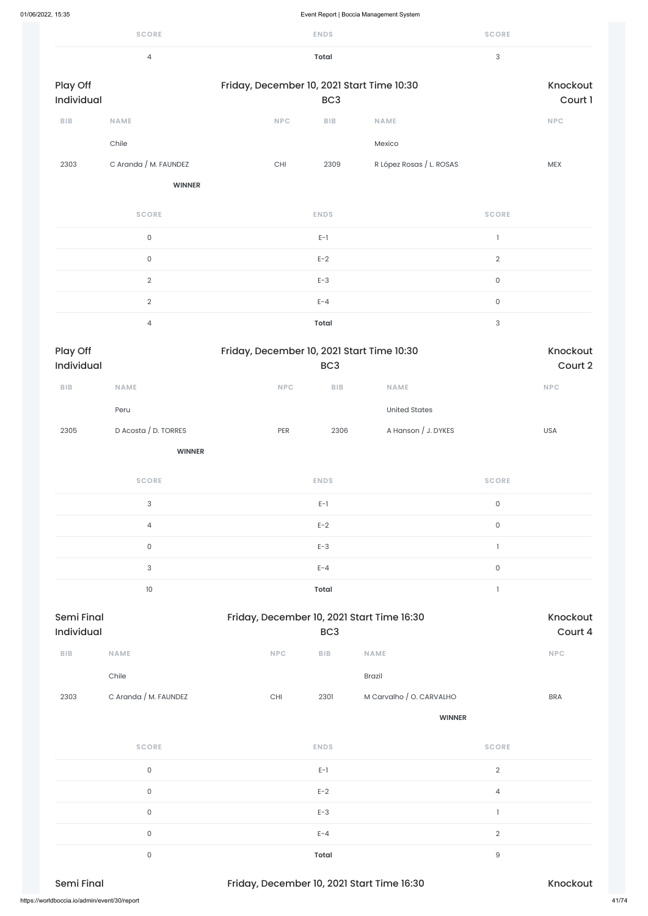| SCORE | ENDS | SCORE |
|---|---|---|
| 4 | **Total** | 3 |

**Play Off Individual** — Friday, December 10, 2021 Start Time 10:30 — BC3 — Knockout Court 1

| BIB | NAME | NPC | BIB | NAME | NPC |
|---|---|---|---|---|---|
| | Chile | | | Mexico | |
| 2303 | C Aranda / M. FAUNDEZ | CHI | 2309 | R López Rosas / L. ROSAS | MEX |
| | **WINNER** | | | | |

| SCORE | ENDS | SCORE |
|---|---|---|
| 0 | E-1 | 1 |
| 0 | E-2 | 2 |
| 2 | E-3 | 0 |
| 2 | E-4 | 0 |
| 4 | **Total** | 3 |

**Play Off Individual** — Friday, December 10, 2021 Start Time 10:30 — BC3 — Knockout Court 2

| BIB | NAME | NPC | BIB | NAME | NPC |
|---|---|---|---|---|---|
| | Peru | | | United States | |
| 2305 | D Acosta / D. TORRES | PER | 2306 | A Hanson / J. DYKES | USA |
| | **WINNER** | | | | |

| SCORE | ENDS | SCORE |
|---|---|---|
| 3 | E-1 | 0 |
| 4 | E-2 | 0 |
| 0 | E-3 | 1 |
| 3 | E-4 | 0 |
| 10 | **Total** | 1 |

**Semi Final Individual** — Friday, December 10, 2021 Start Time 16:30 — BC3 — Knockout Court 4

| BIB | NAME | NPC | BIB | NAME | NPC |
|---|---|---|---|---|---|
| | Chile | | | Brazil | |
| 2303 | C Aranda / M. FAUNDEZ | CHI | 2301 | M Carvalho / O. CARVALHO | BRA |
| | | | | **WINNER** | |

| SCORE | ENDS | SCORE |
|---|---|---|
| 0 | E-1 | 2 |
| 0 | E-2 | 4 |
| 0 | E-3 | 1 |
| 0 | E-4 | 2 |
| 0 | **Total** | 9 |

**Semi Final** — Friday, December 10, 2021 Start Time 16:30 — Knockout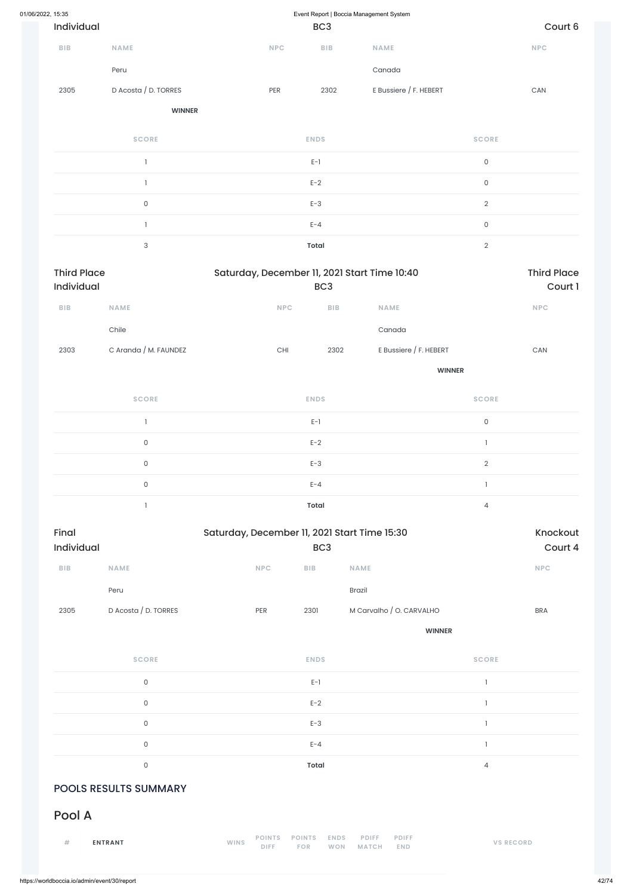Individual | BC3 | Court 6

| BIB | NAME | NPC | BIB | NAME | NPC |
|---|---|---|---|---|---|
| | Peru | | | Canada | |
| 2305 | D Acosta / D. TORRES | PER | 2302 | E Bussiere / F. HEBERT | CAN |
| | **WINNER** | | | | |

| SCORE | ENDS | SCORE |
|---|---|---|
| 1 | E-1 | 0 |
| 1 | E-2 | 0 |
| 0 | E-3 | 2 |
| 1 | E-4 | 0 |
| 3 | **Total** | 2 |

Third Place | Saturday, December 11, 2021 Start Time 10:40 | Third Place
Individual | BC3 | Court 1

| BIB | NAME | NPC | BIB | NAME | NPC |
|---|---|---|---|---|---|
| | Chile | | | Canada | |
| 2303 | C Aranda / M. FAUNDEZ | CHI | 2302 | E Bussiere / F. HEBERT | CAN |
| | | | | **WINNER** | |

| SCORE | ENDS | SCORE |
|---|---|---|
| 1 | E-1 | 0 |
| 0 | E-2 | 1 |
| 0 | E-3 | 2 |
| 0 | E-4 | 1 |
| 1 | **Total** | 4 |

Final | Saturday, December 11, 2021 Start Time 15:30 | Knockout
Individual | BC3 | Court 4

| BIB | NAME | NPC | BIB | NAME | NPC |
|---|---|---|---|---|---|
| | Peru | | | Brazil | |
| 2305 | D Acosta / D. TORRES | PER | 2301 | M Carvalho / O. CARVALHO | BRA |
| | | | | **WINNER** | |

| SCORE | ENDS | SCORE |
|---|---|---|
| 0 | E-1 | 1 |
| 0 | E-2 | 1 |
| 0 | E-3 | 1 |
| 0 | E-4 | 1 |
| 0 | **Total** | 4 |

## POOLS RESULTS SUMMARY

# Pool A

| # | ENTRANT | WINS | POINTS DIFF | POINTS FOR | ENDS WON | PDIFF MATCH | PDIFF END | VS RECORD |
|---|---|---|---|---|---|---|---|---|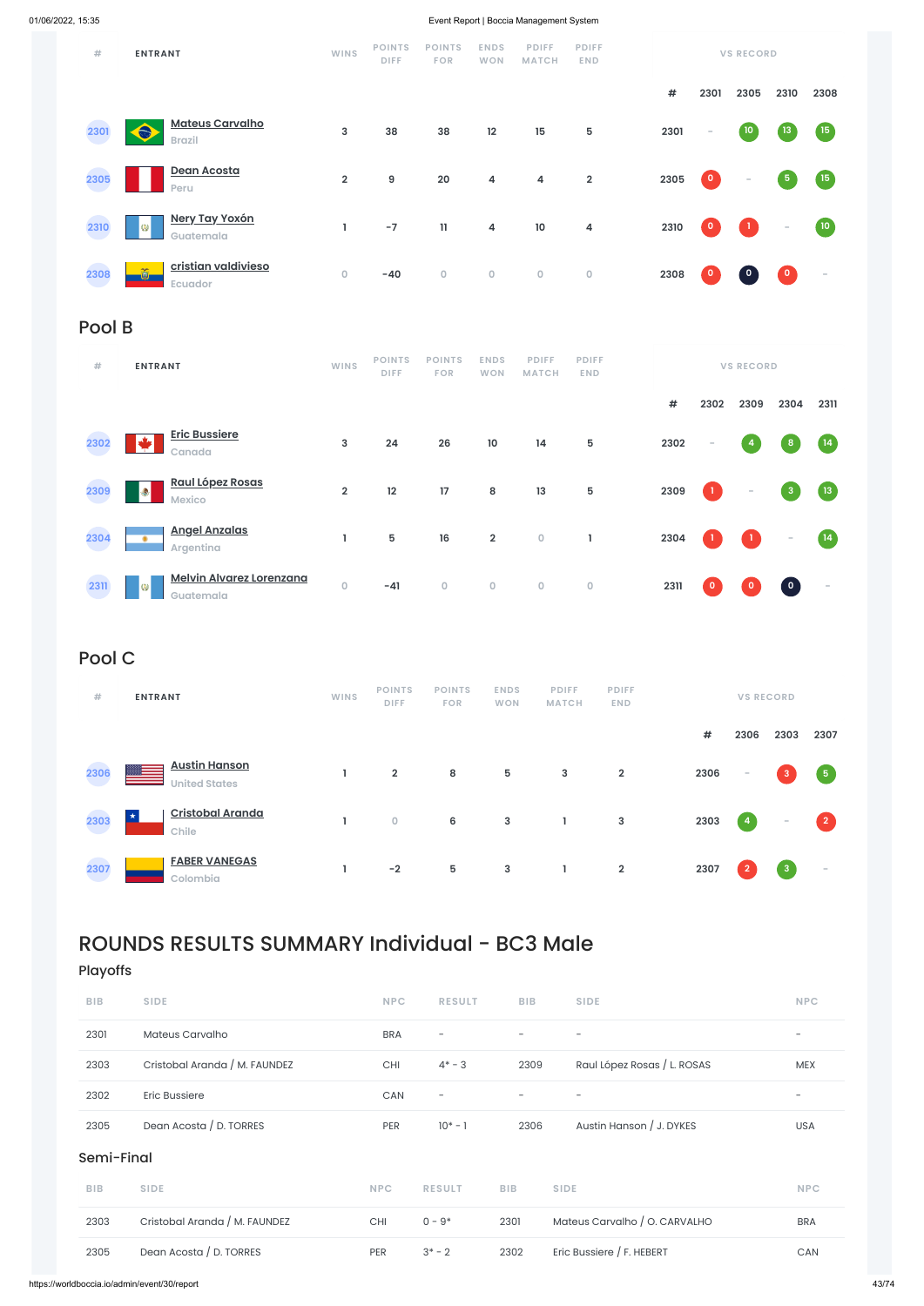| # | ENTRANT | WINS | POINTS DIFF | POINTS FOR | ENDS WON | PDIFF MATCH | PDIFF END | # | 2301 | 2305 | 2310 | 2308 |
|---|---|---|---|---|---|---|---|---|---|---|---|---|
| 2301 | Mateus Carvalho<br>Brazil | 3 | 38 | 38 | 12 | 15 | 5 | 2301 | - | 10 | 13 | 15 |
| 2305 | Dean Acosta<br>Peru | 2 | 9 | 20 | 4 | 4 | 2 | 2305 | 0 | - | 5 | 15 |
| 2310 | Nery Tay Yoxón<br>Guatemala | 1 | -7 | 11 | 4 | 10 | 4 | 2310 | 0 | 1 | - | 10 |
| 2308 | cristian valdivieso<br>Ecuador | 0 | -40 | 0 | 0 | 0 | 0 | 2308 | 0 | 0 | 0 | - |

## Pool B

| # | ENTRANT | WINS | POINTS DIFF | POINTS FOR | ENDS WON | PDIFF MATCH | PDIFF END | # | 2302 | 2309 | 2304 | 2311 |
|---|---|---|---|---|---|---|---|---|---|---|---|---|
| 2302 | Eric Bussiere<br>Canada | 3 | 24 | 26 | 10 | 14 | 5 | 2302 | - | 4 | 8 | 14 |
| 2309 | Raul López Rosas<br>Mexico | 2 | 12 | 17 | 8 | 13 | 5 | 2309 | 1 | - | 3 | 13 |
| 2304 | Angel Anzalas<br>Argentina | 1 | 5 | 16 | 2 | 0 | 1 | 2304 | 1 | 1 | - | 14 |
| 2311 | Melvin Alvarez Lorenzana<br>Guatemala | 0 | -41 | 0 | 0 | 0 | 0 | 2311 | 0 | 0 | 0 | - |

## Pool C

| # | ENTRANT | WINS | POINTS DIFF | POINTS FOR | ENDS WON | PDIFF MATCH | PDIFF END | # | 2306 | 2303 | 2307 |
|---|---|---|---|---|---|---|---|---|---|---|---|
| 2306 | Austin Hanson<br>United States | 1 | 2 | 8 | 5 | 3 | 2 | 2306 | - | 3 | 5 |
| 2303 | Cristobal Aranda<br>Chile | 1 | 0 | 6 | 3 | 1 | 3 | 2303 | 4 | - | 2 |
| 2307 | FABER VANEGAS<br>Colombia | 1 | -2 | 5 | 3 | 1 | 2 | 2307 | 2 | 3 | - |

# ROUNDS RESULTS SUMMARY Individual - BC3 Male

## Playoffs

| BIB | SIDE | NPC | RESULT | BIB | SIDE | NPC |
|---|---|---|---|---|---|---|
| 2301 | Mateus Carvalho | BRA | - | - | - | - |
| 2303 | Cristobal Aranda / M. FAUNDEZ | CHI | 4* - 3 | 2309 | Raul López Rosas / L. ROSAS | MEX |
| 2302 | Eric Bussiere | CAN | - | - | - | - |
| 2305 | Dean Acosta / D. TORRES | PER | 10* - 1 | 2306 | Austin Hanson / J. DYKES | USA |

## Semi-Final

| BIB | SIDE | NPC | RESULT | BIB | SIDE | NPC |
|---|---|---|---|---|---|---|
| 2303 | Cristobal Aranda / M. FAUNDEZ | CHI | 0 - 9* | 2301 | Mateus Carvalho / O. CARVALHO | BRA |
| 2305 | Dean Acosta / D. TORRES | PER | 3* - 2 | 2302 | Eric Bussiere / F. HEBERT | CAN |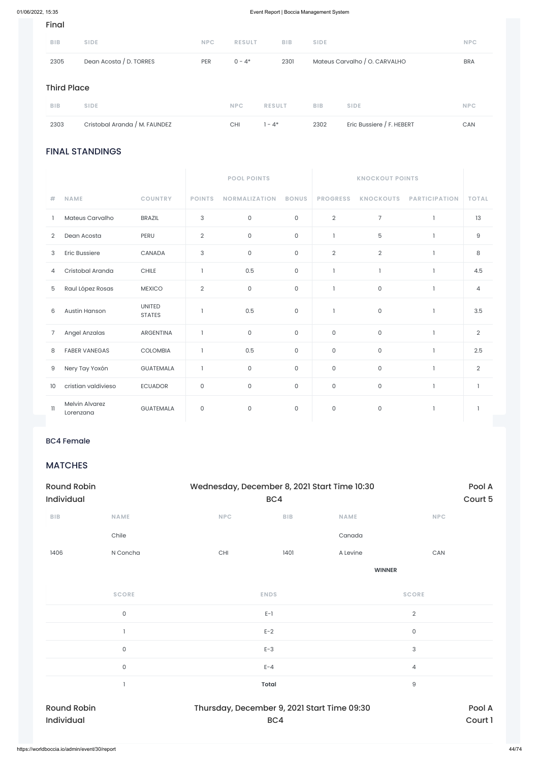### Final

| BIB | SIDE | NPC | RESULT | BIB | SIDE | NPC |
|---|---|---|---|---|---|---|
| 2305 | Dean Acosta / D. TORRES | PER | 0 - 4* | 2301 | Mateus Carvalho / O. CARVALHO | BRA |

### Third Place

| BIB | SIDE | NPC | RESULT | BIB | SIDE | NPC |
|---|---|---|---|---|---|---|
| 2303 | Cristobal Aranda / M. FAUNDEZ | CHI | 1 - 4* | 2302 | Eric Bussiere / F. HEBERT | CAN |

## FINAL STANDINGS

| | | | POOL POINTS | | | KNOCKOUT POINTS | | | |
|---|---|---|---|---|---|---|---|---|---|
| # | NAME | COUNTRY | POINTS | NORMALIZATION | BONUS | PROGRESS | KNOCKOUTS | PARTICIPATION | TOTAL |
| 1 | Mateus Carvalho | BRAZIL | 3 | 0 | 0 | 2 | 7 | 1 | 13 |
| 2 | Dean Acosta | PERU | 2 | 0 | 0 | 1 | 5 | 1 | 9 |
| 3 | Eric Bussiere | CANADA | 3 | 0 | 0 | 2 | 2 | 1 | 8 |
| 4 | Cristobal Aranda | CHILE | 1 | 0.5 | 0 | 1 | 1 | 1 | 4.5 |
| 5 | Raul López Rosas | MEXICO | 2 | 0 | 0 | 1 | 0 | 1 | 4 |
| 6 | Austin Hanson | UNITED STATES | 1 | 0.5 | 0 | 1 | 0 | 1 | 3.5 |
| 7 | Angel Anzalas | ARGENTINA | 1 | 0 | 0 | 0 | 0 | 1 | 2 |
| 8 | FABER VANEGAS | COLOMBIA | 1 | 0.5 | 0 | 0 | 0 | 1 | 2.5 |
| 9 | Nery Tay Yoxón | GUATEMALA | 1 | 0 | 0 | 0 | 0 | 1 | 2 |
| 10 | cristian valdivieso | ECUADOR | 0 | 0 | 0 | 0 | 0 | 1 | 1 |
| 11 | Melvin Alvarez Lorenzana | GUATEMALA | 0 | 0 | 0 | 0 | 0 | 1 | 1 |

### BC4 Female

## MATCHES

**Round Robin Individual** — Wednesday, December 8, 2021 Start Time 10:30 — BC4 — Pool A — Court 5

| BIB | NAME | NPC | BIB | NAME | NPC |
|---|---|---|---|---|---|
| | Chile | | | Canada | |
| 1406 | N Concha | CHI | 1401 | A Levine | CAN |
| | | | | **WINNER** | |

| SCORE | ENDS | SCORE |
|---|---|---|
| 0 | E-1 | 2 |
| 1 | E-2 | 0 |
| 0 | E-3 | 3 |
| 0 | E-4 | 4 |
| 1 | **Total** | 9 |

**Round Robin Individual** — Thursday, December 9, 2021 Start Time 09:30 — BC4 — Pool A — Court 1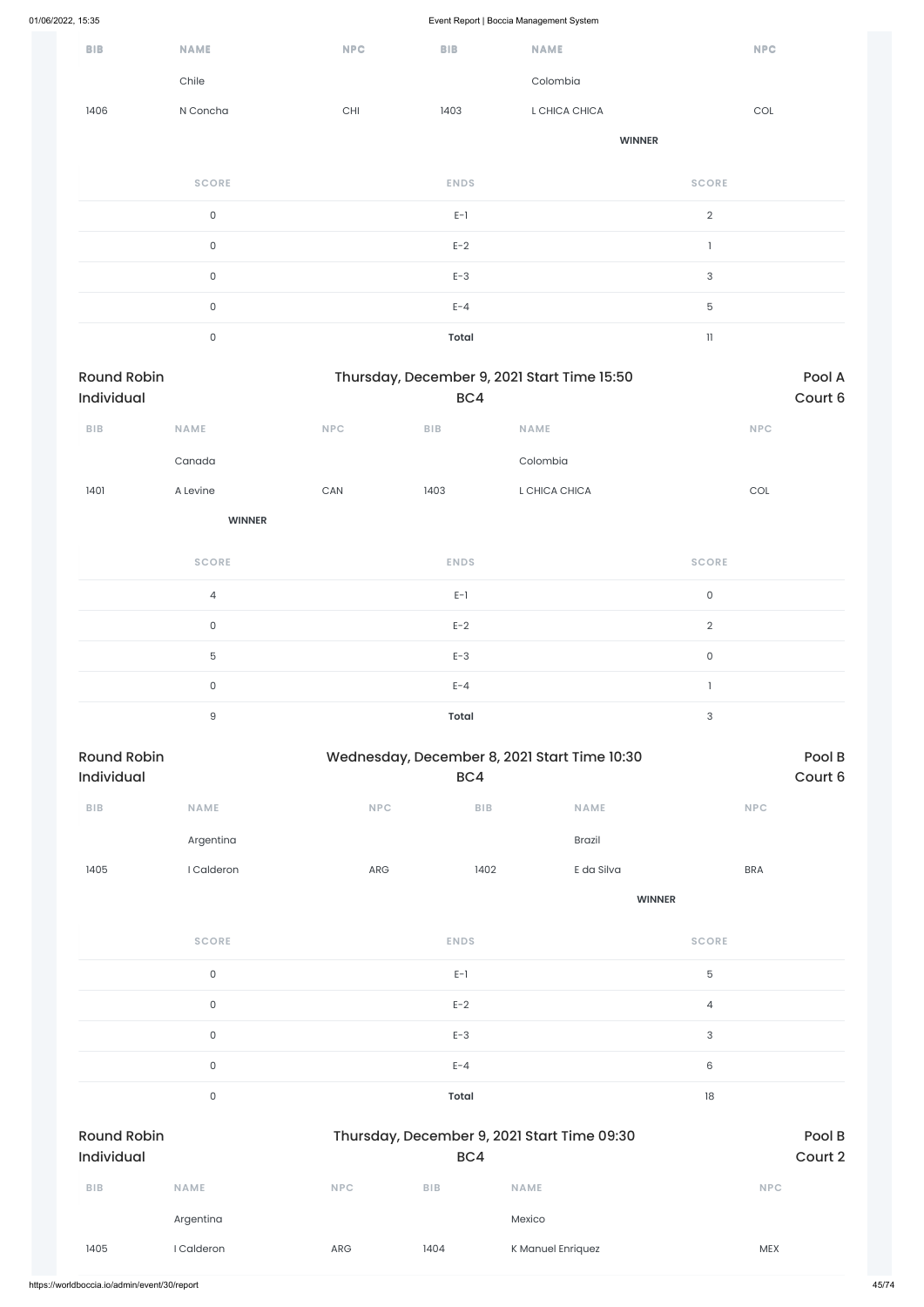| BIB | NAME | NPC | BIB | NAME | NPC |
|---|---|---|---|---|---|
| | Chile | | | Colombia | |
| 1406 | N Concha | CHI | 1403 | L CHICA CHICA | COL |
| | | | | **WINNER** | |

| SCORE | ENDS | SCORE |
|---|---|---|
| 0 | E-1 | 2 |
| 0 | E-2 | 1 |
| 0 | E-3 | 3 |
| 0 | E-4 | 5 |
| 0 | **Total** | 11 |

## Round Robin Individual — Thursday, December 9, 2021 Start Time 15:50 — BC4 — Pool A Court 6

| BIB | NAME | NPC | BIB | NAME | NPC |
|---|---|---|---|---|---|
| | Canada | | | Colombia | |
| 1401 | A Levine | CAN | 1403 | L CHICA CHICA | COL |
| | **WINNER** | | | | |

| SCORE | ENDS | SCORE |
|---|---|---|
| 4 | E-1 | 0 |
| 0 | E-2 | 2 |
| 5 | E-3 | 0 |
| 0 | E-4 | 1 |
| 9 | **Total** | 3 |

## Round Robin Individual — Wednesday, December 8, 2021 Start Time 10:30 — BC4 — Pool B Court 6

| BIB | NAME | NPC | BIB | NAME | NPC |
|---|---|---|---|---|---|
| | Argentina | | | Brazil | |
| 1405 | I Calderon | ARG | 1402 | E da Silva | BRA |
| | | | | **WINNER** | |

| SCORE | ENDS | SCORE |
|---|---|---|
| 0 | E-1 | 5 |
| 0 | E-2 | 4 |
| 0 | E-3 | 3 |
| 0 | E-4 | 6 |
| 0 | **Total** | 18 |

## Round Robin Individual — Thursday, December 9, 2021 Start Time 09:30 — BC4 — Pool B Court 2

| BIB | NAME | NPC | BIB | NAME | NPC |
|---|---|---|---|---|---|
| | Argentina | | | Mexico | |
| 1405 | I Calderon | ARG | 1404 | K Manuel Enriquez | MEX |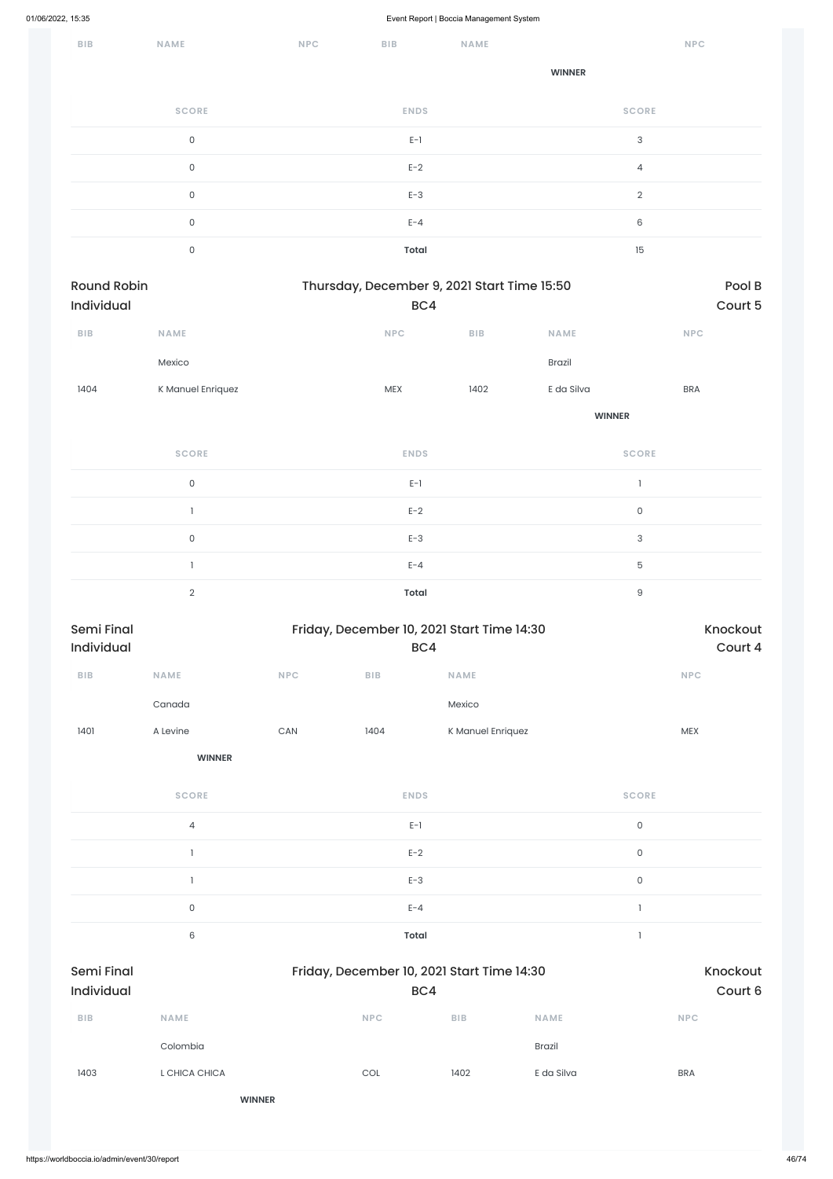| BIB | NAME | NPC | BIB | NAME | NPC |
|---|---|---|---|---|---|
| | | | | WINNER | |

| SCORE | ENDS | SCORE |
|---|---|---|
| 0 | E-1 | 3 |
| 0 | E-2 | 4 |
| 0 | E-3 | 2 |
| 0 | E-4 | 6 |
| 0 | **Total** | 15 |

## Round Robin Individual

Thursday, December 9, 2021 Start Time 15:50

BC4

Pool B

Court 5

| BIB | NAME | NPC | BIB | NAME | NPC |
|---|---|---|---|---|---|
| | Mexico | | | Brazil | |
| 1404 | K Manuel Enriquez | MEX | 1402 | E da Silva | BRA |
| | | | | **WINNER** | |

| SCORE | ENDS | SCORE |
|---|---|---|
| 0 | E-1 | 1 |
| 1 | E-2 | 0 |
| 0 | E-3 | 3 |
| 1 | E-4 | 5 |
| 2 | **Total** | 9 |

## Semi Final Individual

Friday, December 10, 2021 Start Time 14:30

BC4

Knockout

Court 4

| BIB | NAME | NPC | BIB | NAME | NPC |
|---|---|---|---|---|---|
| | Canada | | | Mexico | |
| 1401 | A Levine | CAN | 1404 | K Manuel Enriquez | MEX |
| | **WINNER** | | | | |

| SCORE | ENDS | SCORE |
|---|---|---|
| 4 | E-1 | 0 |
| 1 | E-2 | 0 |
| 1 | E-3 | 0 |
| 0 | E-4 | 1 |
| 6 | **Total** | 1 |

## Semi Final Individual

Friday, December 10, 2021 Start Time 14:30

BC4

Knockout

Court 6

| BIB | NAME | NPC | BIB | NAME | NPC |
|---|---|---|---|---|---|
| | Colombia | | | Brazil | |
| 1403 | L CHICA CHICA | COL | 1402 | E da Silva | BRA |
| | **WINNER** | | | | |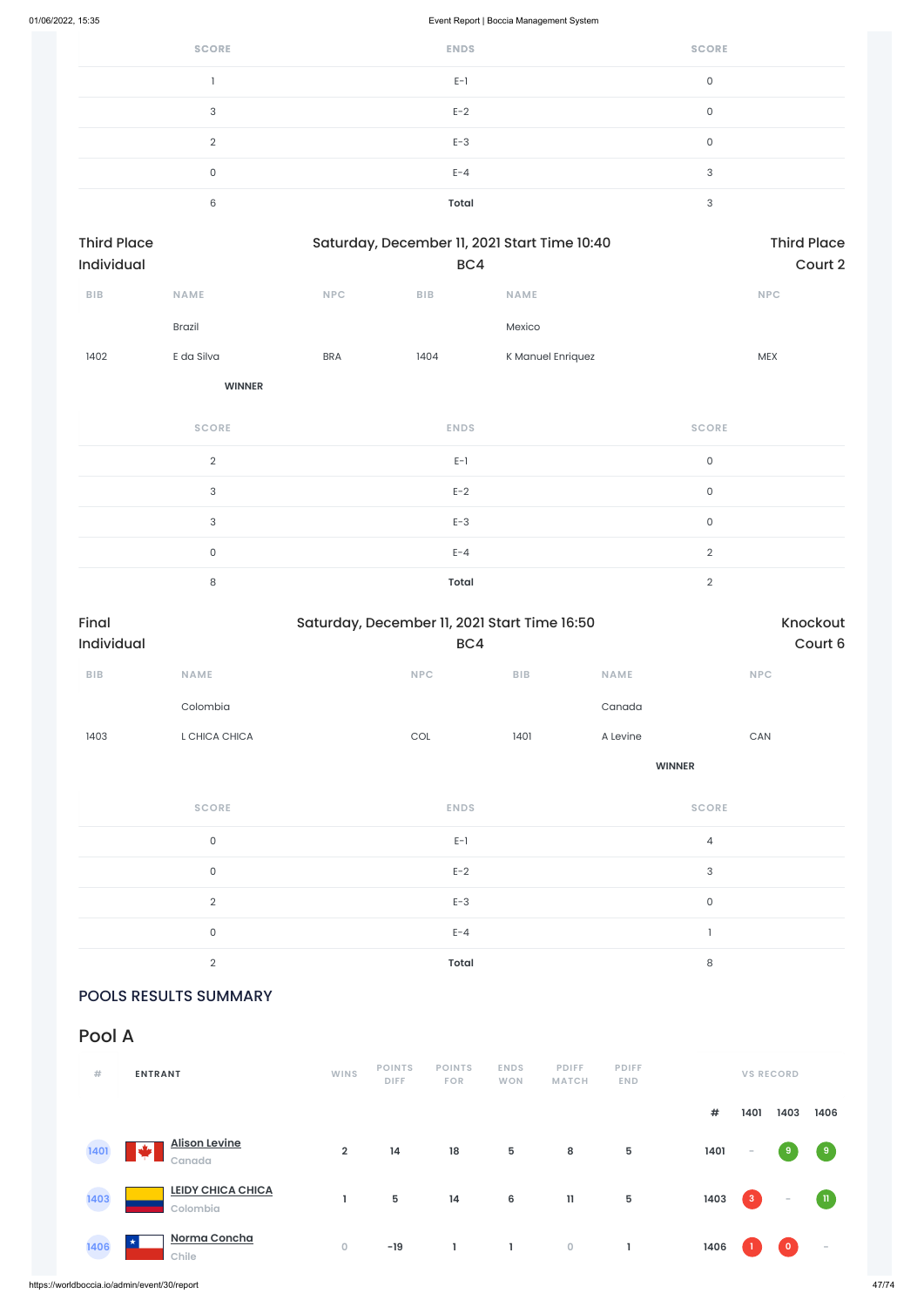| SCORE | ENDS | SCORE |
|---|---|---|
| 1 | E-1 | 0 |
| 3 | E-2 | 0 |
| 2 | E-3 | 0 |
| 0 | E-4 | 3 |
| 6 | **Total** | 3 |

Third Place Individual | Saturday, December 11, 2021 Start Time 10:40 BC4 | Third Place Court 2

| BIB | NAME | NPC | BIB | NAME | NPC |
|---|---|---|---|---|---|
| | Brazil | | | Mexico | |
| 1402 | E da Silva | BRA | 1404 | K Manuel Enriquez | MEX |
| | **WINNER** | | | | |

| SCORE | ENDS | SCORE |
|---|---|---|
| 2 | E-1 | 0 |
| 3 | E-2 | 0 |
| 3 | E-3 | 0 |
| 0 | E-4 | 2 |
| 8 | **Total** | 2 |

Final Individual | Saturday, December 11, 2021 Start Time 16:50 BC4 | Knockout Court 6

| BIB | NAME | NPC | BIB | NAME | NPC |
|---|---|---|---|---|---|
| | Colombia | | | Canada | |
| 1403 | L CHICA CHICA | COL | 1401 | A Levine | CAN |
| | | | | **WINNER** | |

| SCORE | ENDS | SCORE |
|---|---|---|
| 0 | E-1 | 4 |
| 0 | E-2 | 3 |
| 2 | E-3 | 0 |
| 0 | E-4 | 1 |
| 2 | **Total** | 8 |

## POOLS RESULTS SUMMARY

## Pool A

| # | ENTRANT | WINS | POINTS DIFF | POINTS FOR | ENDS WON | PDIFF MATCH | PDIFF END | # | 1401 | 1403 | 1406 |
|---|---|---|---|---|---|---|---|---|---|---|---|
| 1401 | Alison Levine Canada | 2 | 14 | 18 | 5 | 8 | 5 | 1401 | - | 9 | 9 |
| 1403 | LEIDY CHICA CHICA Colombia | 1 | 5 | 14 | 6 | 11 | 5 | 1403 | 3 | - | 11 |
| 1406 | Norma Concha Chile | 0 | -19 | 1 | 1 | 0 | 1 | 1406 | 1 | 0 | - |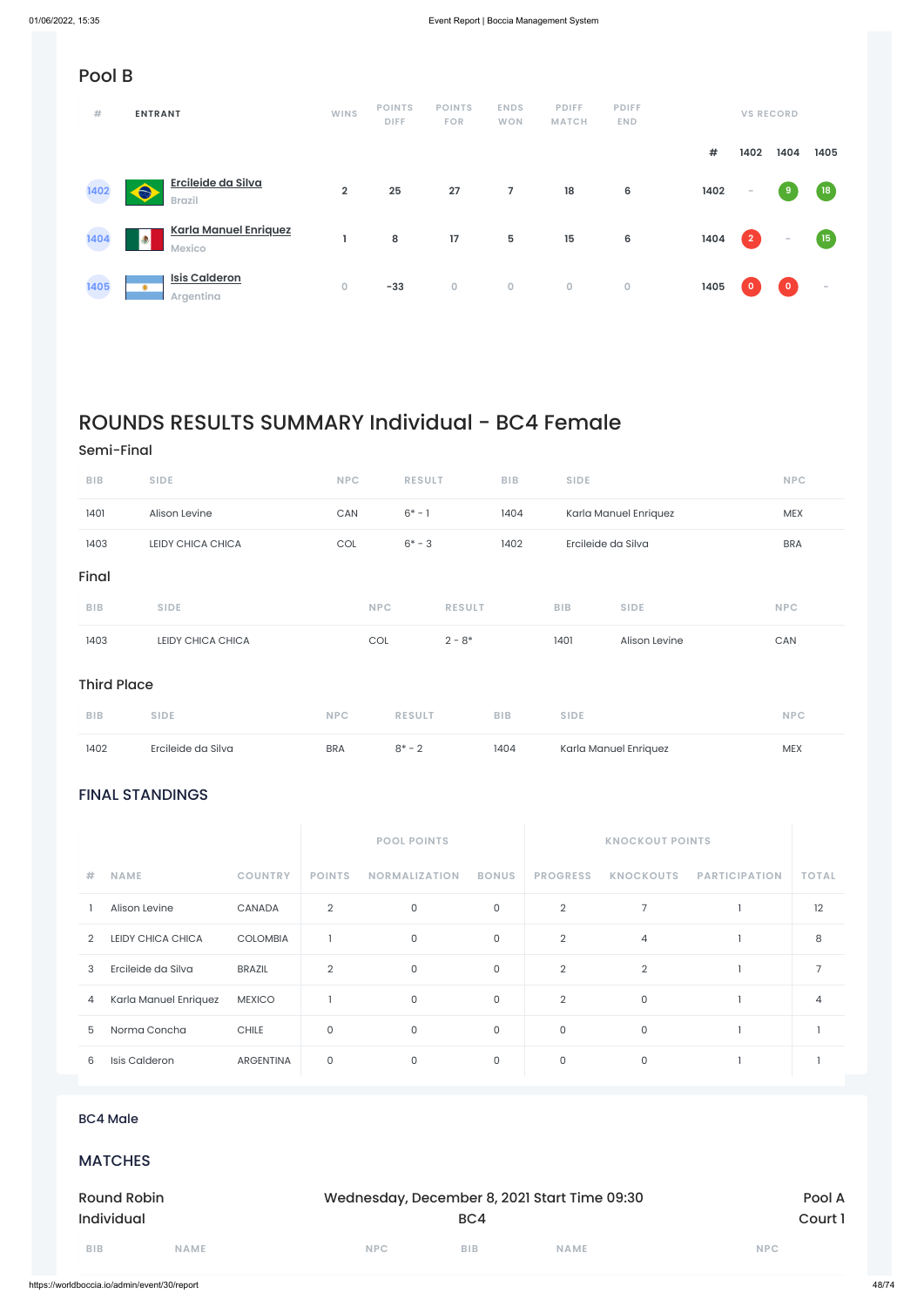## Pool B

| # | ENTRANT | WINS | POINTS DIFF | POINTS FOR | ENDS WON | PDIFF MATCH | PDIFF END |
|---|---|---|---|---|---|---|---|
| 1402 | Ercileide da Silva<br>Brazil | 2 | 25 | 27 | 7 | 18 | 6 |
| 1404 | Karla Manuel Enriquez<br>Mexico | 1 | 8 | 17 | 5 | 15 | 6 |
| 1405 | Isis Calderon<br>Argentina | 0 | -33 | 0 | 0 | 0 | 0 |

VS RECORD

| # | 1402 | 1404 | 1405 |
|---|---|---|---|
| 1402 | - | 9 | 18 |
| 1404 | 2 | - | 15 |
| 1405 | 0 | 0 | - |

# ROUNDS RESULTS SUMMARY Individual - BC4 Female

### Semi-Final

| BIB | SIDE | NPC | RESULT | BIB | SIDE | NPC |
|---|---|---|---|---|---|---|
| 1401 | Alison Levine | CAN | 6* - 1 | 1404 | Karla Manuel Enriquez | MEX |
| 1403 | LEIDY CHICA CHICA | COL | 6* - 3 | 1402 | Ercileide da Silva | BRA |

### Final

| BIB | SIDE | NPC | RESULT | BIB | SIDE | NPC |
|---|---|---|---|---|---|---|
| 1403 | LEIDY CHICA CHICA | COL | 2 - 8* | 1401 | Alison Levine | CAN |

### Third Place

| BIB | SIDE | NPC | RESULT | BIB | SIDE | NPC |
|---|---|---|---|---|---|---|
| 1402 | Ercileide da Silva | BRA | 8* - 2 | 1404 | Karla Manuel Enriquez | MEX |

## FINAL STANDINGS

| | | | POOL POINTS | | | KNOCKOUT POINTS | | | |
|---|---|---|---|---|---|---|---|---|---|
| # | NAME | COUNTRY | POINTS | NORMALIZATION | BONUS | PROGRESS | KNOCKOUTS | PARTICIPATION | TOTAL |
| 1 | Alison Levine | CANADA | 2 | 0 | 0 | 2 | 7 | 1 | 12 |
| 2 | LEIDY CHICA CHICA | COLOMBIA | 1 | 0 | 0 | 2 | 4 | 1 | 8 |
| 3 | Ercileide da Silva | BRAZIL | 2 | 0 | 0 | 2 | 2 | 1 | 7 |
| 4 | Karla Manuel Enriquez | MEXICO | 1 | 0 | 0 | 2 | 0 | 1 | 4 |
| 5 | Norma Concha | CHILE | 0 | 0 | 0 | 0 | 0 | 1 | 1 |
| 6 | Isis Calderon | ARGENTINA | 0 | 0 | 0 | 0 | 0 | 1 | 1 |

### BC4 Male

## MATCHES

Round Robin Individual | Wednesday, December 8, 2021 Start Time 09:30 BC4 | Pool A Court 1

| BIB | NAME | NPC | BIB | NAME | NPC |
|---|---|---|---|---|---|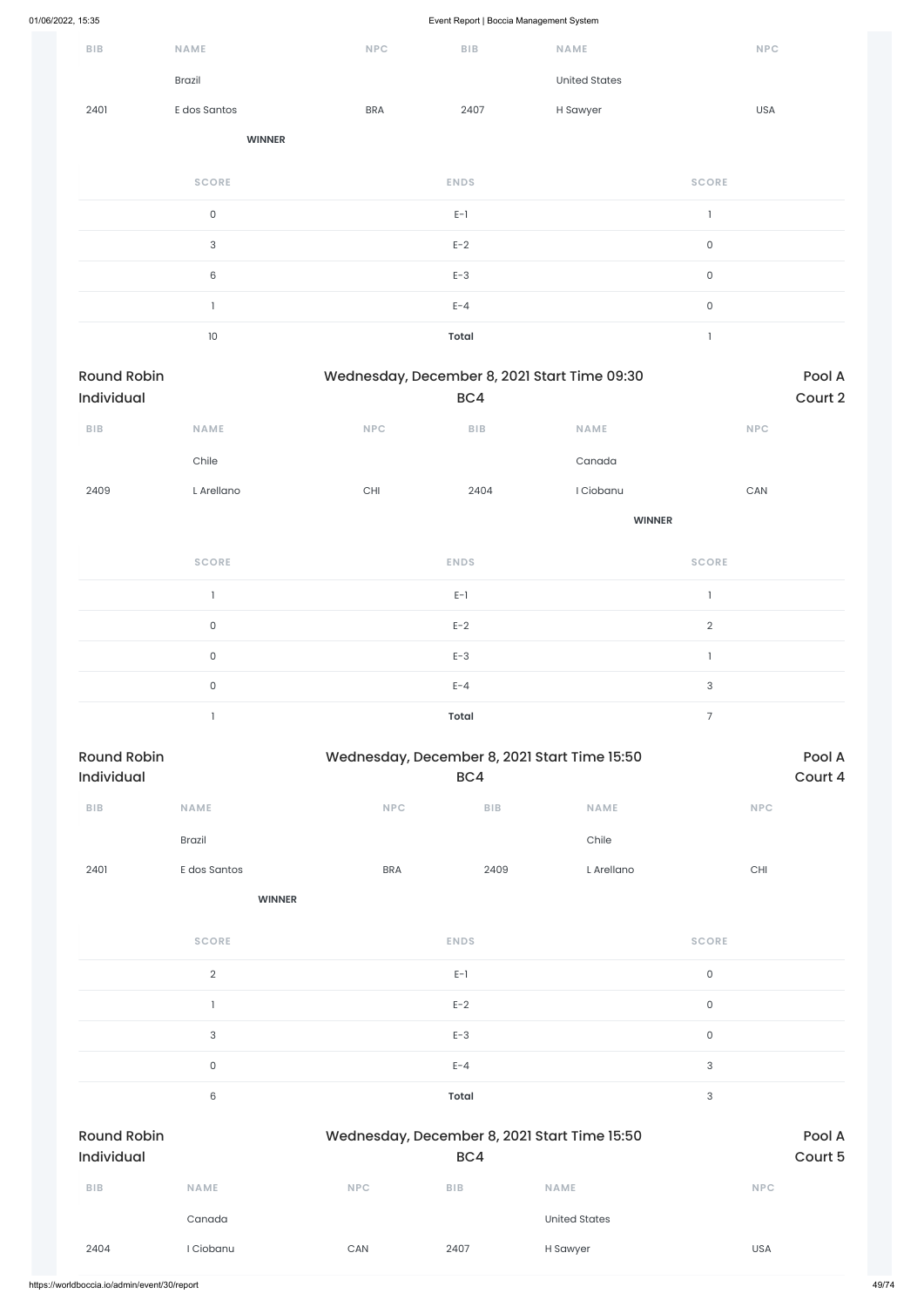| BIB | NAME | NPC | BIB | NAME | NPC |
|---|---|---|---|---|---|
| | Brazil | | | United States | |
| 2401 | E dos Santos | BRA | 2407 | H Sawyer | USA |
| | **WINNER** | | | | |

| SCORE | ENDS | SCORE |
|---|---|---|
| 0 | E-1 | 1 |
| 3 | E-2 | 0 |
| 6 | E-3 | 0 |
| 1 | E-4 | 0 |
| 10 | **Total** | 1 |

## Round Robin Individual — Wednesday, December 8, 2021 Start Time 09:30 — BC4 — Pool A Court 2

| BIB | NAME | NPC | BIB | NAME | NPC |
|---|---|---|---|---|---|
| | Chile | | | Canada | |
| 2409 | L Arellano | CHI | 2404 | I Ciobanu | CAN |
| | | | | **WINNER** | |

| SCORE | ENDS | SCORE |
|---|---|---|
| 1 | E-1 | 1 |
| 0 | E-2 | 2 |
| 0 | E-3 | 1 |
| 0 | E-4 | 3 |
| 1 | **Total** | 7 |

## Round Robin Individual — Wednesday, December 8, 2021 Start Time 15:50 — BC4 — Pool A Court 4

| BIB | NAME | NPC | BIB | NAME | NPC |
|---|---|---|---|---|---|
| | Brazil | | | Chile | |
| 2401 | E dos Santos | BRA | 2409 | L Arellano | CHI |
| | **WINNER** | | | | |

| SCORE | ENDS | SCORE |
|---|---|---|
| 2 | E-1 | 0 |
| 1 | E-2 | 0 |
| 3 | E-3 | 0 |
| 0 | E-4 | 3 |
| 6 | **Total** | 3 |

## Round Robin Individual — Wednesday, December 8, 2021 Start Time 15:50 — BC4 — Pool A Court 5

| BIB | NAME | NPC | BIB | NAME | NPC |
|---|---|---|---|---|---|
| | Canada | | | United States | |
| 2404 | I Ciobanu | CAN | 2407 | H Sawyer | USA |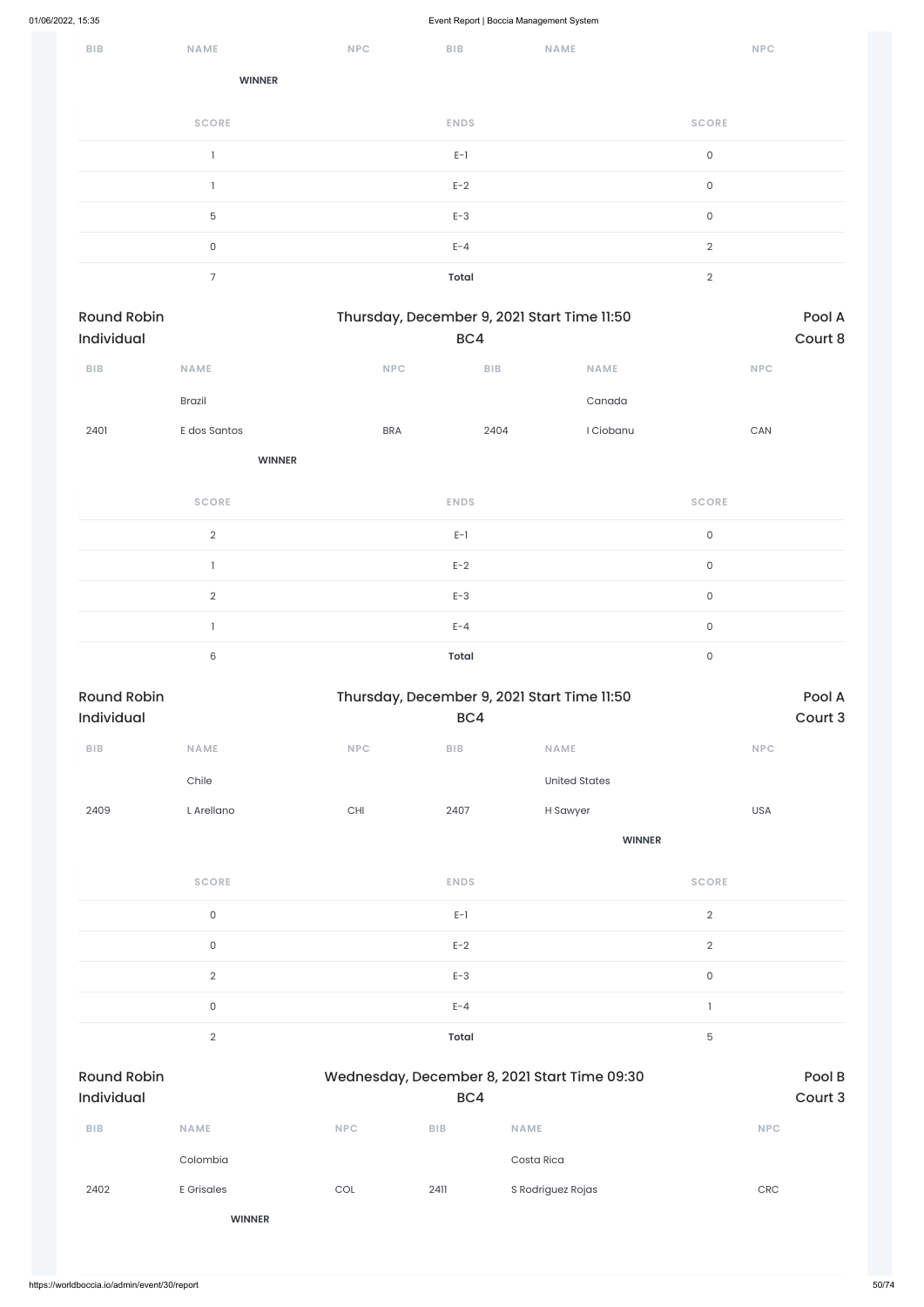| BIB | NAME | NPC | BIB | NAME | NPC |
|---|---|---|---|---|---|
| | WINNER | | | | |

| SCORE | ENDS | SCORE |
|---|---|---|
| 1 | E-1 | 0 |
| 1 | E-2 | 0 |
| 5 | E-3 | 0 |
| 0 | E-4 | 2 |
| 7 | **Total** | 2 |

Round Robin Individual — Thursday, December 9, 2021 Start Time 11:50 — BC4 — Pool A Court 8

| BIB | NAME | NPC | BIB | NAME | NPC |
|---|---|---|---|---|---|
| | Brazil | | | Canada | |
| 2401 | E dos Santos | BRA | 2404 | I Ciobanu | CAN |
| | **WINNER** | | | | |

| SCORE | ENDS | SCORE |
|---|---|---|
| 2 | E-1 | 0 |
| 1 | E-2 | 0 |
| 2 | E-3 | 0 |
| 1 | E-4 | 0 |
| 6 | **Total** | 0 |

Round Robin Individual — Thursday, December 9, 2021 Start Time 11:50 — BC4 — Pool A Court 3

| BIB | NAME | NPC | BIB | NAME | NPC |
|---|---|---|---|---|---|
| | Chile | | | United States | |
| 2409 | L Arellano | CHI | 2407 | H Sawyer | USA |
| | | | | **WINNER** | |

| SCORE | ENDS | SCORE |
|---|---|---|
| 0 | E-1 | 2 |
| 0 | E-2 | 2 |
| 2 | E-3 | 0 |
| 0 | E-4 | 1 |
| 2 | **Total** | 5 |

Round Robin Individual — Wednesday, December 8, 2021 Start Time 09:30 — BC4 — Pool B Court 3

| BIB | NAME | NPC | BIB | NAME | NPC |
|---|---|---|---|---|---|
| | Colombia | | | Costa Rica | |
| 2402 | E Grisales | COL | 2411 | S Rodriguez Rojas | CRC |
| | **WINNER** | | | | |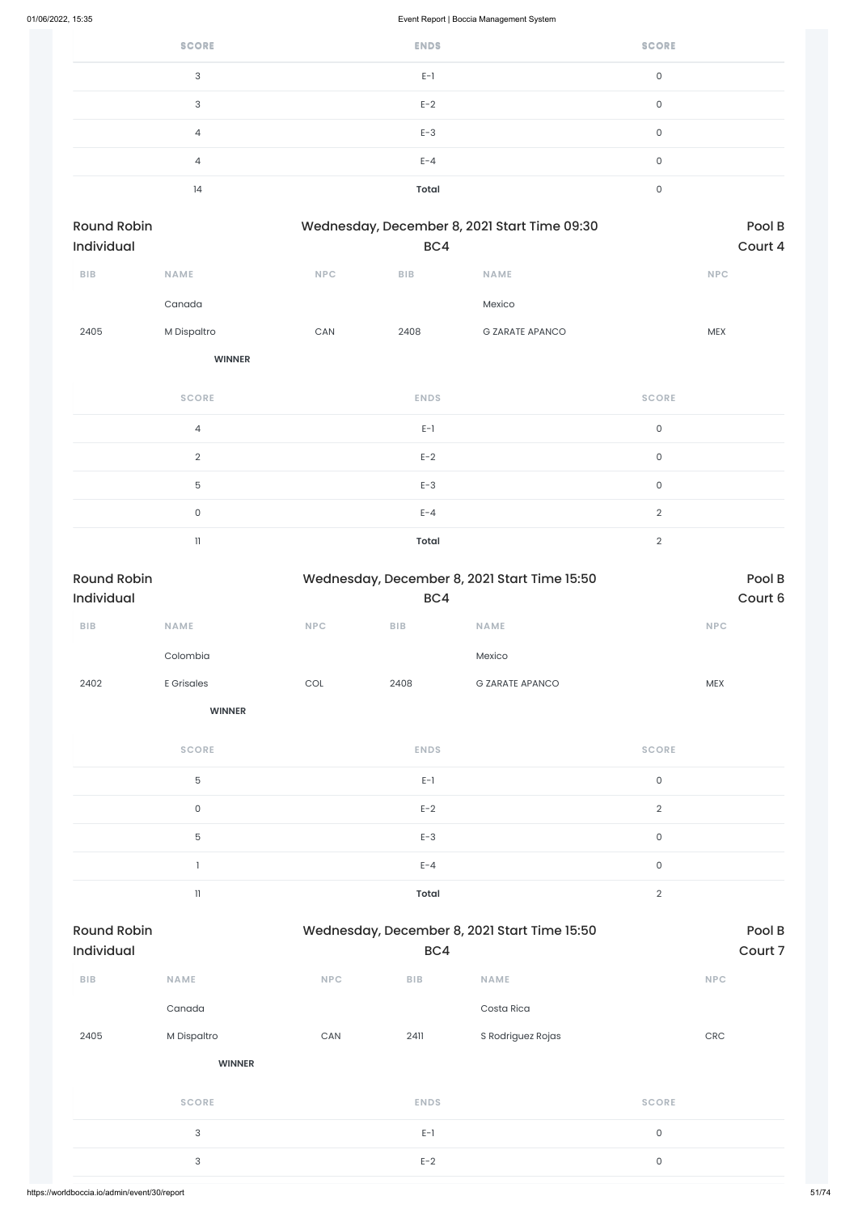| SCORE | ENDS | SCORE |
|---|---|---|
| 3 | E-1 | 0 |
| 3 | E-2 | 0 |
| 4 | E-3 | 0 |
| 4 | E-4 | 0 |
| 14 | **Total** | 0 |

## Round Robin Individual — Wednesday, December 8, 2021 Start Time 09:30 — BC4 — Pool B Court 4

| BIB | NAME | NPC | BIB | NAME | NPC |
|---|---|---|---|---|---|
| | Canada | | | Mexico | |
| 2405 | M Dispaltro | CAN | 2408 | G ZARATE APANCO | MEX |
| | **WINNER** | | | | |

| SCORE | ENDS | SCORE |
|---|---|---|
| 4 | E-1 | 0 |
| 2 | E-2 | 0 |
| 5 | E-3 | 0 |
| 0 | E-4 | 2 |
| 11 | **Total** | 2 |

## Round Robin Individual — Wednesday, December 8, 2021 Start Time 15:50 — BC4 — Pool B Court 6

| BIB | NAME | NPC | BIB | NAME | NPC |
|---|---|---|---|---|---|
| | Colombia | | | Mexico | |
| 2402 | E Grisales | COL | 2408 | G ZARATE APANCO | MEX |
| | **WINNER** | | | | |

| SCORE | ENDS | SCORE |
|---|---|---|
| 5 | E-1 | 0 |
| 0 | E-2 | 2 |
| 5 | E-3 | 0 |
| 1 | E-4 | 0 |
| 11 | **Total** | 2 |

## Round Robin Individual — Wednesday, December 8, 2021 Start Time 15:50 — BC4 — Pool B Court 7

| BIB | NAME | NPC | BIB | NAME | NPC |
|---|---|---|---|---|---|
| | Canada | | | Costa Rica | |
| 2405 | M Dispaltro | CAN | 2411 | S Rodriguez Rojas | CRC |
| | **WINNER** | | | | |

| SCORE | ENDS | SCORE |
|---|---|---|
| 3 | E-1 | 0 |
| 3 | E-2 | 0 |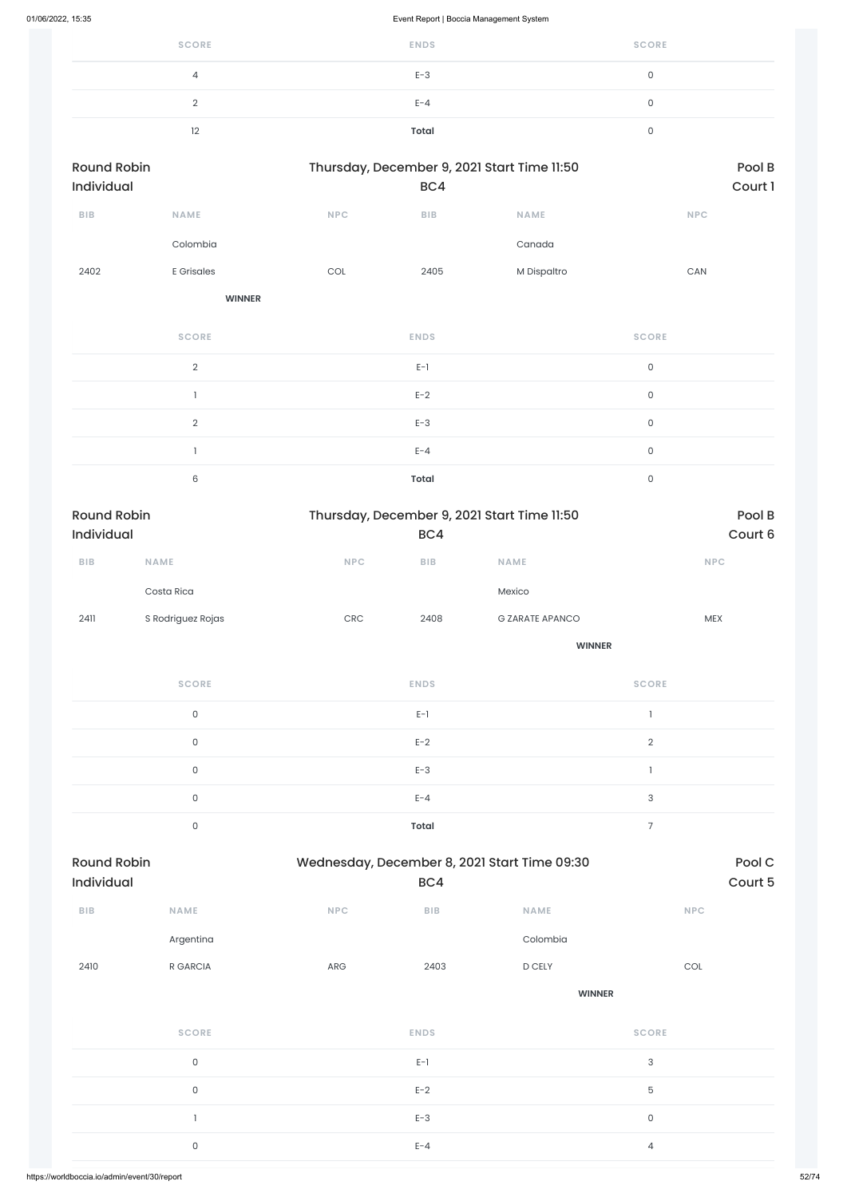| SCORE | ENDS | SCORE |
|---|---|---|
| 4 | E-3 | 0 |
| 2 | E-4 | 0 |
| 12 | **Total** | 0 |

## Round Robin Individual

Thursday, December 9, 2021 Start Time 11:50

BC4

Pool B
Court 1

| BIB | NAME | NPC | BIB | NAME | NPC |
|---|---|---|---|---|---|
| | Colombia | | | Canada | |
| 2402 | E Grisales | COL | 2405 | M Dispaltro | CAN |
| | **WINNER** | | | | |

| SCORE | ENDS | SCORE |
|---|---|---|
| 2 | E-1 | 0 |
| 1 | E-2 | 0 |
| 2 | E-3 | 0 |
| 1 | E-4 | 0 |
| 6 | **Total** | 0 |

## Round Robin Individual

Thursday, December 9, 2021 Start Time 11:50

BC4

Pool B
Court 6

| BIB | NAME | NPC | BIB | NAME | NPC |
|---|---|---|---|---|---|
| | Costa Rica | | | Mexico | |
| 2411 | S Rodriguez Rojas | CRC | 2408 | G ZARATE APANCO | MEX |
| | | | | **WINNER** | |

| SCORE | ENDS | SCORE |
|---|---|---|
| 0 | E-1 | 1 |
| 0 | E-2 | 2 |
| 0 | E-3 | 1 |
| 0 | E-4 | 3 |
| 0 | **Total** | 7 |

## Round Robin Individual

Wednesday, December 8, 2021 Start Time 09:30

BC4

Pool C
Court 5

| BIB | NAME | NPC | BIB | NAME | NPC |
|---|---|---|---|---|---|
| | Argentina | | | Colombia | |
| 2410 | R GARCIA | ARG | 2403 | D CELY | COL |
| | | | | **WINNER** | |

| SCORE | ENDS | SCORE |
|---|---|---|
| 0 | E-1 | 3 |
| 0 | E-2 | 5 |
| 1 | E-3 | 0 |
| 0 | E-4 | 4 |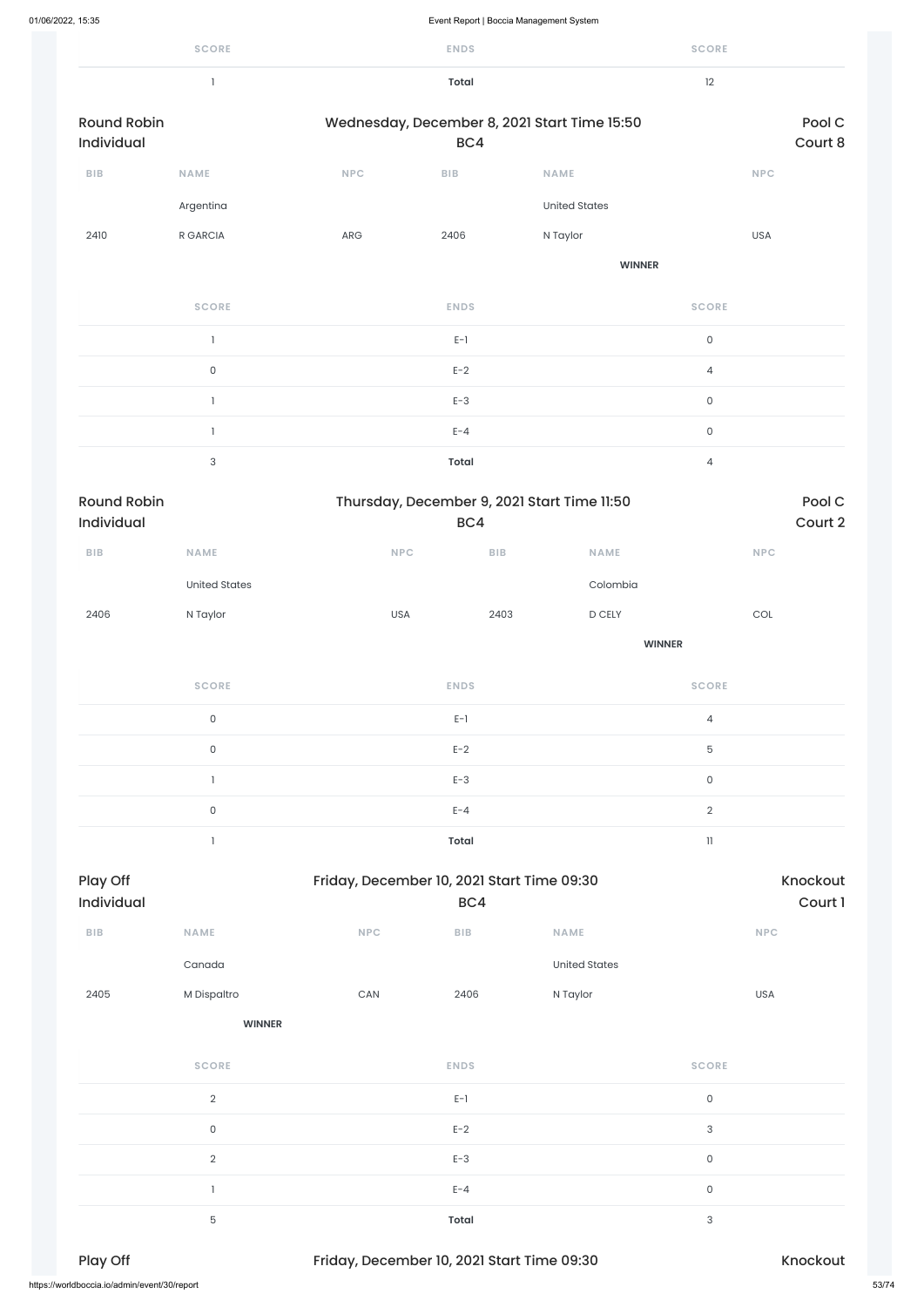| SCORE | ENDS | SCORE |
|---|---|---|
| 1 | **Total** | 12 |

Round Robin Individual | Wednesday, December 8, 2021 Start Time 15:50 | BC4 | Pool C | Court 8

| BIB | NAME | NPC | BIB | NAME | NPC |
|---|---|---|---|---|---|
| | Argentina | | | United States | |
| 2410 | R GARCIA | ARG | 2406 | N Taylor | USA |
| | | | | **WINNER** | |

| SCORE | ENDS | SCORE |
|---|---|---|
| 1 | E-1 | 0 |
| 0 | E-2 | 4 |
| 1 | E-3 | 0 |
| 1 | E-4 | 0 |
| 3 | **Total** | 4 |

Round Robin Individual | Thursday, December 9, 2021 Start Time 11:50 | BC4 | Pool C | Court 2

| BIB | NAME | NPC | BIB | NAME | NPC |
|---|---|---|---|---|---|
| | United States | | | Colombia | |
| 2406 | N Taylor | USA | 2403 | D CELY | COL |
| | | | | **WINNER** | |

| SCORE | ENDS | SCORE |
|---|---|---|
| 0 | E-1 | 4 |
| 0 | E-2 | 5 |
| 1 | E-3 | 0 |
| 0 | E-4 | 2 |
| 1 | **Total** | 11 |

Play Off Individual | Friday, December 10, 2021 Start Time 09:30 | BC4 | Knockout | Court 1

| BIB | NAME | NPC | BIB | NAME | NPC |
|---|---|---|---|---|---|
| | Canada | | | United States | |
| 2405 | M Dispaltro | CAN | 2406 | N Taylor | USA |
| | **WINNER** | | | | |

| SCORE | ENDS | SCORE |
|---|---|---|
| 2 | E-1 | 0 |
| 0 | E-2 | 3 |
| 2 | E-3 | 0 |
| 1 | E-4 | 0 |
| 5 | **Total** | 3 |

Play Off | Friday, December 10, 2021 Start Time 09:30 | Knockout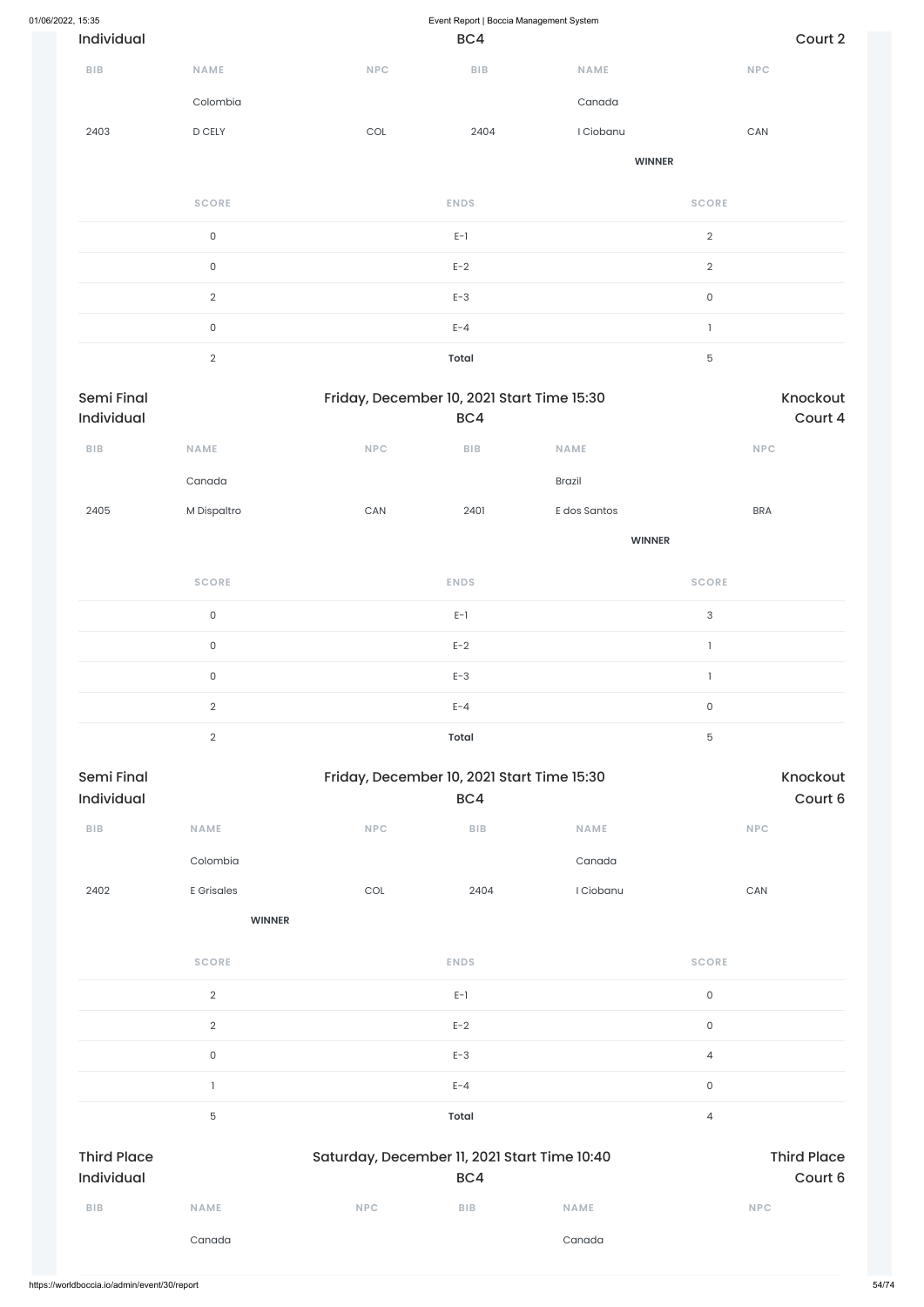Individual | BC4 | Court 2

| BIB | NAME | NPC | BIB | NAME | NPC |
|---|---|---|---|---|---|
| | Colombia | | | Canada | |
| 2403 | D CELY | COL | 2404 | I Ciobanu | CAN |
| | | | | **WINNER** | |

| SCORE | ENDS | SCORE |
|---|---|---|
| 0 | E-1 | 2 |
| 0 | E-2 | 2 |
| 2 | E-3 | 0 |
| 0 | E-4 | 1 |
| 2 | **Total** | 5 |

Semi Final | Friday, December 10, 2021 Start Time 15:30 | Knockout

Individual | BC4 | Court 4

| BIB | NAME | NPC | BIB | NAME | NPC |
|---|---|---|---|---|---|
| | Canada | | | Brazil | |
| 2405 | M Dispaltro | CAN | 2401 | E dos Santos | BRA |
| | | | | **WINNER** | |

| SCORE | ENDS | SCORE |
|---|---|---|
| 0 | E-1 | 3 |
| 0 | E-2 | 1 |
| 0 | E-3 | 1 |
| 2 | E-4 | 0 |
| 2 | **Total** | 5 |

Semi Final | Friday, December 10, 2021 Start Time 15:30 | Knockout

Individual | BC4 | Court 6

| BIB | NAME | NPC | BIB | NAME | NPC |
|---|---|---|---|---|---|
| | Colombia | | | Canada | |
| 2402 | E Grisales | COL | 2404 | I Ciobanu | CAN |
| | **WINNER** | | | | |

| SCORE | ENDS | SCORE |
|---|---|---|
| 2 | E-1 | 0 |
| 2 | E-2 | 0 |
| 0 | E-3 | 4 |
| 1 | E-4 | 0 |
| 5 | **Total** | 4 |

Third Place | Saturday, December 11, 2021 Start Time 10:40 | Third Place

Individual | BC4 | Court 6

| BIB | NAME | NPC | BIB | NAME | NPC |
|---|---|---|---|---|---|
| | Canada | | | Canada | |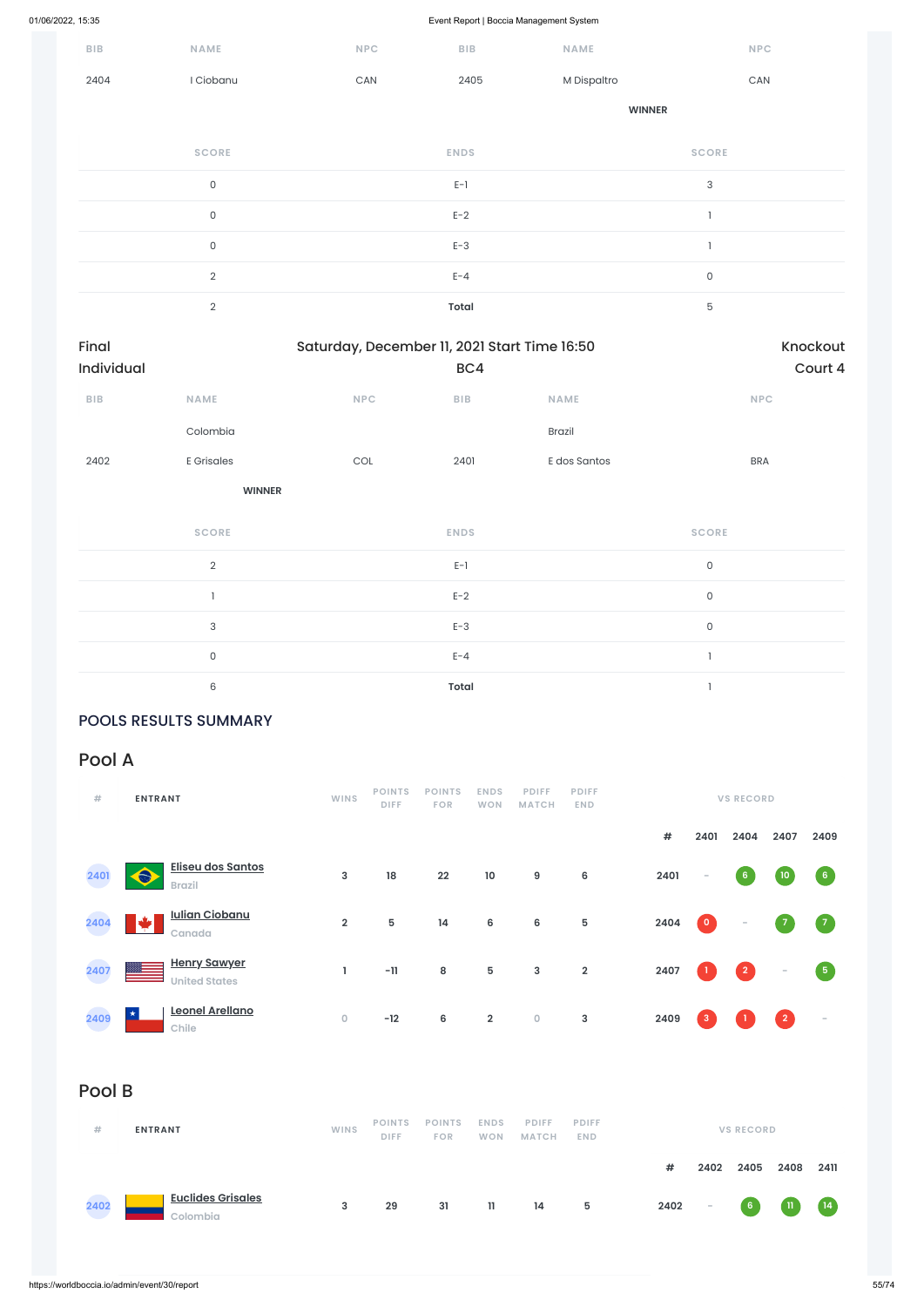| BIB | NAME | NPC | BIB | NAME | NPC |
|---|---|---|---|---|---|
| 2404 | I Ciobanu | CAN | 2405 | M Dispaltro | CAN |
| | | | | **WINNER** | |

| SCORE | ENDS | SCORE |
|---|---|---|
| 0 | E-1 | 3 |
| 0 | E-2 | 1 |
| 0 | E-3 | 1 |
| 2 | E-4 | 0 |
| 2 | **Total** | 5 |

Final Individual — Saturday, December 11, 2021 Start Time 16:50 — BC4 — Knockout Court 4

| BIB | NAME | NPC | BIB | NAME | NPC |
|---|---|---|---|---|---|
| | Colombia | | | Brazil | |
| 2402 | E Grisales | COL | 2401 | E dos Santos | BRA |
| | **WINNER** | | | | |

| SCORE | ENDS | SCORE |
|---|---|---|
| 2 | E-1 | 0 |
| 1 | E-2 | 0 |
| 3 | E-3 | 0 |
| 0 | E-4 | 1 |
| 6 | **Total** | 1 |

## POOLS RESULTS SUMMARY

### Pool A

| # | ENTRANT | WINS | POINTS DIFF | POINTS FOR | ENDS WON | PDIFF MATCH | PDIFF END | # | 2401 | 2404 | 2407 | 2409 |
|---|---|---|---|---|---|---|---|---|---|---|---|---|
| 2401 | Eliseu dos Santos Brazil | 3 | 18 | 22 | 10 | 9 | 6 | 2401 | - | 6 | 10 | 6 |
| 2404 | Iulian Ciobanu Canada | 2 | 5 | 14 | 6 | 6 | 5 | 2404 | 0 | - | 7 | 7 |
| 2407 | Henry Sawyer United States | 1 | -11 | 8 | 5 | 3 | 2 | 2407 | 1 | 2 | - | 5 |
| 2409 | Leonel Arellano Chile | 0 | -12 | 6 | 2 | 0 | 3 | 2409 | 3 | 1 | 2 | - |

### Pool B

| # | ENTRANT | WINS | POINTS DIFF | POINTS FOR | ENDS WON | PDIFF MATCH | PDIFF END | # | 2402 | 2405 | 2408 | 2411 |
|---|---|---|---|---|---|---|---|---|---|---|---|---|
| 2402 | Euclides Grisales Colombia | 3 | 29 | 31 | 11 | 14 | 5 | 2402 | - | 6 | 11 | 14 |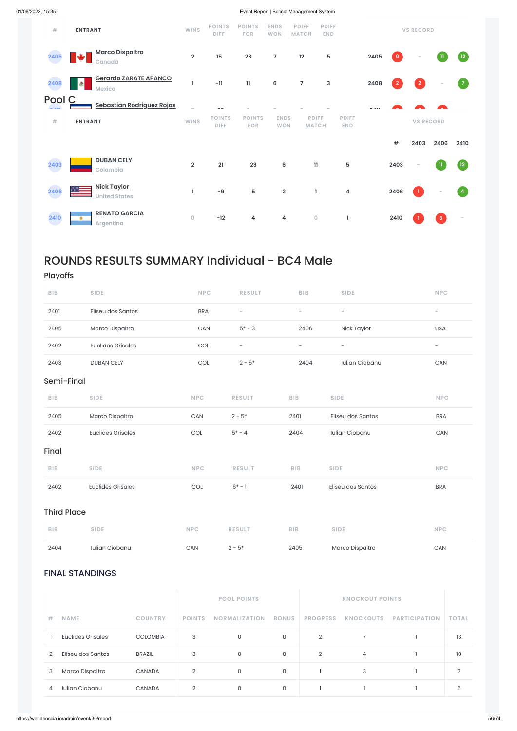| # | ENTRANT | WINS | POINTS DIFF | POINTS FOR | ENDS WON | PDIFF MATCH | PDIFF END | | VS RECORD | | |
|---|---|---|---|---|---|---|---|---|---|---|---|
| 2405 | **Marco Dispaltro** Canada | 2 | 15 | 23 | 7 | 12 | 5 | 2405 | 0 | - | 11 | 12 |
| 2408 | **Gerardo ZARATE APANCO** Mexico | 1 | -11 | 11 | 6 | 7 | 3 | 2408 | 2 | 2 | - | 7 |
| | **Sebastian Rodriguez Rojas** | | | | | | | | | | | |

## Pool C

| # | ENTRANT | WINS | POINTS DIFF | POINTS FOR | ENDS WON | PDIFF MATCH | PDIFF END | # | 2403 | 2406 | 2410 |
|---|---|---|---|---|---|---|---|---|---|---|---|
| 2403 | **DUBAN CELY** Colombia | 2 | 21 | 23 | 6 | 11 | 5 | 2403 | - | 11 | 12 |
| 2406 | **Nick Taylor** United States | 1 | -9 | 5 | 2 | 1 | 4 | 2406 | 1 | - | 4 |
| 2410 | **RENATO GARCIA** Argentina | 0 | -12 | 4 | 4 | 0 | 1 | 2410 | 1 | 3 | - |

# ROUNDS RESULTS SUMMARY Individual - BC4 Male

## Playoffs

| BIB | SIDE | NPC | RESULT | BIB | SIDE | NPC |
|---|---|---|---|---|---|---|
| 2401 | Eliseu dos Santos | BRA | - | - | - | - |
| 2405 | Marco Dispaltro | CAN | 5* - 3 | 2406 | Nick Taylor | USA |
| 2402 | Euclides Grisales | COL | - | - | - | - |
| 2403 | DUBAN CELY | COL | 2 - 5* | 2404 | Iulian Ciobanu | CAN |

## Semi-Final

| BIB | SIDE | NPC | RESULT | BIB | SIDE | NPC |
|---|---|---|---|---|---|---|
| 2405 | Marco Dispaltro | CAN | 2 - 5* | 2401 | Eliseu dos Santos | BRA |
| 2402 | Euclides Grisales | COL | 5* - 4 | 2404 | Iulian Ciobanu | CAN |

## Final

| BIB | SIDE | NPC | RESULT | BIB | SIDE | NPC |
|---|---|---|---|---|---|---|
| 2402 | Euclides Grisales | COL | 6* - 1 | 2401 | Eliseu dos Santos | BRA |

## Third Place

| BIB | SIDE | NPC | RESULT | BIB | SIDE | NPC |
|---|---|---|---|---|---|---|
| 2404 | Iulian Ciobanu | CAN | 2 - 5* | 2405 | Marco Dispaltro | CAN |

## FINAL STANDINGS

| | | | POOL POINTS | | | KNOCKOUT POINTS | | | |
|---|---|---|---|---|---|---|---|---|---|
| # | NAME | COUNTRY | POINTS | NORMALIZATION | BONUS | PROGRESS | KNOCKOUTS | PARTICIPATION | TOTAL |
| 1 | Euclides Grisales | COLOMBIA | 3 | 0 | 0 | 2 | 7 | 1 | 13 |
| 2 | Eliseu dos Santos | BRAZIL | 3 | 0 | 0 | 2 | 4 | 1 | 10 |
| 3 | Marco Dispaltro | CANADA | 2 | 0 | 0 | 1 | 3 | 1 | 7 |
| 4 | Iulian Ciobanu | CANADA | 2 | 0 | 0 | 1 | 1 | 1 | 5 |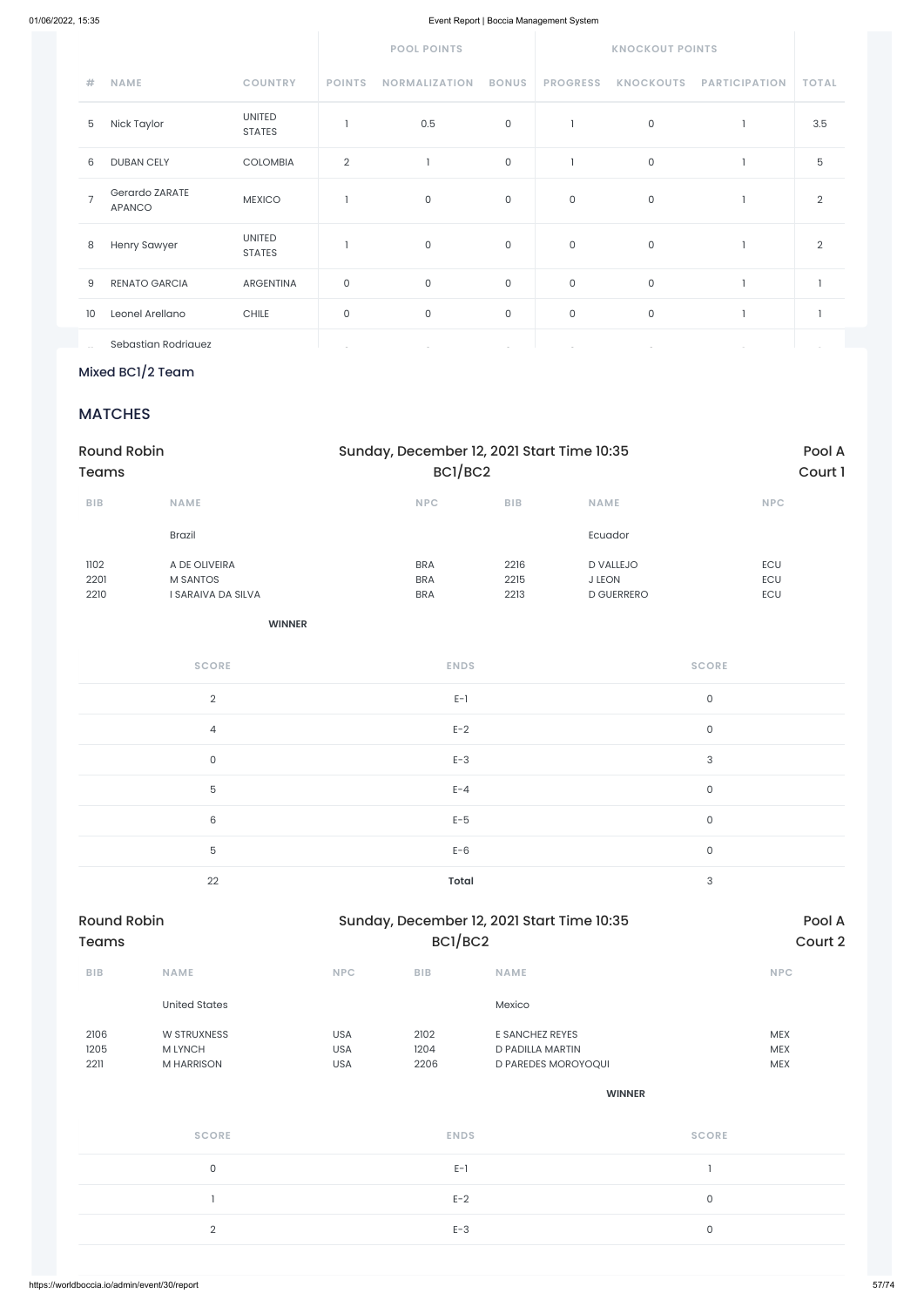| # | NAME | COUNTRY | POOL POINTS | | | KNOCKOUT POINTS | | | TOTAL |
|---|---|---|---|---|---|---|---|---|---|
| | | | POINTS | NORMALIZATION | BONUS | PROGRESS | KNOCKOUTS | PARTICIPATION | |
| 5 | Nick Taylor | UNITED STATES | 1 | 0.5 | 0 | 1 | 0 | 1 | 3.5 |
| 6 | DUBAN CELY | COLOMBIA | 2 | 1 | 0 | 1 | 0 | 1 | 5 |
| 7 | Gerardo ZARATE APANCO | MEXICO | 1 | 0 | 0 | 0 | 0 | 1 | 2 |
| 8 | Henry Sawyer | UNITED STATES | 1 | 0 | 0 | 0 | 0 | 1 | 2 |
| 9 | RENATO GARCIA | ARGENTINA | 0 | 0 | 0 | 0 | 0 | 1 | 1 |
| 10 | Leonel Arellano | CHILE | 0 | 0 | 0 | 0 | 0 | 1 | 1 |
| | Sebastian Rodriguez | | | | | | | | |

Mixed BC1/2 Team

## MATCHES

**Round Robin Teams** — Sunday, December 12, 2021 Start Time 10:35 — BC1/BC2 — Pool A, Court 1

| BIB | NAME | NPC | BIB | NAME | NPC |
|---|---|---|---|---|---|
| | Brazil | | | Ecuador | |
| 1102 | A DE OLIVEIRA | BRA | 2216 | D VALLEJO | ECU |
| 2201 | M SANTOS | BRA | 2215 | J LEON | ECU |
| 2210 | I SARAIVA DA SILVA | BRA | 2213 | D GUERRERO | ECU |
| | WINNER | | | | |

| SCORE | ENDS | SCORE |
|---|---|---|
| 2 | E-1 | 0 |
| 4 | E-2 | 0 |
| 0 | E-3 | 3 |
| 5 | E-4 | 0 |
| 6 | E-5 | 0 |
| 5 | E-6 | 0 |
| 22 | **Total** | 3 |

**Round Robin Teams** — Sunday, December 12, 2021 Start Time 10:35 — BC1/BC2 — Pool A, Court 2

| BIB | NAME | NPC | BIB | NAME | NPC |
|---|---|---|---|---|---|
| | United States | | | Mexico | |
| 2106 | W STRUXNESS | USA | 2102 | E SANCHEZ REYES | MEX |
| 1205 | M LYNCH | USA | 1204 | D PADILLA MARTIN | MEX |
| 2211 | M HARRISON | USA | 2206 | D PAREDES MOROYOQUI | MEX |
| | | | | WINNER | |

| SCORE | ENDS | SCORE |
|---|---|---|
| 0 | E-1 | 1 |
| 1 | E-2 | 0 |
| 2 | E-3 | 0 |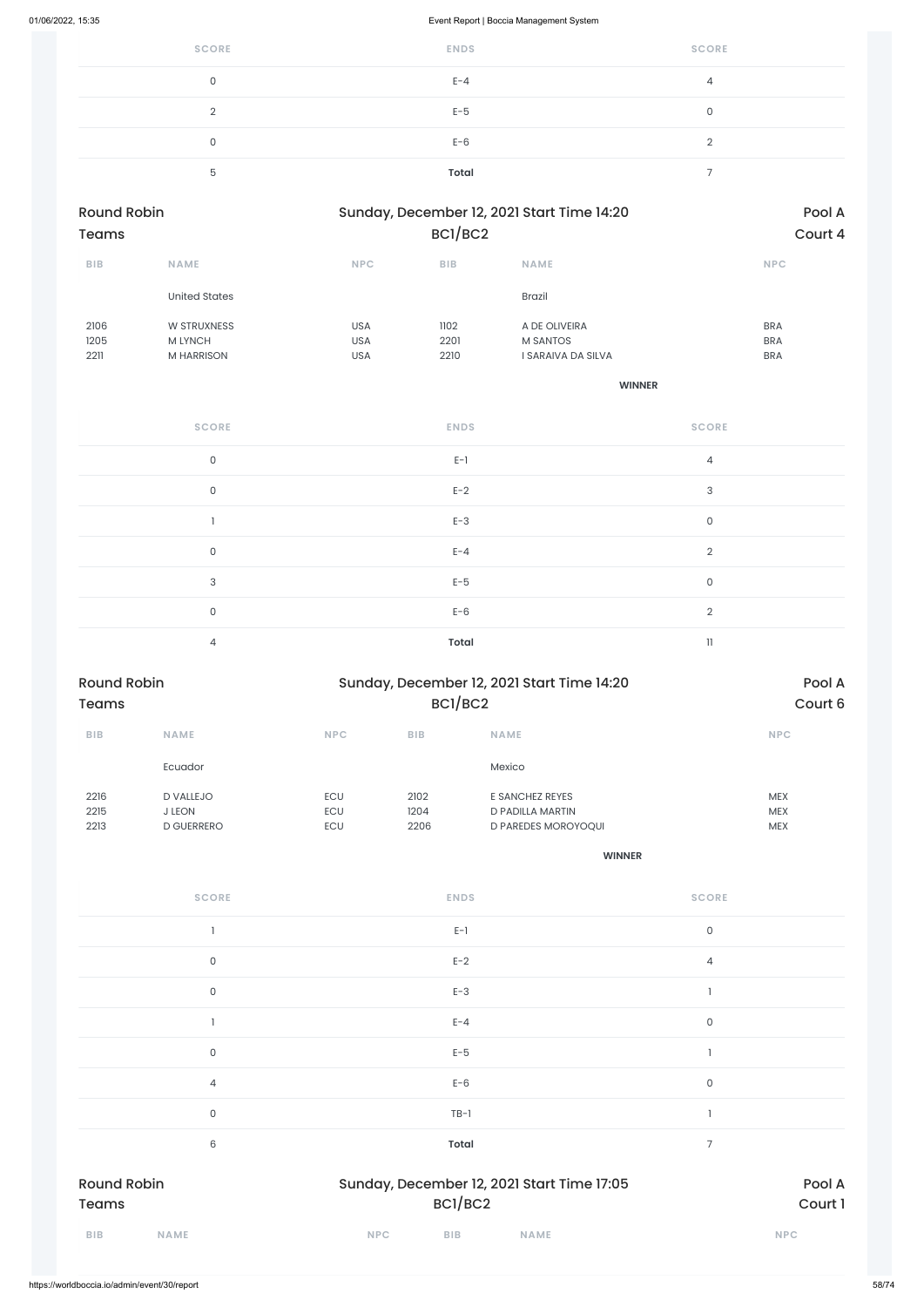| SCORE | ENDS | SCORE |
|---|---|---|
| 0 | E-4 | 4 |
| 2 | E-5 | 0 |
| 0 | E-6 | 2 |
| 5 | Total | 7 |

Round Robin | Sunday, December 12, 2021 Start Time 14:20 | Pool A
Teams | BC1/BC2 | Court 4

| BIB | NAME | NPC | BIB | NAME | NPC |
|---|---|---|---|---|---|
| | United States | | | Brazil | |
| 2106 | W STRUXNESS | USA | 1102 | A DE OLIVEIRA | BRA |
| 1205 | M LYNCH | USA | 2201 | M SANTOS | BRA |
| 2211 | M HARRISON | USA | 2210 | I SARAIVA DA SILVA | BRA |
| | | | | **WINNER** | |

| SCORE | ENDS | SCORE |
|---|---|---|
| 0 | E-1 | 4 |
| 0 | E-2 | 3 |
| 1 | E-3 | 0 |
| 0 | E-4 | 2 |
| 3 | E-5 | 0 |
| 0 | E-6 | 2 |
| 4 | Total | 11 |

Round Robin | Sunday, December 12, 2021 Start Time 14:20 | Pool A
Teams | BC1/BC2 | Court 6

| BIB | NAME | NPC | BIB | NAME | NPC |
|---|---|---|---|---|---|
| | Ecuador | | | Mexico | |
| 2216 | D VALLEJO | ECU | 2102 | E SANCHEZ REYES | MEX |
| 2215 | J LEON | ECU | 1204 | D PADILLA MARTIN | MEX |
| 2213 | D GUERRERO | ECU | 2206 | D PAREDES MOROYOQUI | MEX |
| | | | | **WINNER** | |

| SCORE | ENDS | SCORE |
|---|---|---|
| 1 | E-1 | 0 |
| 0 | E-2 | 4 |
| 0 | E-3 | 1 |
| 1 | E-4 | 0 |
| 0 | E-5 | 1 |
| 4 | E-6 | 0 |
| 0 | TB-1 | 1 |
| 6 | Total | 7 |

Round Robin | Sunday, December 12, 2021 Start Time 17:05 | Pool A
Teams | BC1/BC2 | Court 1

| BIB | NAME | NPC | BIB | NAME | NPC |
|---|---|---|---|---|---|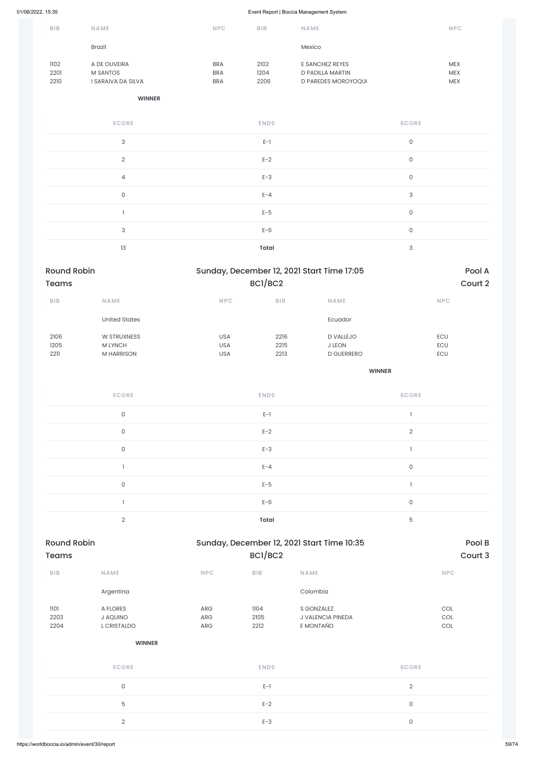| BIB | NAME | NPC | BIB | NAME | NPC |
|---|---|---|---|---|---|
| | Brazil | | | Mexico | |
| 1102 | A DE OLIVEIRA | BRA | 2102 | E SANCHEZ REYES | MEX |
| 2201 | M SANTOS | BRA | 1204 | D PADILLA MARTIN | MEX |
| 2210 | I SARAIVA DA SILVA | BRA | 2206 | D PAREDES MOROYOQUI | MEX |

**WINNER**

| SCORE | ENDS | SCORE |
|---|---|---|
| 3 | E-1 | 0 |
| 2 | E-2 | 0 |
| 4 | E-3 | 0 |
| 0 | E-4 | 3 |
| 1 | E-5 | 0 |
| 3 | E-6 | 0 |
| 13 | **Total** | 3 |

## Round Robin Teams

Sunday, December 12, 2021 Start Time 17:05 BC1/BC2

Pool A Court 2

| BIB | NAME | NPC | BIB | NAME | NPC |
|---|---|---|---|---|---|
| | United States | | | Ecuador | |
| 2106 | W STRUXNESS | USA | 2216 | D VALLEJO | ECU |
| 1205 | M LYNCH | USA | 2215 | J LEON | ECU |
| 2211 | M HARRISON | USA | 2213 | D GUERRERO | ECU |

**WINNER**

| SCORE | ENDS | SCORE |
|---|---|---|
| 0 | E-1 | 1 |
| 0 | E-2 | 2 |
| 0 | E-3 | 1 |
| 1 | E-4 | 0 |
| 0 | E-5 | 1 |
| 1 | E-6 | 0 |
| 2 | **Total** | 5 |

## Round Robin Teams

Sunday, December 12, 2021 Start Time 10:35 BC1/BC2

Pool B Court 3

| BIB | NAME | NPC | BIB | NAME | NPC |
|---|---|---|---|---|---|
| | Argentina | | | Colombia | |
| 1101 | A FLORES | ARG | 1104 | S GONZALEZ | COL |
| 2203 | J AQUINO | ARG | 2105 | J VALENCIA PINEDA | COL |
| 2204 | L CRISTALDO | ARG | 2212 | E MONTAÑO | COL |

**WINNER**

| SCORE | ENDS | SCORE |
|---|---|---|
| 0 | E-1 | 2 |
| 5 | E-2 | 0 |
| 2 | E-3 | 0 |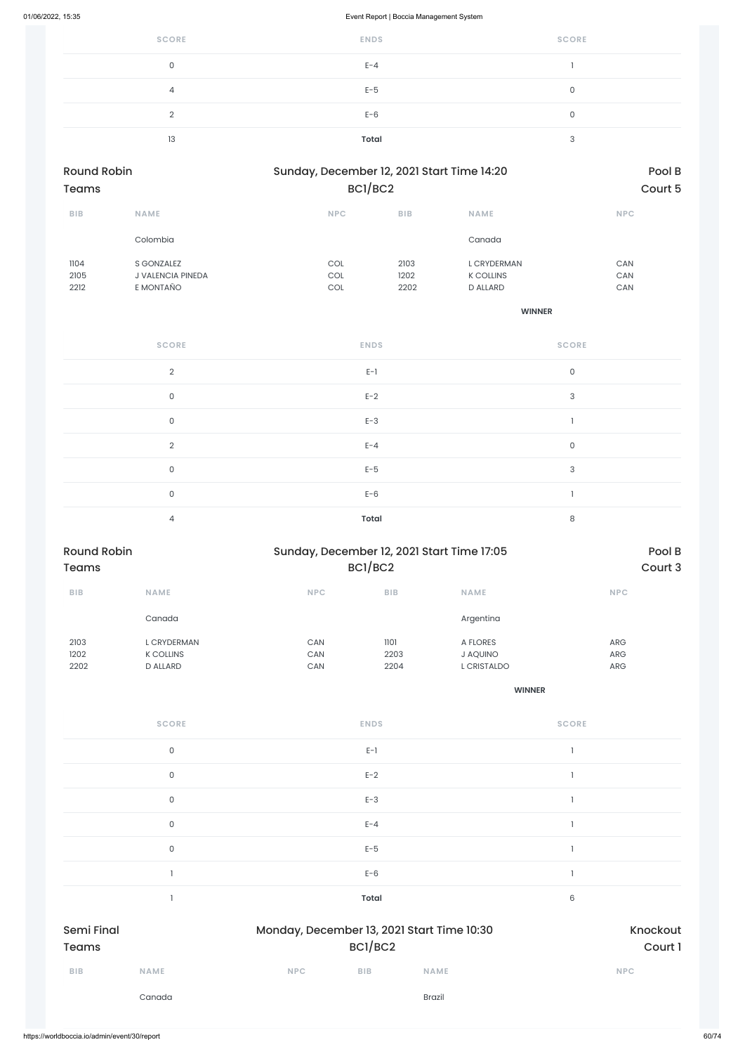| SCORE | ENDS | SCORE |
|---|---|---|
| 0 | E-4 | 1 |
| 4 | E-5 | 0 |
| 2 | E-6 | 0 |
| 13 | **Total** | 3 |

## Round Robin Teams

Sunday, December 12, 2021 Start Time 14:20
BC1/BC2

Pool B
Court 5

| BIB | NAME | NPC | BIB | NAME | NPC |
|---|---|---|---|---|---|
| | Colombia | | | Canada | |
| 1104 | S GONZALEZ | COL | 2103 | L CRYDERMAN | CAN |
| 2105 | J VALENCIA PINEDA | COL | 1202 | K COLLINS | CAN |
| 2212 | E MONTAÑO | COL | 2202 | D ALLARD | CAN |
| | | | | **WINNER** | |

| SCORE | ENDS | SCORE |
|---|---|---|
| 2 | E-1 | 0 |
| 0 | E-2 | 3 |
| 0 | E-3 | 1 |
| 2 | E-4 | 0 |
| 0 | E-5 | 3 |
| 0 | E-6 | 1 |
| 4 | **Total** | 8 |

## Round Robin Teams

Sunday, December 12, 2021 Start Time 17:05
BC1/BC2

Pool B
Court 3

| BIB | NAME | NPC | BIB | NAME | NPC |
|---|---|---|---|---|---|
| | Canada | | | Argentina | |
| 2103 | L CRYDERMAN | CAN | 1101 | A FLORES | ARG |
| 1202 | K COLLINS | CAN | 2203 | J AQUINO | ARG |
| 2202 | D ALLARD | CAN | 2204 | L CRISTALDO | ARG |
| | | | | **WINNER** | |

| SCORE | ENDS | SCORE |
|---|---|---|
| 0 | E-1 | 1 |
| 0 | E-2 | 1 |
| 0 | E-3 | 1 |
| 0 | E-4 | 1 |
| 0 | E-5 | 1 |
| 1 | E-6 | 1 |
| 1 | **Total** | 6 |

## Semi Final Teams

Monday, December 13, 2021 Start Time 10:30
BC1/BC2

Knockout
Court 1

| BIB | NAME | NPC | BIB | NAME | NPC |
|---|---|---|---|---|---|
| | Canada | | | Brazil | |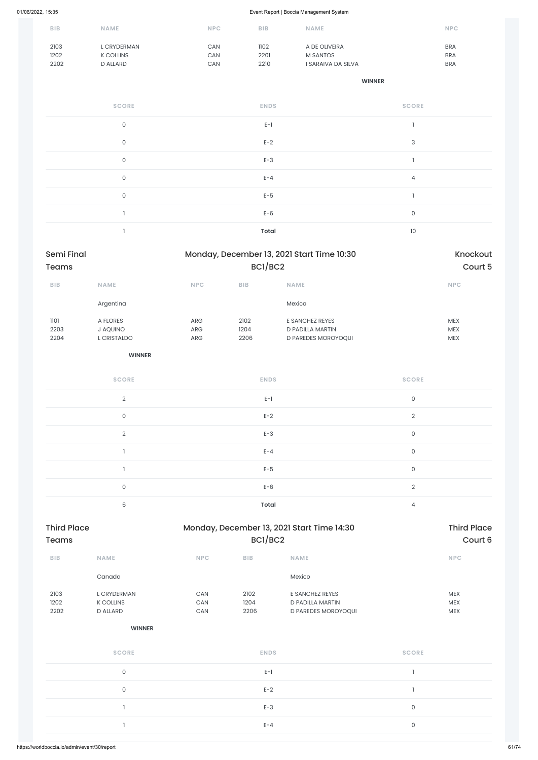| BIB | NAME | NPC | BIB | NAME | NPC |
|---|---|---|---|---|---|
| 2103 | L CRYDERMAN | CAN | 1102 | A DE OLIVEIRA | BRA |
| 1202 | K COLLINS | CAN | 2201 | M SANTOS | BRA |
| 2202 | D ALLARD | CAN | 2210 | I SARAIVA DA SILVA | BRA |

**WINNER** (BRA)

| SCORE | ENDS | SCORE |
|---|---|---|
| 0 | E-1 | 1 |
| 0 | E-2 | 3 |
| 0 | E-3 | 1 |
| 0 | E-4 | 4 |
| 0 | E-5 | 1 |
| 1 | E-6 | 0 |
| 1 | **Total** | 10 |

## Semi Final Teams

Monday, December 13, 2021 Start Time 10:30
BC1/BC2
Knockout
Court 5

| BIB | NAME | NPC | BIB | NAME | NPC |
|---|---|---|---|---|---|
| | Argentina | | | Mexico | |
| 1101 | A FLORES | ARG | 2102 | E SANCHEZ REYES | MEX |
| 2203 | J AQUINO | ARG | 1204 | D PADILLA MARTIN | MEX |
| 2204 | L CRISTALDO | ARG | 2206 | D PAREDES MOROYOQUI | MEX |

**WINNER** (Argentina)

| SCORE | ENDS | SCORE |
|---|---|---|
| 2 | E-1 | 0 |
| 0 | E-2 | 2 |
| 2 | E-3 | 0 |
| 1 | E-4 | 0 |
| 1 | E-5 | 0 |
| 0 | E-6 | 2 |
| 6 | **Total** | 4 |

## Third Place Teams

Monday, December 13, 2021 Start Time 14:30
BC1/BC2
Third Place
Court 6

| BIB | NAME | NPC | BIB | NAME | NPC |
|---|---|---|---|---|---|
| | Canada | | | Mexico | |
| 2103 | L CRYDERMAN | CAN | 2102 | E SANCHEZ REYES | MEX |
| 1202 | K COLLINS | CAN | 1204 | D PADILLA MARTIN | MEX |
| 2202 | D ALLARD | CAN | 2206 | D PAREDES MOROYOQUI | MEX |

**WINNER** (Canada)

| SCORE | ENDS | SCORE |
|---|---|---|
| 0 | E-1 | 1 |
| 0 | E-2 | 1 |
| 1 | E-3 | 0 |
| 1 | E-4 | 0 |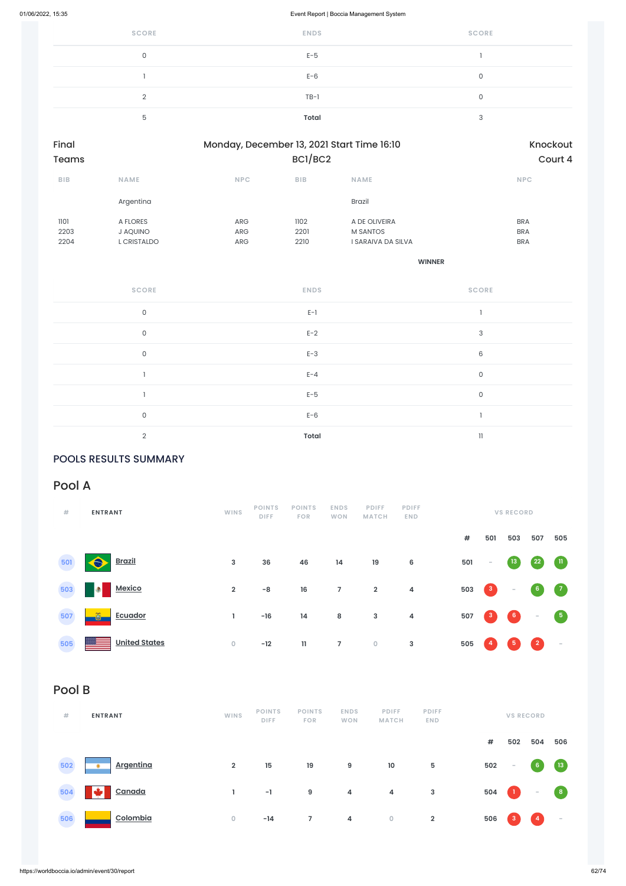| SCORE | ENDS | SCORE |
|---|---|---|
| 0 | E-5 | 1 |
| 1 | E-6 | 0 |
| 2 | TB-1 | 0 |
| 5 | **Total** | 3 |

Final | Monday, December 13, 2021 Start Time 16:10 | Knockout

Teams | BC1/BC2 | Court 4

| BIB | NAME | NPC | BIB | NAME | NPC |
|---|---|---|---|---|---|
| | Argentina | | | Brazil | |
| 1101 | A FLORES | ARG | 1102 | A DE OLIVEIRA | BRA |
| 2203 | J AQUINO | ARG | 2201 | M SANTOS | BRA |
| 2204 | L CRISTALDO | ARG | 2210 | I SARAIVA DA SILVA | BRA |
| | | | | **WINNER** | |

| SCORE | ENDS | SCORE |
|---|---|---|
| 0 | E-1 | 1 |
| 0 | E-2 | 3 |
| 0 | E-3 | 6 |
| 1 | E-4 | 0 |
| 1 | E-5 | 0 |
| 0 | E-6 | 1 |
| 2 | **Total** | 11 |

## POOLS RESULTS SUMMARY

### Pool A

| # | ENTRANT | WINS | POINTS DIFF | POINTS FOR | ENDS WON | PDIFF MATCH | PDIFF END | # | 501 | 503 | 507 | 505 |
|---|---|---|---|---|---|---|---|---|---|---|---|---|
| 501 | Brazil | 3 | 36 | 46 | 14 | 19 | 6 | 501 | - | 13 | 22 | 11 |
| 503 | Mexico | 2 | -8 | 16 | 7 | 2 | 4 | 503 | 3 | - | 6 | 7 |
| 507 | Ecuador | 1 | -16 | 14 | 8 | 3 | 4 | 507 | 3 | 6 | - | 5 |
| 505 | United States | 0 | -12 | 11 | 7 | 0 | 3 | 505 | 4 | 5 | 2 | - |

### Pool B

| # | ENTRANT | WINS | POINTS DIFF | POINTS FOR | ENDS WON | PDIFF MATCH | PDIFF END | # | 502 | 504 | 506 |
|---|---|---|---|---|---|---|---|---|---|---|---|
| 502 | Argentina | 2 | 15 | 19 | 9 | 10 | 5 | 502 | - | 6 | 13 |
| 504 | Canada | 1 | -1 | 9 | 4 | 4 | 3 | 504 | 1 | - | 8 |
| 506 | Colombia | 0 | -14 | 7 | 4 | 0 | 2 | 506 | 3 | 4 | - |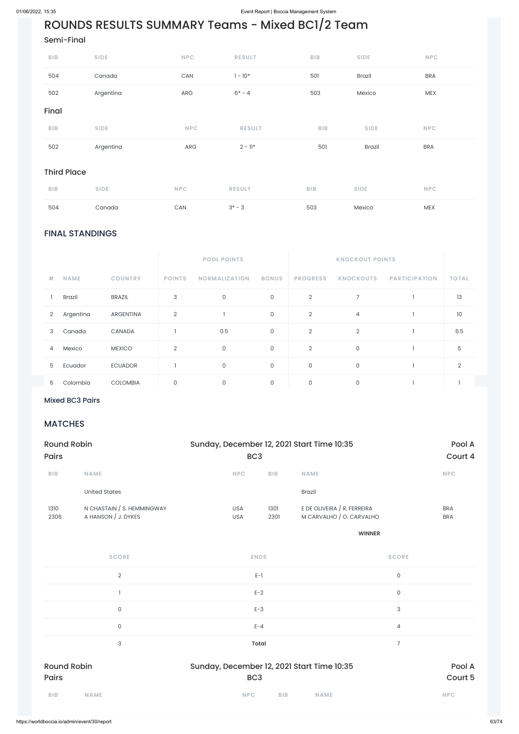# ROUNDS RESULTS SUMMARY Teams - Mixed BC1/2 Team

### Semi-Final

| BIB | SIDE | NPC | RESULT | BIB | SIDE | NPC |
|---|---|---|---|---|---|---|
| 504 | Canada | CAN | 1 - 10* | 501 | Brazil | BRA |
| 502 | Argentina | ARG | 6* - 4 | 503 | Mexico | MEX |

### Final

| BIB | SIDE | NPC | RESULT | BIB | SIDE | NPC |
|---|---|---|---|---|---|---|
| 502 | Argentina | ARG | 2 - 11* | 501 | Brazil | BRA |

### Third Place

| BIB | SIDE | NPC | RESULT | BIB | SIDE | NPC |
|---|---|---|---|---|---|---|
| 504 | Canada | CAN | 3* - 3 | 503 | Mexico | MEX |

## FINAL STANDINGS

| | | | POOL POINTS | | | KNOCKOUT POINTS | | | |
|---|---|---|---|---|---|---|---|---|---|
| # | NAME | COUNTRY | POINTS | NORMALIZATION | BONUS | PROGRESS | KNOCKOUTS | PARTICIPATION | TOTAL |
| 1 | Brazil | BRAZIL | 3 | 0 | 0 | 2 | 7 | 1 | 13 |
| 2 | Argentina | ARGENTINA | 2 | 1 | 0 | 2 | 4 | 1 | 10 |
| 3 | Canada | CANADA | 1 | 0.5 | 0 | 2 | 2 | 1 | 6.5 |
| 4 | Mexico | MEXICO | 2 | 0 | 0 | 2 | 0 | 1 | 5 |
| 5 | Ecuador | ECUADOR | 1 | 0 | 0 | 0 | 0 | 1 | 2 |
| 6 | Colombia | COLOMBIA | 0 | 0 | 0 | 0 | 0 | 1 | 1 |

Mixed BC3 Pairs

## MATCHES

Round Robin Pairs — Sunday, December 12, 2021 Start Time 10:35 — BC3 — Pool A — Court 4

| BIB | NAME | NPC | BIB | NAME | NPC |
|---|---|---|---|---|---|
| | United States | | | Brazil | |
| 1310 | N CHASTAIN / S. HEMMINGWAY | USA | 1301 | E DE OLIVEIRA / R. FERREIRA | BRA |
| 2306 | A HANSON / J. DYKES | USA | 2301 | M CARVALHO / O. CARVALHO | BRA |
| | | | | **WINNER** | |

| SCORE | ENDS | SCORE |
|---|---|---|
| 2 | E-1 | 0 |
| 1 | E-2 | 0 |
| 0 | E-3 | 3 |
| 0 | E-4 | 4 |
| 3 | **Total** | 7 |

Round Robin Pairs — Sunday, December 12, 2021 Start Time 10:35 — BC3 — Pool A — Court 5

| BIB | NAME | NPC | BIB | NAME | NPC |
|---|---|---|---|---|---|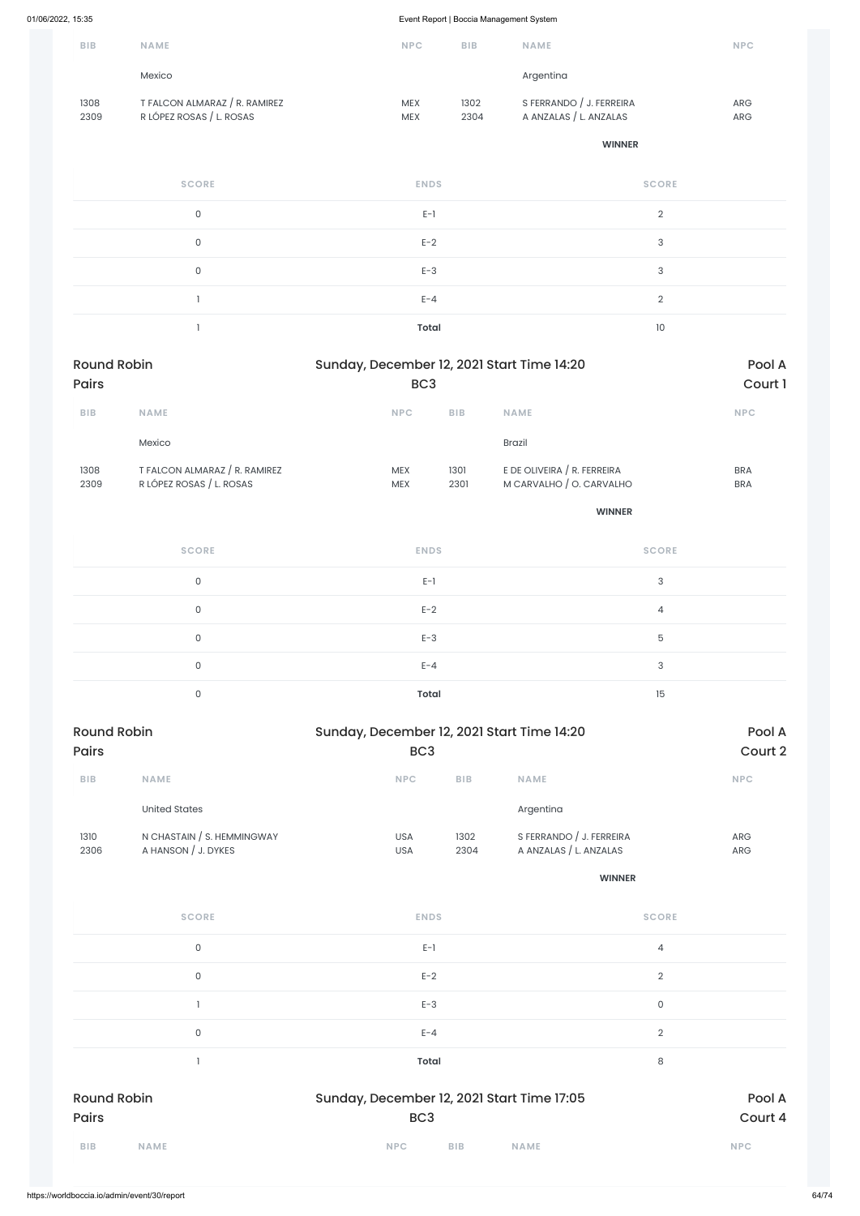| BIB | NAME | NPC | BIB | NAME | NPC |
|---|---|---|---|---|---|
| | Mexico | | | Argentina | |
| 1308<br>2309 | T FALCON ALMARAZ / R. RAMIREZ<br>R LÓPEZ ROSAS / L. ROSAS | MEX<br>MEX | 1302<br>2304 | S FERRANDO / J. FERREIRA<br>A ANZALAS / L. ANZALAS | ARG<br>ARG |
| | | | | **WINNER** | |

| SCORE | ENDS | SCORE |
|---|---|---|
| 0 | E-1 | 2 |
| 0 | E-2 | 3 |
| 0 | E-3 | 3 |
| 1 | E-4 | 2 |
| 1 | **Total** | 10 |

## Round Robin Pairs — Sunday, December 12, 2021 Start Time 14:20 — BC3 — Pool A Court 1

| BIB | NAME | NPC | BIB | NAME | NPC |
|---|---|---|---|---|---|
| | Mexico | | | Brazil | |
| 1308<br>2309 | T FALCON ALMARAZ / R. RAMIREZ<br>R LÓPEZ ROSAS / L. ROSAS | MEX<br>MEX | 1301<br>2301 | E DE OLIVEIRA / R. FERREIRA<br>M CARVALHO / O. CARVALHO | BRA<br>BRA |
| | | | | **WINNER** | |

| SCORE | ENDS | SCORE |
|---|---|---|
| 0 | E-1 | 3 |
| 0 | E-2 | 4 |
| 0 | E-3 | 5 |
| 0 | E-4 | 3 |
| 0 | **Total** | 15 |

## Round Robin Pairs — Sunday, December 12, 2021 Start Time 14:20 — BC3 — Pool A Court 2

| BIB | NAME | NPC | BIB | NAME | NPC |
|---|---|---|---|---|---|
| | United States | | | Argentina | |
| 1310<br>2306 | N CHASTAIN / S. HEMMINGWAY<br>A HANSON / J. DYKES | USA<br>USA | 1302<br>2304 | S FERRANDO / J. FERREIRA<br>A ANZALAS / L. ANZALAS | ARG<br>ARG |
| | | | | **WINNER** | |

| SCORE | ENDS | SCORE |
|---|---|---|
| 0 | E-1 | 4 |
| 0 | E-2 | 2 |
| 1 | E-3 | 0 |
| 0 | E-4 | 2 |
| 1 | **Total** | 8 |

## Round Robin Pairs — Sunday, December 12, 2021 Start Time 17:05 — BC3 — Pool A Court 4

| BIB | NAME | NPC | BIB | NAME | NPC |
|---|---|---|---|---|---|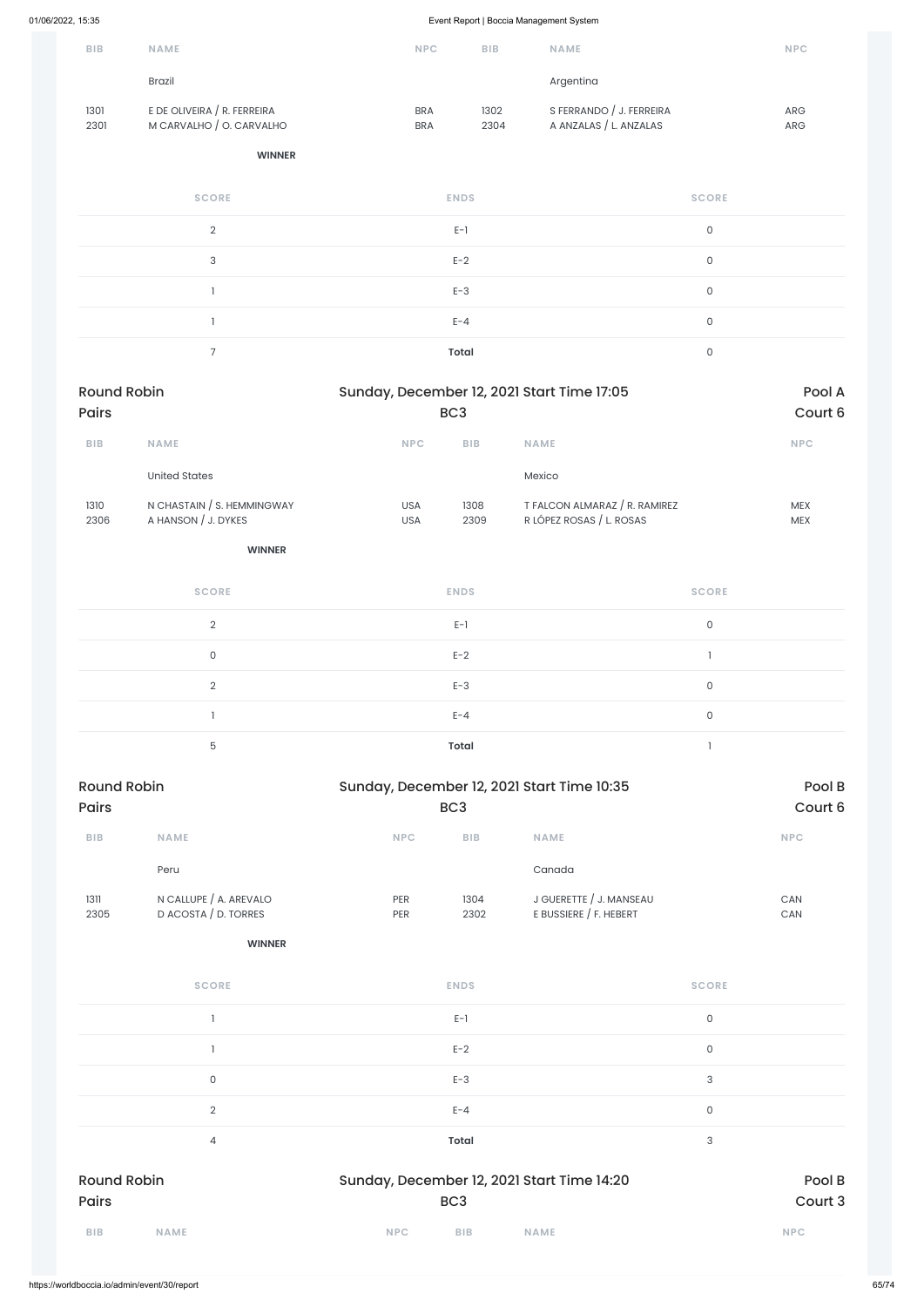| BIB | NAME | NPC | BIB | NAME | NPC |
|---|---|---|---|---|---|
| | Brazil | | | Argentina | |
| 1301 | E DE OLIVEIRA / R. FERREIRA | BRA | 1302 | S FERRANDO / J. FERREIRA | ARG |
| 2301 | M CARVALHO / O. CARVALHO | BRA | 2304 | A ANZALAS / L. ANZALAS | ARG |

**WINNER**

| SCORE | ENDS | SCORE |
|---|---|---|
| 2 | E-1 | 0 |
| 3 | E-2 | 0 |
| 1 | E-3 | 0 |
| 1 | E-4 | 0 |
| 7 | **Total** | 0 |

## Round Robin Pairs — Sunday, December 12, 2021 Start Time 17:05 — BC3 — Pool A, Court 6

| BIB | NAME | NPC | BIB | NAME | NPC |
|---|---|---|---|---|---|
| | United States | | | Mexico | |
| 1310 | N CHASTAIN / S. HEMMINGWAY | USA | 1308 | T FALCON ALMARAZ / R. RAMIREZ | MEX |
| 2306 | A HANSON / J. DYKES | USA | 2309 | R LÓPEZ ROSAS / L. ROSAS | MEX |

**WINNER**

| SCORE | ENDS | SCORE |
|---|---|---|
| 2 | E-1 | 0 |
| 0 | E-2 | 1 |
| 2 | E-3 | 0 |
| 1 | E-4 | 0 |
| 5 | **Total** | 1 |

## Round Robin Pairs — Sunday, December 12, 2021 Start Time 10:35 — BC3 — Pool B, Court 6

| BIB | NAME | NPC | BIB | NAME | NPC |
|---|---|---|---|---|---|
| | Peru | | | Canada | |
| 1311 | N CALLUPE / A. AREVALO | PER | 1304 | J GUERETTE / J. MANSEAU | CAN |
| 2305 | D ACOSTA / D. TORRES | PER | 2302 | E BUSSIERE / F. HEBERT | CAN |

**WINNER**

| SCORE | ENDS | SCORE |
|---|---|---|
| 1 | E-1 | 0 |
| 1 | E-2 | 0 |
| 0 | E-3 | 3 |
| 2 | E-4 | 0 |
| 4 | **Total** | 3 |

## Round Robin Pairs — Sunday, December 12, 2021 Start Time 14:20 — BC3 — Pool B, Court 3

| BIB | NAME | NPC | BIB | NAME | NPC |
|---|---|---|---|---|---|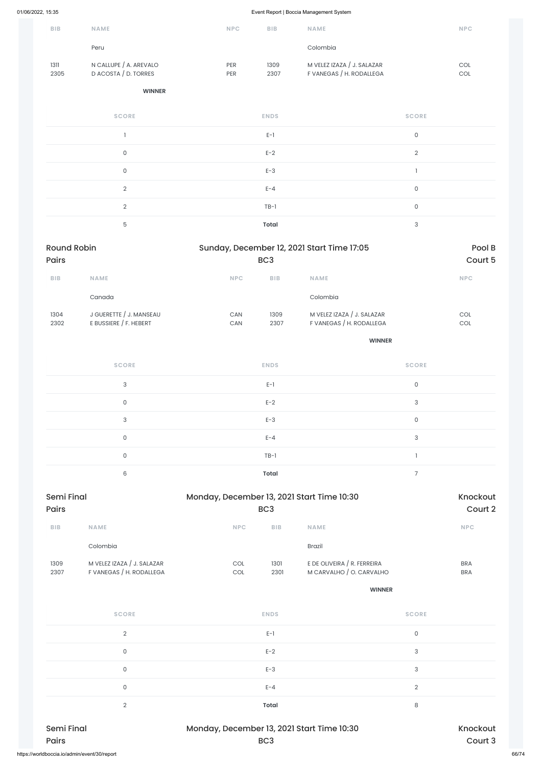| BIB | NAME | NPC | BIB | NAME | NPC |
|---|---|---|---|---|---|
| | Peru | | | Colombia | |
| 1311 | N CALLUPE / A. AREVALO | PER | 1309 | M VELEZ IZAZA / J. SALAZAR | COL |
| 2305 | D ACOSTA / D. TORRES | PER | 2307 | F VANEGAS / H. RODALLEGA | COL |
| | **WINNER** | | | | |

| SCORE | ENDS | SCORE |
|---|---|---|
| 1 | E-1 | 0 |
| 0 | E-2 | 2 |
| 0 | E-3 | 1 |
| 2 | E-4 | 0 |
| 2 | TB-1 | 0 |
| 5 | **Total** | 3 |

## Round Robin Pairs — Sunday, December 12, 2021 Start Time 17:05 — BC3 — Pool B Court 5

| BIB | NAME | NPC | BIB | NAME | NPC |
|---|---|---|---|---|---|
| | Canada | | | Colombia | |
| 1304 | J GUERETTE / J. MANSEAU | CAN | 1309 | M VELEZ IZAZA / J. SALAZAR | COL |
| 2302 | E BUSSIERE / F. HEBERT | CAN | 2307 | F VANEGAS / H. RODALLEGA | COL |
| | | | | **WINNER** | |

| SCORE | ENDS | SCORE |
|---|---|---|
| 3 | E-1 | 0 |
| 0 | E-2 | 3 |
| 3 | E-3 | 0 |
| 0 | E-4 | 3 |
| 0 | TB-1 | 1 |
| 6 | **Total** | 7 |

## Semi Final Pairs — Monday, December 13, 2021 Start Time 10:30 — BC3 — Knockout Court 2

| BIB | NAME | NPC | BIB | NAME | NPC |
|---|---|---|---|---|---|
| | Colombia | | | Brazil | |
| 1309 | M VELEZ IZAZA / J. SALAZAR | COL | 1301 | E DE OLIVEIRA / R. FERREIRA | BRA |
| 2307 | F VANEGAS / H. RODALLEGA | COL | 2301 | M CARVALHO / O. CARVALHO | BRA |
| | | | | **WINNER** | |

| SCORE | ENDS | SCORE |
|---|---|---|
| 2 | E-1 | 0 |
| 0 | E-2 | 3 |
| 0 | E-3 | 3 |
| 0 | E-4 | 2 |
| 2 | **Total** | 8 |

## Semi Final Pairs — Monday, December 13, 2021 Start Time 10:30 — BC3 — Knockout Court 3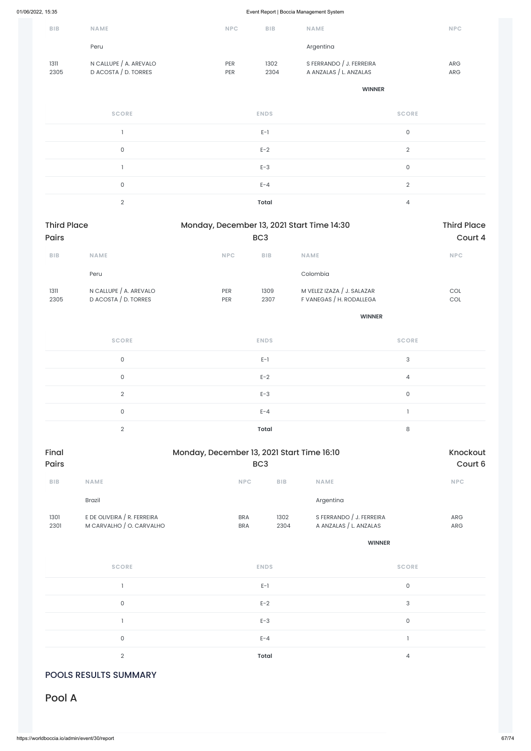| BIB | NAME | NPC | BIB | NAME | NPC |
|---|---|---|---|---|---|
| | Peru | | | Argentina | |
| 1311<br>2305 | N CALLUPE / A. AREVALO<br>D ACOSTA / D. TORRES | PER<br>PER | 1302<br>2304 | S FERRANDO / J. FERREIRA<br>A ANZALAS / L. ANZALAS | ARG<br>ARG |
| | | | | **WINNER** | |

| SCORE | ENDS | SCORE |
|---|---|---|
| 1 | E-1 | 0 |
| 0 | E-2 | 2 |
| 1 | E-3 | 0 |
| 0 | E-4 | 2 |
| 2 | **Total** | 4 |

## Third Place Pairs — Monday, December 13, 2021 Start Time 14:30 — BC3 — Third Place Court 4

| BIB | NAME | NPC | BIB | NAME | NPC |
|---|---|---|---|---|---|
| | Peru | | | Colombia | |
| 1311<br>2305 | N CALLUPE / A. AREVALO<br>D ACOSTA / D. TORRES | PER<br>PER | 1309<br>2307 | M VELEZ IZAZA / J. SALAZAR<br>F VANEGAS / H. RODALLEGA | COL<br>COL |
| | | | | **WINNER** | |

| SCORE | ENDS | SCORE |
|---|---|---|
| 0 | E-1 | 3 |
| 0 | E-2 | 4 |
| 2 | E-3 | 0 |
| 0 | E-4 | 1 |
| 2 | **Total** | 8 |

## Final Pairs — Monday, December 13, 2021 Start Time 16:10 — BC3 — Knockout Court 6

| BIB | NAME | NPC | BIB | NAME | NPC |
|---|---|---|---|---|---|
| | Brazil | | | Argentina | |
| 1301<br>2301 | E DE OLIVEIRA / R. FERREIRA<br>M CARVALHO / O. CARVALHO | BRA<br>BRA | 1302<br>2304 | S FERRANDO / J. FERREIRA<br>A ANZALAS / L. ANZALAS | ARG<br>ARG |
| | | | | **WINNER** | |

| SCORE | ENDS | SCORE |
|---|---|---|
| 1 | E-1 | 0 |
| 0 | E-2 | 3 |
| 1 | E-3 | 0 |
| 0 | E-4 | 1 |
| 2 | **Total** | 4 |

## POOLS RESULTS SUMMARY

# Pool A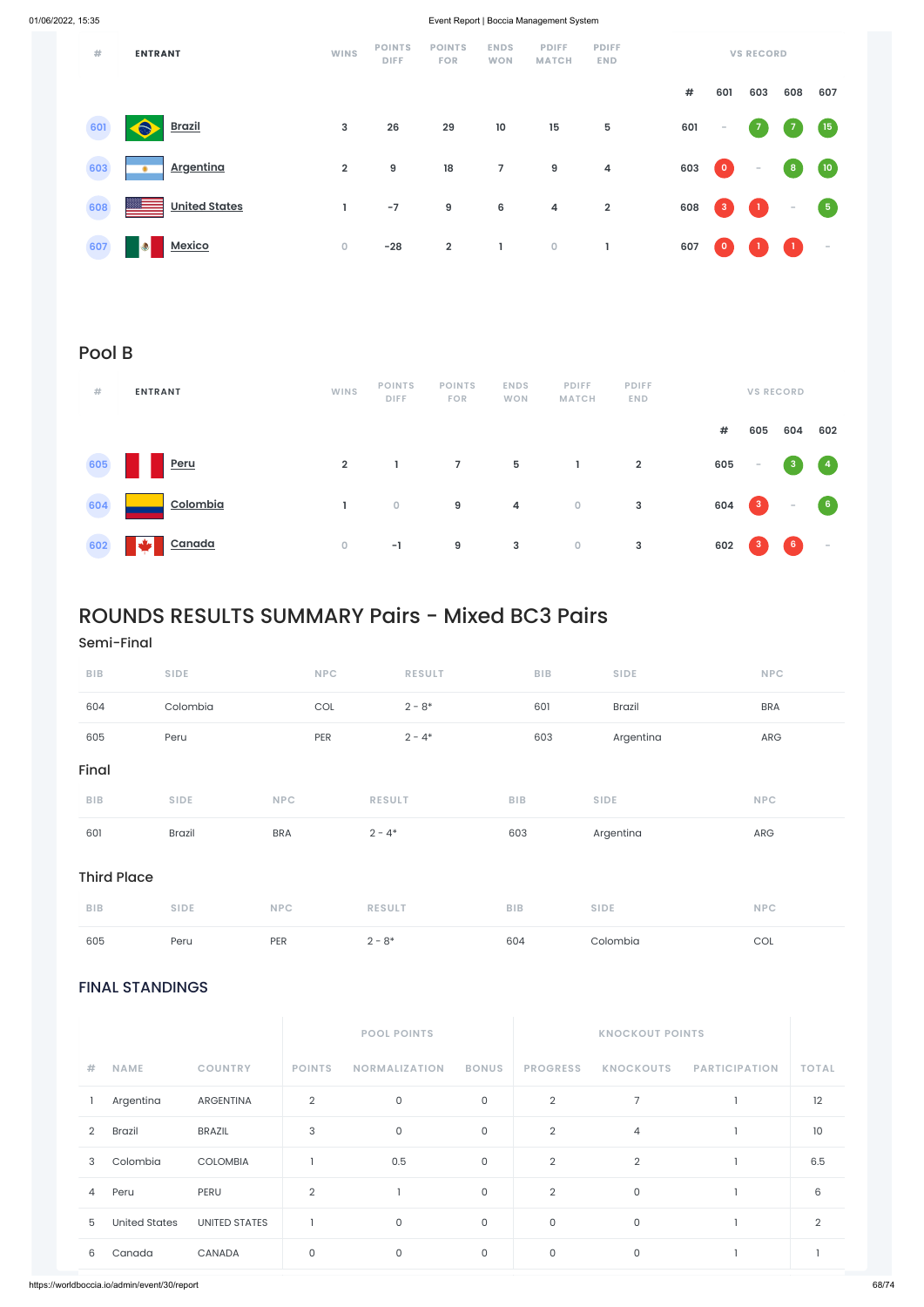| # | ENTRANT | WINS | POINTS DIFF | POINTS FOR | ENDS WON | PDIFF MATCH | PDIFF END | # | 601 | 603 | 608 | 607 |
|---|---|---|---|---|---|---|---|---|---|---|---|---|
| 601 | Brazil | 3 | 26 | 29 | 10 | 15 | 5 | 601 | – | 7 | 7 | 15 |
| 603 | Argentina | 2 | 9 | 18 | 7 | 9 | 4 | 603 | 0 | – | 8 | 10 |
| 608 | United States | 1 | -7 | 9 | 6 | 4 | 2 | 608 | 3 | 1 | – | 5 |
| 607 | Mexico | 0 | -28 | 2 | 1 | 0 | 1 | 607 | 0 | 1 | 1 | – |

## Pool B

| # | ENTRANT | WINS | POINTS DIFF | POINTS FOR | ENDS WON | PDIFF MATCH | PDIFF END | # | 605 | 604 | 602 |
|---|---|---|---|---|---|---|---|---|---|---|---|
| 605 | Peru | 2 | 1 | 7 | 5 | 1 | 2 | 605 | – | 3 | 4 |
| 604 | Colombia | 1 | 0 | 9 | 4 | 0 | 3 | 604 | 3 | – | 6 |
| 602 | Canada | 0 | -1 | 9 | 3 | 0 | 3 | 602 | 3 | 6 | – |

# ROUNDS RESULTS SUMMARY Pairs - Mixed BC3 Pairs

### Semi-Final

| BIB | SIDE | NPC | RESULT | BIB | SIDE | NPC |
|---|---|---|---|---|---|---|
| 604 | Colombia | COL | 2 - 8* | 601 | Brazil | BRA |
| 605 | Peru | PER | 2 - 4* | 603 | Argentina | ARG |

### Final

| BIB | SIDE | NPC | RESULT | BIB | SIDE | NPC |
|---|---|---|---|---|---|---|
| 601 | Brazil | BRA | 2 - 4* | 603 | Argentina | ARG |

### Third Place

| BIB | SIDE | NPC | RESULT | BIB | SIDE | NPC |
|---|---|---|---|---|---|---|
| 605 | Peru | PER | 2 - 8* | 604 | Colombia | COL |

## FINAL STANDINGS

| | | | POOL POINTS | | | KNOCKOUT POINTS | | | |
|---|---|---|---|---|---|---|---|---|---|
| # | NAME | COUNTRY | POINTS | NORMALIZATION | BONUS | PROGRESS | KNOCKOUTS | PARTICIPATION | TOTAL |
| 1 | Argentina | ARGENTINA | 2 | 0 | 0 | 2 | 7 | 1 | 12 |
| 2 | Brazil | BRAZIL | 3 | 0 | 0 | 2 | 4 | 1 | 10 |
| 3 | Colombia | COLOMBIA | 1 | 0.5 | 0 | 2 | 2 | 1 | 6.5 |
| 4 | Peru | PERU | 2 | 1 | 0 | 2 | 0 | 1 | 6 |
| 5 | United States | UNITED STATES | 1 | 0 | 0 | 0 | 0 | 1 | 2 |
| 6 | Canada | CANADA | 0 | 0 | 0 | 0 | 0 | 1 | 1 |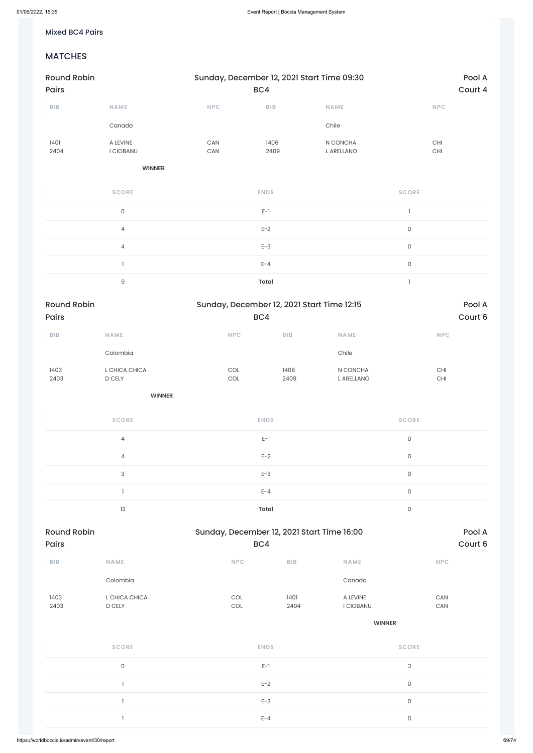Mixed BC4 Pairs

## MATCHES

| Round Robin Pairs | | Sunday, December 12, 2021 Start Time 09:30 BC4 | | | Pool A Court 4 |
|---|---|---|---|---|---|
| BIB | NAME | NPC | BIB | NAME | NPC |
| | Canada | | | Chile | |
| 1401<br>2404 | A LEVINE<br>I CIOBANU | CAN<br>CAN | 1406<br>2409 | N CONCHA<br>L ARELLANO | CHI<br>CHI |
| | **WINNER** | | | | |

| SCORE | ENDS | SCORE |
|---|---|---|
| 0 | E-1 | 1 |
| 4 | E-2 | 0 |
| 4 | E-3 | 0 |
| 1 | E-4 | 0 |
| 9 | **Total** | 1 |

| Round Robin Pairs | | Sunday, December 12, 2021 Start Time 12:15 BC4 | | | Pool A Court 6 |
|---|---|---|---|---|---|
| BIB | NAME | NPC | BIB | NAME | NPC |
| | Colombia | | | Chile | |
| 1403<br>2403 | L CHICA CHICA<br>D CELY | COL<br>COL | 1406<br>2409 | N CONCHA<br>L ARELLANO | CHI<br>CHI |
| | **WINNER** | | | | |

| SCORE | ENDS | SCORE |
|---|---|---|
| 4 | E-1 | 0 |
| 4 | E-2 | 0 |
| 3 | E-3 | 0 |
| 1 | E-4 | 0 |
| 12 | **Total** | 0 |

| Round Robin Pairs | | Sunday, December 12, 2021 Start Time 16:00 BC4 | | | Pool A Court 6 |
|---|---|---|---|---|---|
| BIB | NAME | NPC | BIB | NAME | NPC |
| | Colombia | | | Canada | |
| 1403<br>2403 | L CHICA CHICA<br>D CELY | COL<br>COL | 1401<br>2404 | A LEVINE<br>I CIOBANU | CAN<br>CAN |
| | | | | **WINNER** | |

| SCORE | ENDS | SCORE |
|---|---|---|
| 0 | E-1 | 3 |
| 1 | E-2 | 0 |
| 1 | E-3 | 0 |
| 1 | E-4 | 0 |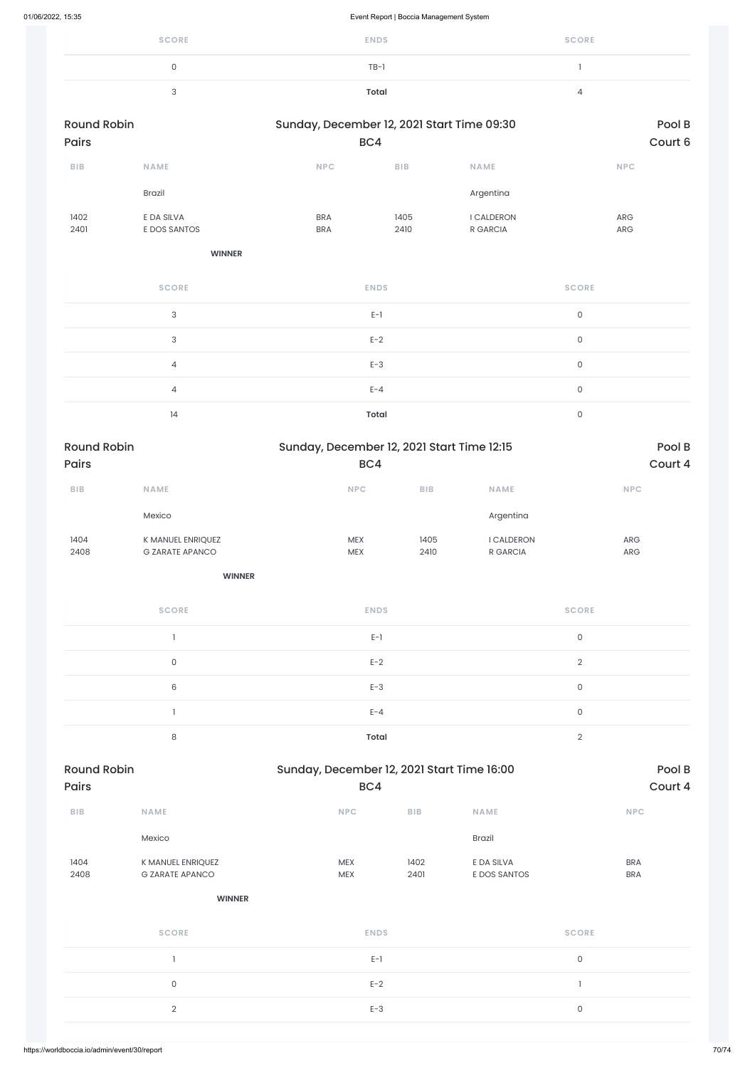| SCORE | ENDS | SCORE |
|---|---|---|
| 0 | TB-1 | 1 |
| 3 | **Total** | 4 |

## Round Robin Pairs — Sunday, December 12, 2021 Start Time 09:30 — BC4 — Pool B, Court 6

| BIB | NAME | NPC | BIB | NAME | NPC |
|---|---|---|---|---|---|
| | Brazil | | | Argentina | |
| 1402 | E DA SILVA | BRA | 1405 | I CALDERON | ARG |
| 2401 | E DOS SANTOS | BRA | 2410 | R GARCIA | ARG |

**WINNER**

| SCORE | ENDS | SCORE |
|---|---|---|
| 3 | E-1 | 0 |
| 3 | E-2 | 0 |
| 4 | E-3 | 0 |
| 4 | E-4 | 0 |
| 14 | **Total** | 0 |

## Round Robin Pairs — Sunday, December 12, 2021 Start Time 12:15 — BC4 — Pool B, Court 4

| BIB | NAME | NPC | BIB | NAME | NPC |
|---|---|---|---|---|---|
| | Mexico | | | Argentina | |
| 1404 | K MANUEL ENRIQUEZ | MEX | 1405 | I CALDERON | ARG |
| 2408 | G ZARATE APANCO | MEX | 2410 | R GARCIA | ARG |

**WINNER**

| SCORE | ENDS | SCORE |
|---|---|---|
| 1 | E-1 | 0 |
| 0 | E-2 | 2 |
| 6 | E-3 | 0 |
| 1 | E-4 | 0 |
| 8 | **Total** | 2 |

## Round Robin Pairs — Sunday, December 12, 2021 Start Time 16:00 — BC4 — Pool B, Court 4

| BIB | NAME | NPC | BIB | NAME | NPC |
|---|---|---|---|---|---|
| | Mexico | | | Brazil | |
| 1404 | K MANUEL ENRIQUEZ | MEX | 1402 | E DA SILVA | BRA |
| 2408 | G ZARATE APANCO | MEX | 2401 | E DOS SANTOS | BRA |

**WINNER**

| SCORE | ENDS | SCORE |
|---|---|---|
| 1 | E-1 | 0 |
| 0 | E-2 | 1 |
| 2 | E-3 | 0 |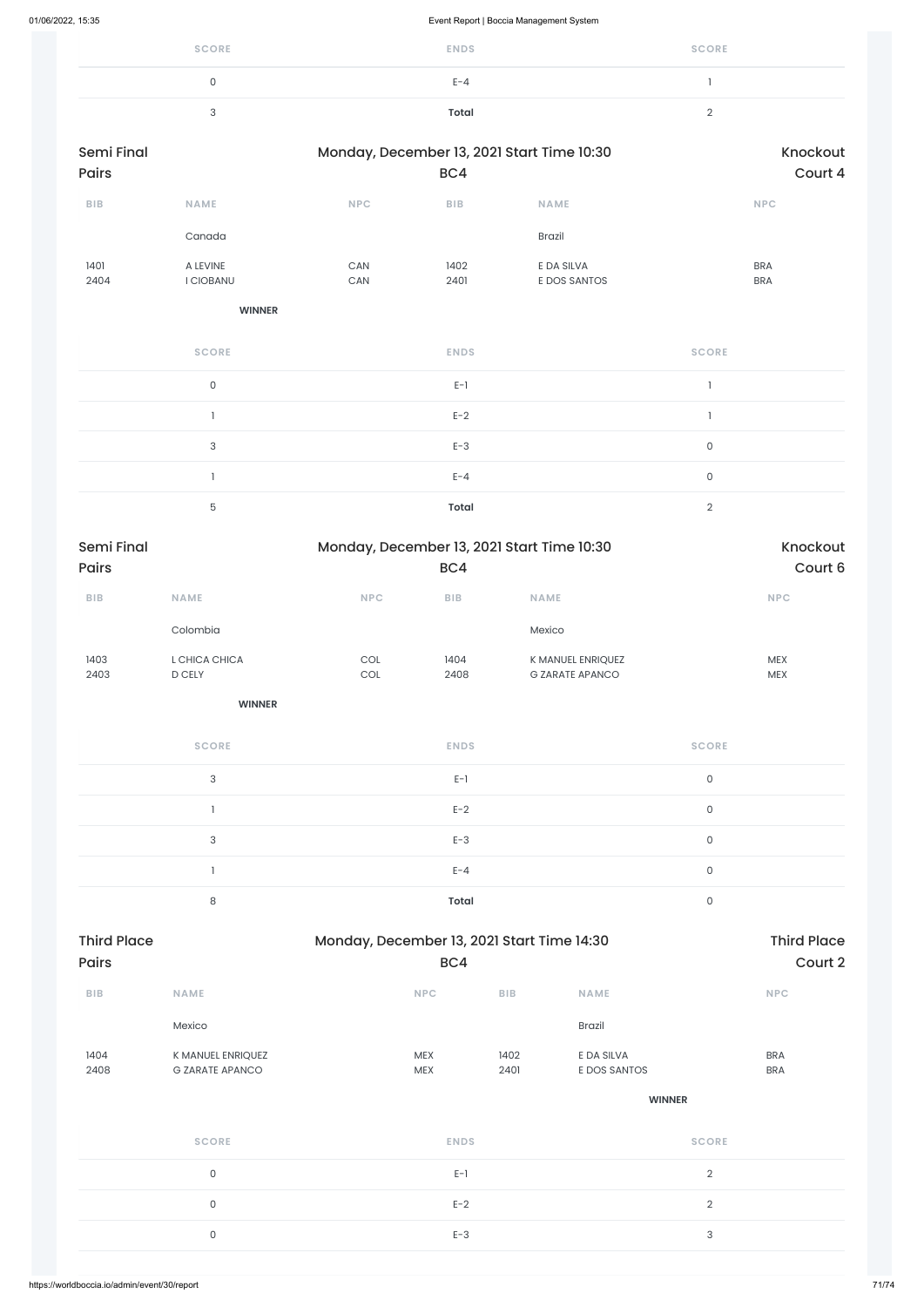| SCORE | ENDS | SCORE |
| --- | --- | --- |
| 0 | E-4 | 1 |
| 3 | **Total** | 2 |

Semi Final
Pairs

Monday, December 13, 2021 Start Time 10:30
BC4

Knockout
Court 4

| BIB | NAME | NPC | BIB | NAME | NPC |
| --- | --- | --- | --- | --- | --- |
| | Canada | | | Brazil | |
| 1401 | A LEVINE | CAN | 1402 | E DA SILVA | BRA |
| 2404 | I CIOBANU | CAN | 2401 | E DOS SANTOS | BRA |
| | **WINNER** | | | | |

| SCORE | ENDS | SCORE |
| --- | --- | --- |
| 0 | E-1 | 1 |
| 1 | E-2 | 1 |
| 3 | E-3 | 0 |
| 1 | E-4 | 0 |
| 5 | **Total** | 2 |

Semi Final
Pairs

Monday, December 13, 2021 Start Time 10:30
BC4

Knockout
Court 6

| BIB | NAME | NPC | BIB | NAME | NPC |
| --- | --- | --- | --- | --- | --- |
| | Colombia | | | Mexico | |
| 1403 | L CHICA CHICA | COL | 1404 | K MANUEL ENRIQUEZ | MEX |
| 2403 | D CELY | COL | 2408 | G ZARATE APANCO | MEX |
| | **WINNER** | | | | |

| SCORE | ENDS | SCORE |
| --- | --- | --- |
| 3 | E-1 | 0 |
| 1 | E-2 | 0 |
| 3 | E-3 | 0 |
| 1 | E-4 | 0 |
| 8 | **Total** | 0 |

Third Place
Pairs

Monday, December 13, 2021 Start Time 14:30
BC4

Third Place
Court 2

| BIB | NAME | NPC | BIB | NAME | NPC |
| --- | --- | --- | --- | --- | --- |
| | Mexico | | | Brazil | |
| 1404 | K MANUEL ENRIQUEZ | MEX | 1402 | E DA SILVA | BRA |
| 2408 | G ZARATE APANCO | MEX | 2401 | E DOS SANTOS | BRA |
| | | | | **WINNER** | |

| SCORE | ENDS | SCORE |
| --- | --- | --- |
| 0 | E-1 | 2 |
| 0 | E-2 | 2 |
| 0 | E-3 | 3 |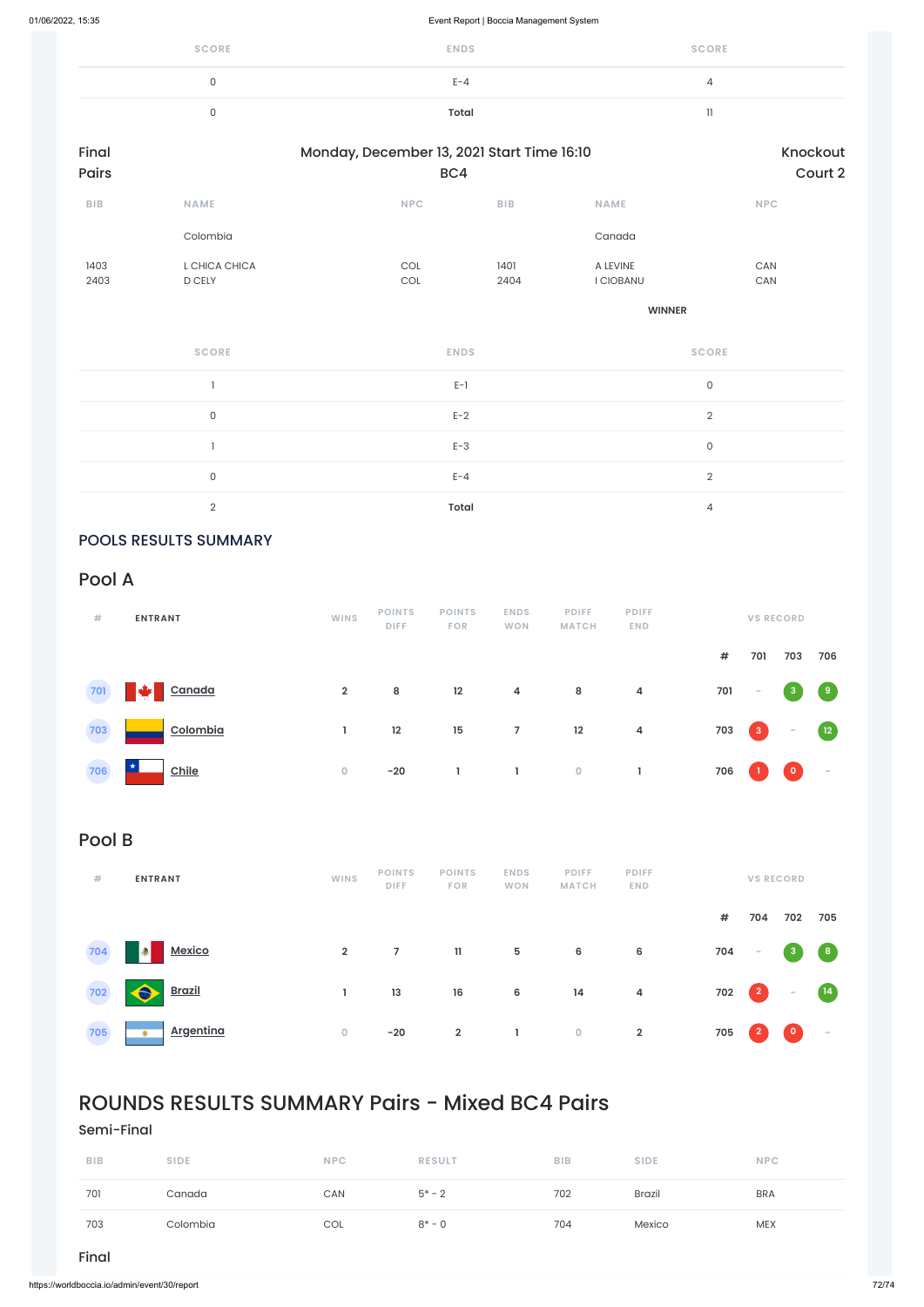| SCORE | ENDS | SCORE |
|---|---|---|
| 0 | E-4 | 4 |
| 0 | **Total** | 11 |

Final
Pairs

Monday, December 13, 2021 Start Time 16:10
BC4

Knockout
Court 2

| BIB | NAME | NPC | BIB | NAME | NPC |
|---|---|---|---|---|---|
| | Colombia | | | Canada | |
| 1403 | L CHICA CHICA | COL | 1401 | A LEVINE | CAN |
| 2403 | D CELY | COL | 2404 | I CIOBANU | CAN |
| | | | | **WINNER** | |

| SCORE | ENDS | SCORE |
|---|---|---|
| 1 | E-1 | 0 |
| 0 | E-2 | 2 |
| 1 | E-3 | 0 |
| 0 | E-4 | 2 |
| 2 | **Total** | 4 |

## POOLS RESULTS SUMMARY

## Pool A

| # | ENTRANT | WINS | POINTS DIFF | POINTS FOR | ENDS WON | PDIFF MATCH | PDIFF END | # | 701 | 703 | 706 |
|---|---|---|---|---|---|---|---|---|---|---|---|
| 701 | Canada | 2 | 8 | 12 | 4 | 8 | 4 | 701 | - | 3 | 9 |
| 703 | Colombia | 1 | 12 | 15 | 7 | 12 | 4 | 703 | 3 | - | 12 |
| 706 | Chile | 0 | -20 | 1 | 1 | 0 | 1 | 706 | 1 | 0 | - |

## Pool B

| # | ENTRANT | WINS | POINTS DIFF | POINTS FOR | ENDS WON | PDIFF MATCH | PDIFF END | # | 704 | 702 | 705 |
|---|---|---|---|---|---|---|---|---|---|---|---|
| 704 | Mexico | 2 | 7 | 11 | 5 | 6 | 6 | 704 | - | 3 | 8 |
| 702 | Brazil | 1 | 13 | 16 | 6 | 14 | 4 | 702 | 2 | - | 14 |
| 705 | Argentina | 0 | -20 | 2 | 1 | 0 | 2 | 705 | 2 | 0 | - |

# ROUNDS RESULTS SUMMARY Pairs - Mixed BC4 Pairs

### Semi-Final

| BIB | SIDE | NPC | RESULT | BIB | SIDE | NPC |
|---|---|---|---|---|---|---|
| 701 | Canada | CAN | 5* - 2 | 702 | Brazil | BRA |
| 703 | Colombia | COL | 8* - 0 | 704 | Mexico | MEX |

### Final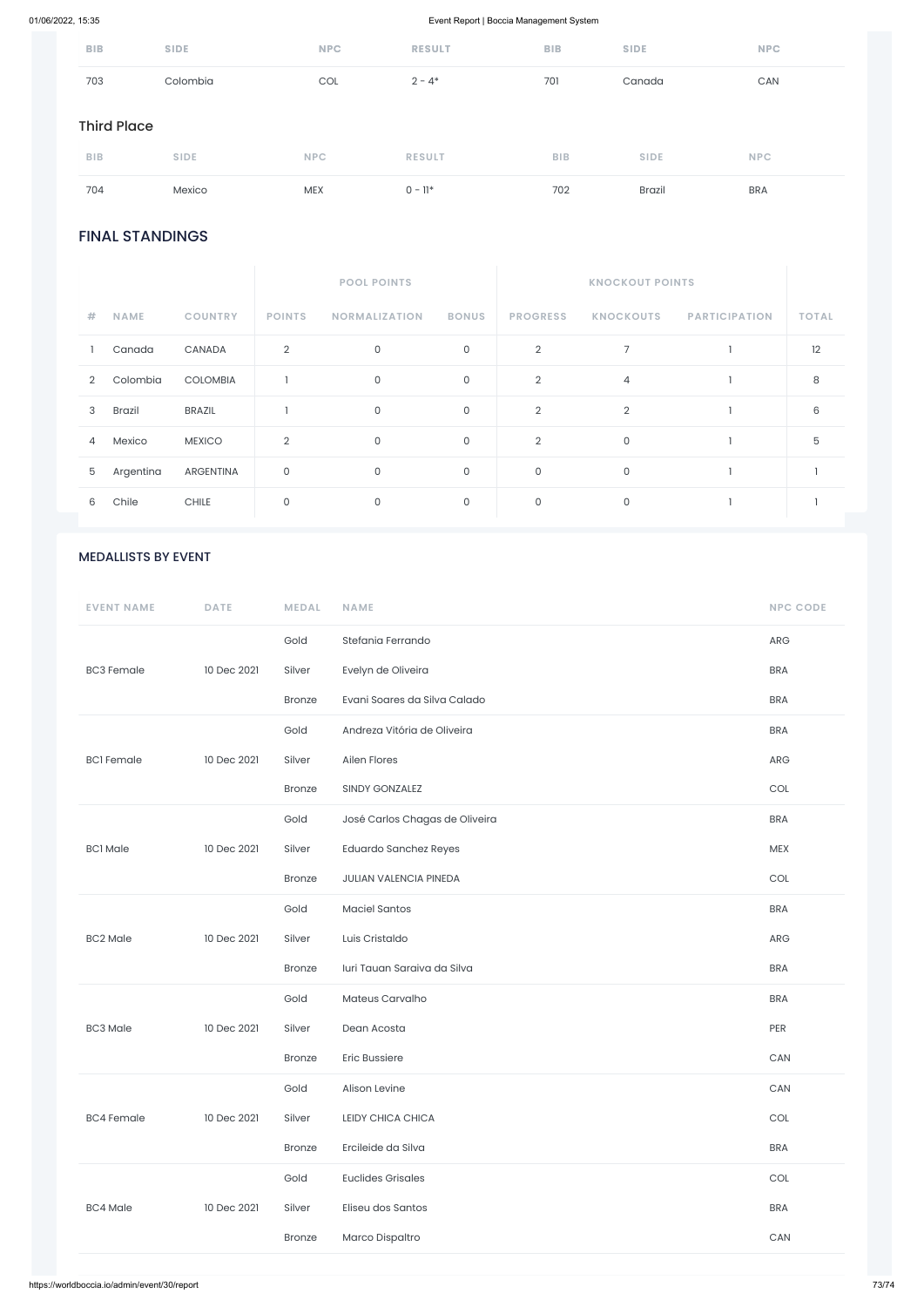| BIB | SIDE | NPC | RESULT | BIB | SIDE | NPC |
|---|---|---|---|---|---|---|
| 703 | Colombia | COL | 2 - 4* | 701 | Canada | CAN |

### Third Place

| BIB | SIDE | NPC | RESULT | BIB | SIDE | NPC |
|---|---|---|---|---|---|---|
| 704 | Mexico | MEX | 0 - 11* | 702 | Brazil | BRA |

## FINAL STANDINGS

| | | | POOL POINTS | | | KNOCKOUT POINTS | | | |
|---|---|---|---|---|---|---|---|---|---|
| # | NAME | COUNTRY | POINTS | NORMALIZATION | BONUS | PROGRESS | KNOCKOUTS | PARTICIPATION | TOTAL |
| 1 | Canada | CANADA | 2 | 0 | 0 | 2 | 7 | 1 | 12 |
| 2 | Colombia | COLOMBIA | 1 | 0 | 0 | 2 | 4 | 1 | 8 |
| 3 | Brazil | BRAZIL | 1 | 0 | 0 | 2 | 2 | 1 | 6 |
| 4 | Mexico | MEXICO | 2 | 0 | 0 | 2 | 0 | 1 | 5 |
| 5 | Argentina | ARGENTINA | 0 | 0 | 0 | 0 | 0 | 1 | 1 |
| 6 | Chile | CHILE | 0 | 0 | 0 | 0 | 0 | 1 | 1 |

## MEDALLISTS BY EVENT

| EVENT NAME | DATE | MEDAL | NAME | NPC CODE |
|---|---|---|---|---|
| BC3 Female | 10 Dec 2021 | Gold | Stefania Ferrando | ARG |
| | | Silver | Evelyn de Oliveira | BRA |
| | | Bronze | Evani Soares da Silva Calado | BRA |
| BC1 Female | 10 Dec 2021 | Gold | Andreza Vitória de Oliveira | BRA |
| | | Silver | Ailen Flores | ARG |
| | | Bronze | SINDY GONZALEZ | COL |
| BC1 Male | 10 Dec 2021 | Gold | José Carlos Chagas de Oliveira | BRA |
| | | Silver | Eduardo Sanchez Reyes | MEX |
| | | Bronze | JULIAN VALENCIA PINEDA | COL |
| BC2 Male | 10 Dec 2021 | Gold | Maciel Santos | BRA |
| | | Silver | Luis Cristaldo | ARG |
| | | Bronze | Iuri Tauan Saraiva da Silva | BRA |
| BC3 Male | 10 Dec 2021 | Gold | Mateus Carvalho | BRA |
| | | Silver | Dean Acosta | PER |
| | | Bronze | Eric Bussiere | CAN |
| BC4 Female | 10 Dec 2021 | Gold | Alison Levine | CAN |
| | | Silver | LEIDY CHICA CHICA | COL |
| | | Bronze | Ercileide da Silva | BRA |
| BC4 Male | 10 Dec 2021 | Gold | Euclides Grisales | COL |
| | | Silver | Eliseu dos Santos | BRA |
| | | Bronze | Marco Dispaltro | CAN |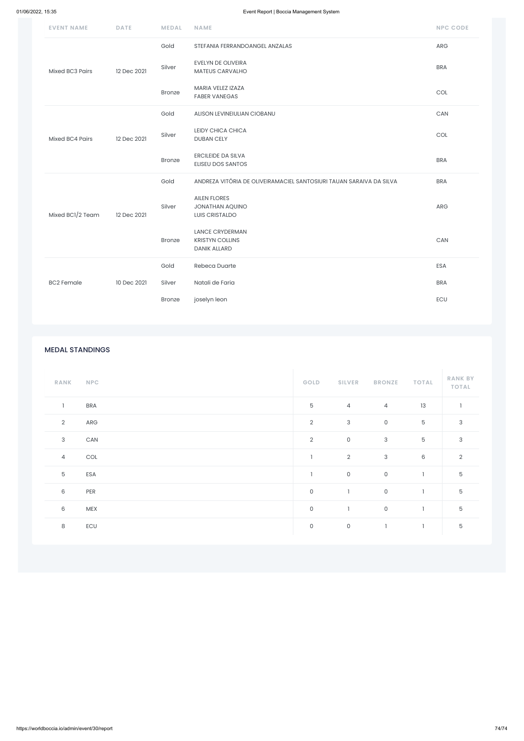| EVENT NAME | DATE | MEDAL | NAME | NPC CODE |
|---|---|---|---|---|
| Mixed BC3 Pairs | 12 Dec 2021 | Gold | STEFANIA FERRANDOANGEL ANZALAS | ARG |
| | | Silver | EVELYN DE OLIVEIRA<br>MATEUS CARVALHO | BRA |
| | | Bronze | MARIA VELEZ IZAZA<br>FABER VANEGAS | COL |
| Mixed BC4 Pairs | 12 Dec 2021 | Gold | ALISON LEVINEIULIAN CIOBANU | CAN |
| | | Silver | LEIDY CHICA CHICA<br>DUBAN CELY | COL |
| | | Bronze | ERCILEIDE DA SILVA<br>ELISEU DOS SANTOS | BRA |
| Mixed BC1/2 Team | 12 Dec 2021 | Gold | ANDREZA VITÓRIA DE OLIVEIRAMACIEL SANTOSIURI TAUAN SARAIVA DA SILVA | BRA |
| | | Silver | AILEN FLORES<br>JONATHAN AQUINO<br>LUIS CRISTALDO | ARG |
| | | Bronze | LANCE CRYDERMAN<br>KRISTYN COLLINS<br>DANIK ALLARD | CAN |
| BC2 Female | 10 Dec 2021 | Gold | Rebeca Duarte | ESA |
| | | Silver | Natali de Faria | BRA |
| | | Bronze | joselyn leon | ECU |

## MEDAL STANDINGS

| RANK | NPC | GOLD | SILVER | BRONZE | TOTAL | RANK BY TOTAL |
|---|---|---|---|---|---|---|
| 1 | BRA | 5 | 4 | 4 | 13 | 1 |
| 2 | ARG | 2 | 3 | 0 | 5 | 3 |
| 3 | CAN | 2 | 0 | 3 | 5 | 3 |
| 4 | COL | 1 | 2 | 3 | 6 | 2 |
| 5 | ESA | 1 | 0 | 0 | 1 | 5 |
| 6 | PER | 0 | 1 | 0 | 1 | 5 |
| 6 | MEX | 0 | 1 | 0 | 1 | 5 |
| 8 | ECU | 0 | 0 | 1 | 1 | 5 |